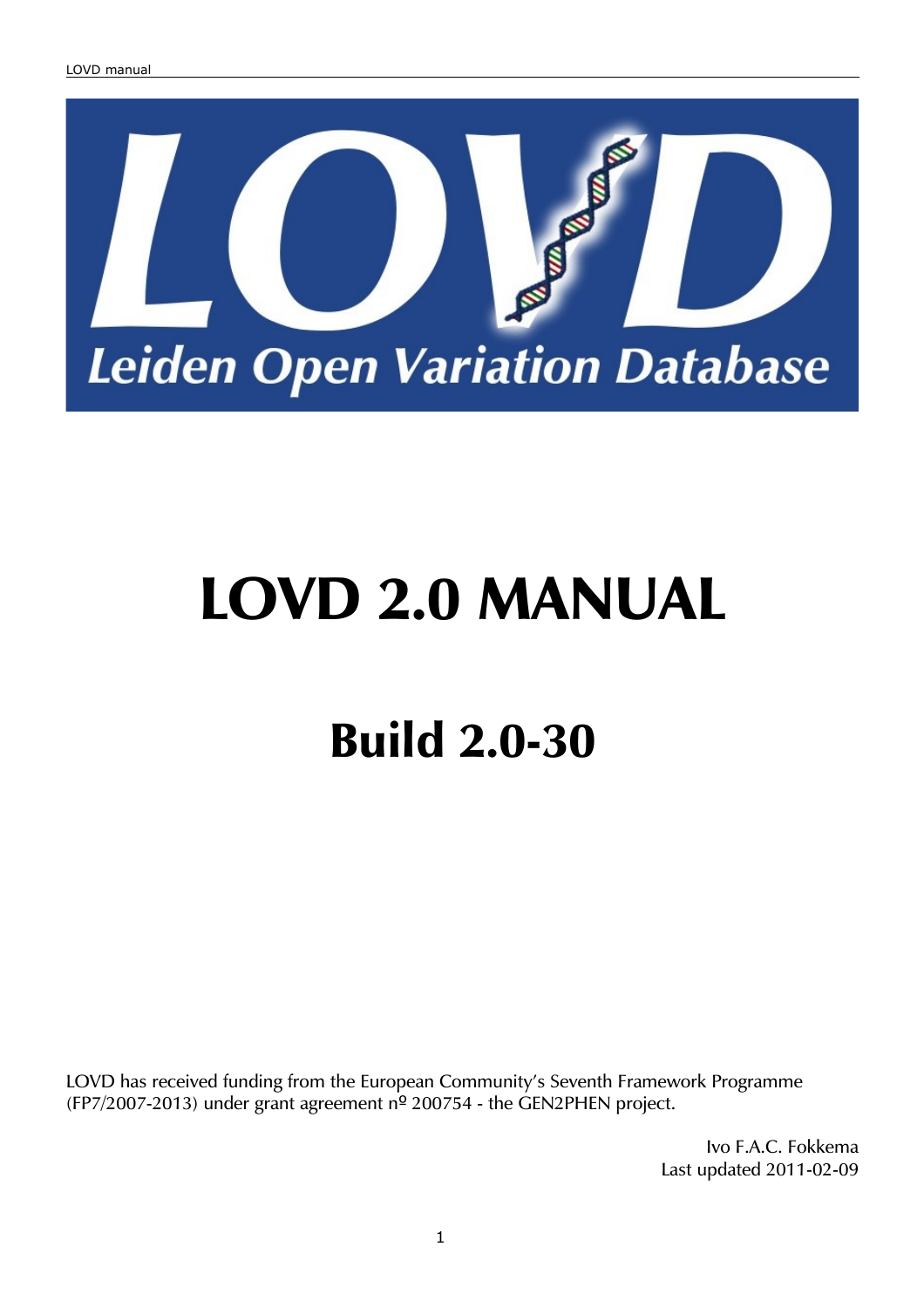# LOVD 2.0 MANUAL

## Build 2.0-30

LOVD has received funding from the European Community's Seventh Framework Programme (FP7/2007-2013) under grant agreement nº 200754 - the GEN2PHEN project.

Ivo F.A.C. Fokkema
Last updated 2011-02-09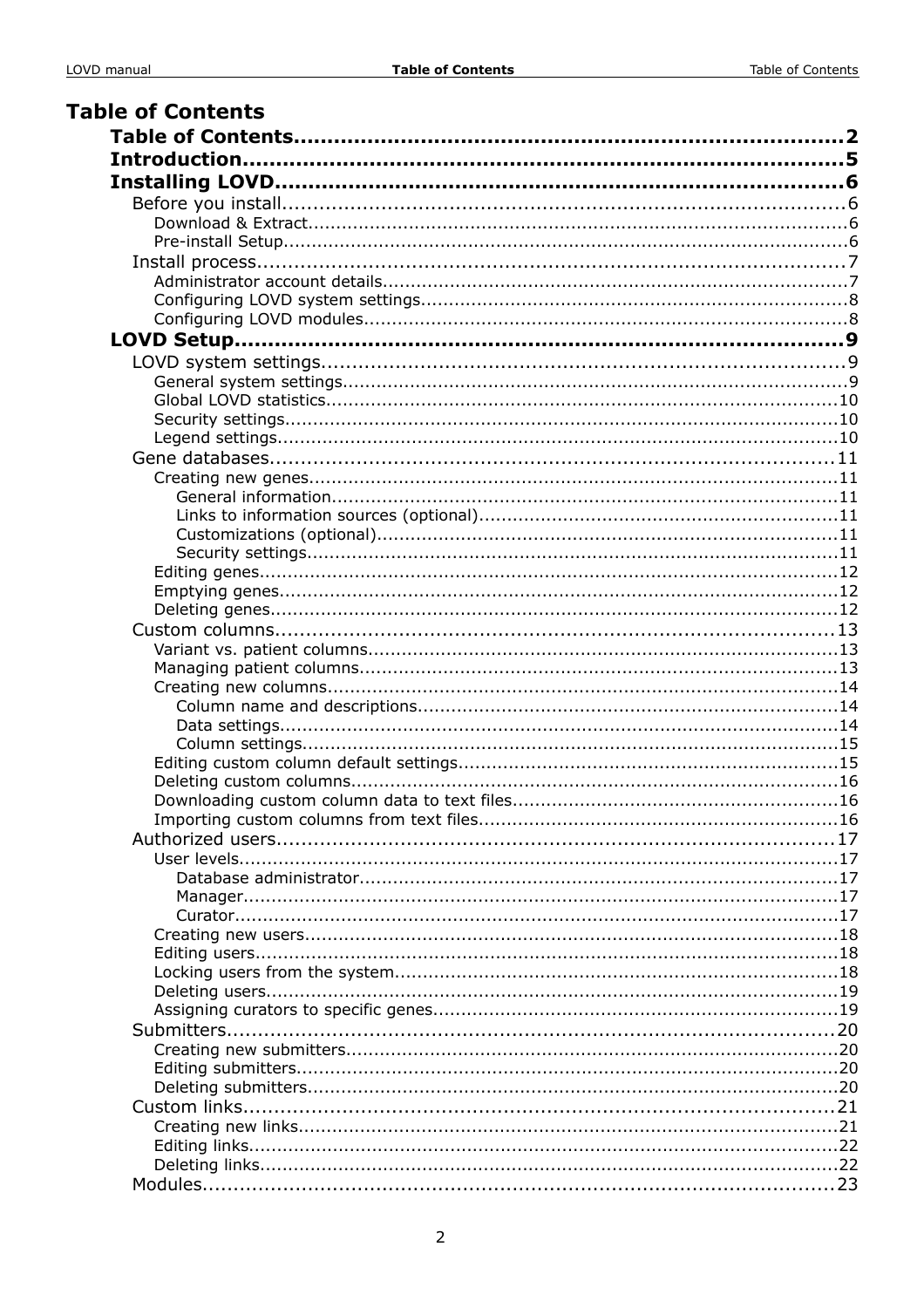# Table of Contents

- **Table of Contents** ..... 2
- **Introduction** ..... 5
- **Installing LOVD** ..... 6
  - Before you install ..... 6
    - Download & Extract ..... 6
    - Pre-install Setup ..... 6
  - Install process ..... 7
    - Administrator account details ..... 7
    - Configuring LOVD system settings ..... 8
    - Configuring LOVD modules ..... 8
- **LOVD Setup** ..... 9
  - LOVD system settings ..... 9
    - General system settings ..... 9
    - Global LOVD statistics ..... 10
    - Security settings ..... 10
    - Legend settings ..... 10
  - Gene databases ..... 11
    - Creating new genes ..... 11
      - General information ..... 11
      - Links to information sources (optional) ..... 11
      - Customizations (optional) ..... 11
      - Security settings ..... 11
    - Editing genes ..... 12
    - Emptying genes ..... 12
    - Deleting genes ..... 12
  - Custom columns ..... 13
    - Variant vs. patient columns ..... 13
    - Managing patient columns ..... 13
    - Creating new columns ..... 14
      - Column name and descriptions ..... 14
      - Data settings ..... 14
      - Column settings ..... 15
    - Editing custom column default settings ..... 15
    - Deleting custom columns ..... 16
    - Downloading custom column data to text files ..... 16
    - Importing custom columns from text files ..... 16
  - Authorized users ..... 17
    - User levels ..... 17
      - Database administrator ..... 17
      - Manager ..... 17
      - Curator ..... 17
    - Creating new users ..... 18
    - Editing users ..... 18
    - Locking users from the system ..... 18
    - Deleting users ..... 19
    - Assigning curators to specific genes ..... 19
  - Submitters ..... 20
    - Creating new submitters ..... 20
    - Editing submitters ..... 20
    - Deleting submitters ..... 20
  - Custom links ..... 21
    - Creating new links ..... 21
    - Editing links ..... 22
    - Deleting links ..... 22
  - Modules ..... 23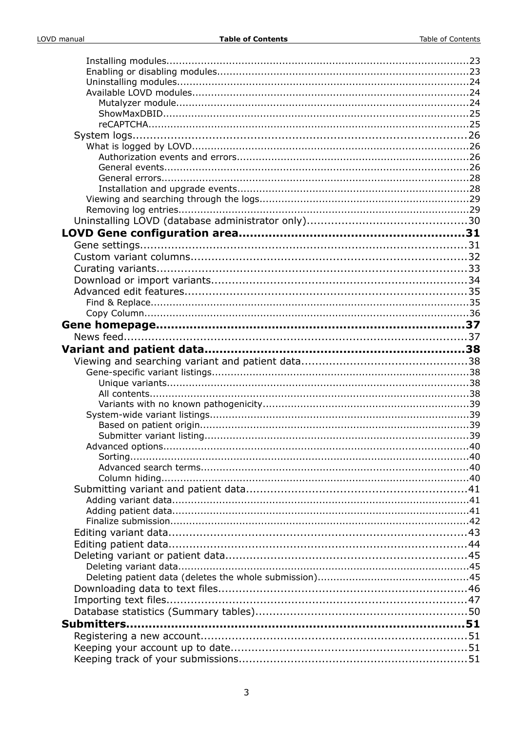- Installing modules.....23
- Enabling or disabling modules.....23
- Uninstalling modules.....24
- Available LOVD modules.....24
  - Mutalyzer module.....24
  - ShowMaxDBID.....25
  - reCAPTCHA.....25
- System logs.....26
  - What is logged by LOVD.....26
    - Authorization events and errors.....26
    - General events.....26
    - General errors.....28
    - Installation and upgrade events.....28
  - Viewing and searching through the logs.....29
  - Removing log entries.....29
- Uninstalling LOVD (database administrator only).....30

**LOVD Gene configuration area.....31**

- Gene settings.....31
- Custom variant columns.....32
- Curating variants.....33
- Download or import variants.....34
- Advanced edit features.....35
  - Find & Replace.....35
  - Copy Column.....36

**Gene homepage.....37**

- News feed.....37

**Variant and patient data.....38**

- Viewing and searching variant and patient data.....38
  - Gene-specific variant listings.....38
    - Unique variants.....38
    - All contents.....38
    - Variants with no known pathogenicity.....39
  - System-wide variant listings.....39
    - Based on patient origin.....39
    - Submitter variant listing.....39
  - Advanced options.....40
    - Sorting.....40
    - Advanced search terms.....40
    - Column hiding.....40
- Submitting variant and patient data.....41
  - Adding variant data.....41
  - Adding patient data.....41
  - Finalize submission.....42
- Editing variant data.....43
- Editing patient data.....44
- Deleting variant or patient data.....45
  - Deleting variant data.....45
  - Deleting patient data (deletes the whole submission).....45
- Downloading data to text files.....46
- Importing text files.....47
- Database statistics (Summary tables).....50

**Submitters.....51**

- Registering a new account.....51
- Keeping your account up to date.....51
- Keeping track of your submissions.....51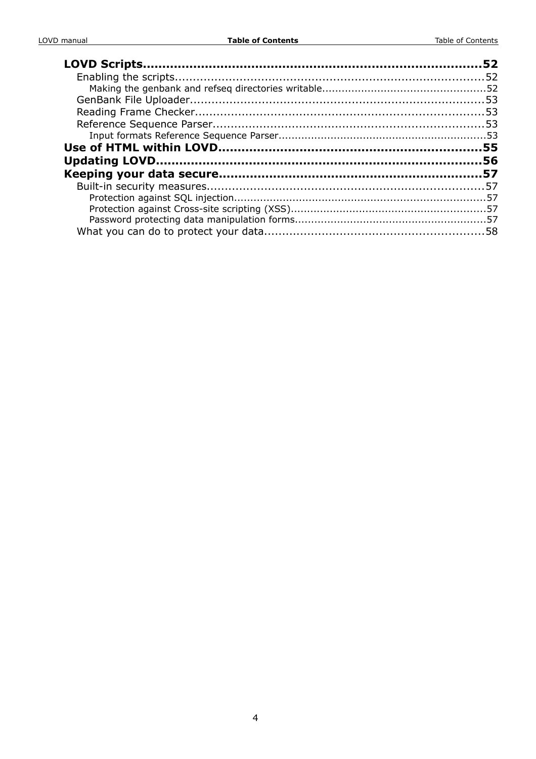**LOVD Scripts....................................................................................52**

- Enabling the scripts........................................................................................52
  - Making the genbank and refseq directories writable..................................................52
- GenBank File Uploader....................................................................................53
- Reading Frame Checker...................................................................................53
- Reference Sequence Parser.............................................................................53
  - Input formats Reference Sequence Parser...............................................................53

**Use of HTML within LOVD..................................................................55**

**Updating LOVD..................................................................................56**

**Keeping your data secure..................................................................57**

- Built-in security measures...............................................................................57
  - Protection against SQL injection.............................................................................57
  - Protection against Cross-site scripting (XSS)............................................................57
  - Password protecting data manipulation forms..........................................................57
- What you can do to protect your data..............................................................58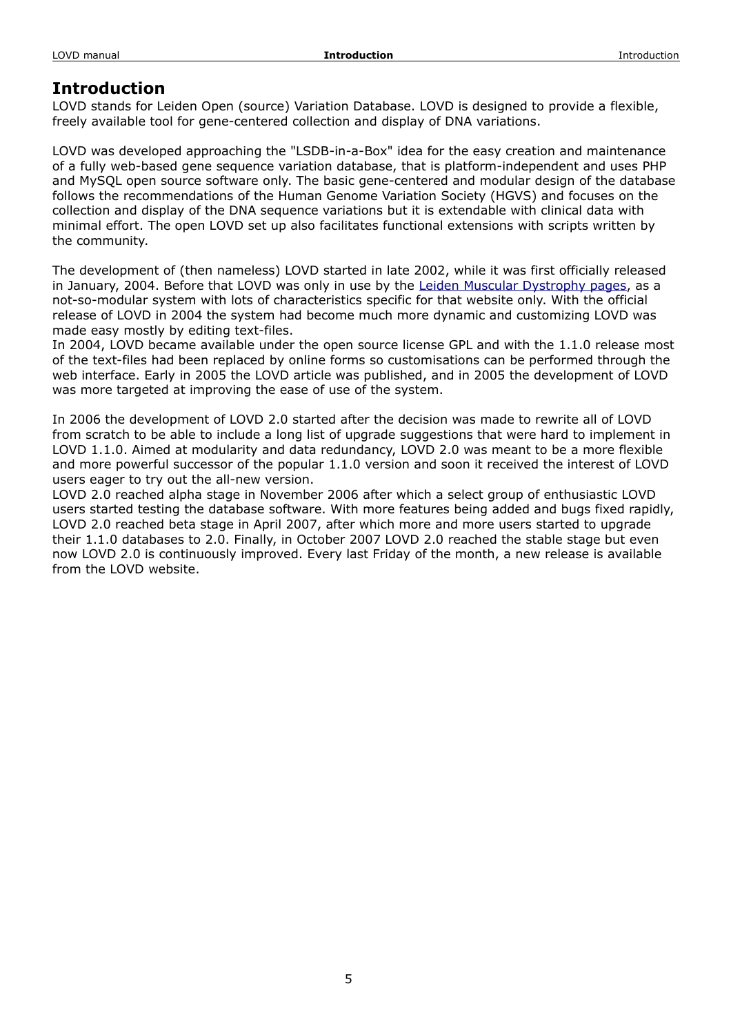# Introduction

LOVD stands for Leiden Open (source) Variation Database. LOVD is designed to provide a flexible, freely available tool for gene-centered collection and display of DNA variations.

LOVD was developed approaching the "LSDB-in-a-Box" idea for the easy creation and maintenance of a fully web-based gene sequence variation database, that is platform-independent and uses PHP and MySQL open source software only. The basic gene-centered and modular design of the database follows the recommendations of the Human Genome Variation Society (HGVS) and focuses on the collection and display of the DNA sequence variations but it is extendable with clinical data with minimal effort. The open LOVD set up also facilitates functional extensions with scripts written by the community.

The development of (then nameless) LOVD started in late 2002, while it was first officially released in January, 2004. Before that LOVD was only in use by the Leiden Muscular Dystrophy pages, as a not-so-modular system with lots of characteristics specific for that website only. With the official release of LOVD in 2004 the system had become much more dynamic and customizing LOVD was made easy mostly by editing text-files.
In 2004, LOVD became available under the open source license GPL and with the 1.1.0 release most of the text-files had been replaced by online forms so customisations can be performed through the web interface. Early in 2005 the LOVD article was published, and in 2005 the development of LOVD was more targeted at improving the ease of use of the system.

In 2006 the development of LOVD 2.0 started after the decision was made to rewrite all of LOVD from scratch to be able to include a long list of upgrade suggestions that were hard to implement in LOVD 1.1.0. Aimed at modularity and data redundancy, LOVD 2.0 was meant to be a more flexible and more powerful successor of the popular 1.1.0 version and soon it received the interest of LOVD users eager to try out the all-new version.
LOVD 2.0 reached alpha stage in November 2006 after which a select group of enthusiastic LOVD users started testing the database software. With more features being added and bugs fixed rapidly, LOVD 2.0 reached beta stage in April 2007, after which more and more users started to upgrade their 1.1.0 databases to 2.0. Finally, in October 2007 LOVD 2.0 reached the stable stage but even now LOVD 2.0 is continuously improved. Every last Friday of the month, a new release is available from the LOVD website.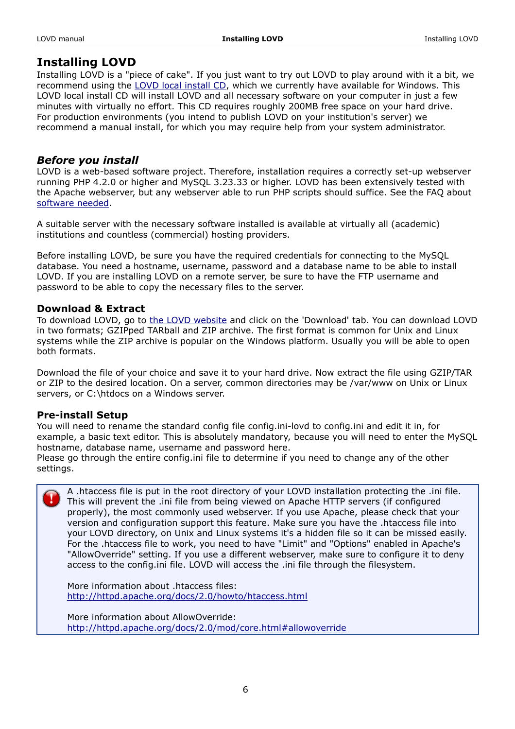# Installing LOVD

Installing LOVD is a "piece of cake". If you just want to try out LOVD to play around with it a bit, we recommend using the [LOVD local install CD](), which we currently have available for Windows. This LOVD local install CD will install LOVD and all necessary software on your computer in just a few minutes with virtually no effort. This CD requires roughly 200MB free space on your hard drive. For production environments (you intend to publish LOVD on your institution's server) we recommend a manual install, for which you may require help from your system administrator.

## *Before you install*

LOVD is a web-based software project. Therefore, installation requires a correctly set-up webserver running PHP 4.2.0 or higher and MySQL 3.23.33 or higher. LOVD has been extensively tested with the Apache webserver, but any webserver able to run PHP scripts should suffice. See the FAQ about software needed.

A suitable server with the necessary software installed is available at virtually all (academic) institutions and countless (commercial) hosting providers.

Before installing LOVD, be sure you have the required credentials for connecting to the MySQL database. You need a hostname, username, password and a database name to be able to install LOVD. If you are installing LOVD on a remote server, be sure to have the FTP username and password to be able to copy the necessary files to the server.

### Download & Extract

To download LOVD, go to the LOVD website and click on the 'Download' tab. You can download LOVD in two formats; GZIPped TARball and ZIP archive. The first format is common for Unix and Linux systems while the ZIP archive is popular on the Windows platform. Usually you will be able to open both formats.

Download the file of your choice and save it to your hard drive. Now extract the file using GZIP/TAR or ZIP to the desired location. On a server, common directories may be /var/www on Unix or Linux servers, or C:\htdocs on a Windows server.

### Pre-install Setup

You will need to rename the standard config file config.ini-lovd to config.ini and edit it in, for example, a basic text editor. This is absolutely mandatory, because you will need to enter the MySQL hostname, database name, username and password here.
Please go through the entire config.ini file to determine if you need to change any of the other settings.

> A .htaccess file is put in the root directory of your LOVD installation protecting the .ini file. This will prevent the .ini file from being viewed on Apache HTTP servers (if configured properly), the most commonly used webserver. If you use Apache, please check that your version and configuration support this feature. Make sure you have the .htaccess file into your LOVD directory, on Unix and Linux systems it's a hidden file so it can be missed easily. For the .htaccess file to work, you need to have "Limit" and "Options" enabled in Apache's "AllowOverride" setting. If you use a different webserver, make sure to configure it to deny access to the config.ini file. LOVD will access the .ini file through the filesystem.
>
> More information about .htaccess files:
> http://httpd.apache.org/docs/2.0/howto/htaccess.html
>
> More information about AllowOverride:
> http://httpd.apache.org/docs/2.0/mod/core.html#allowoverride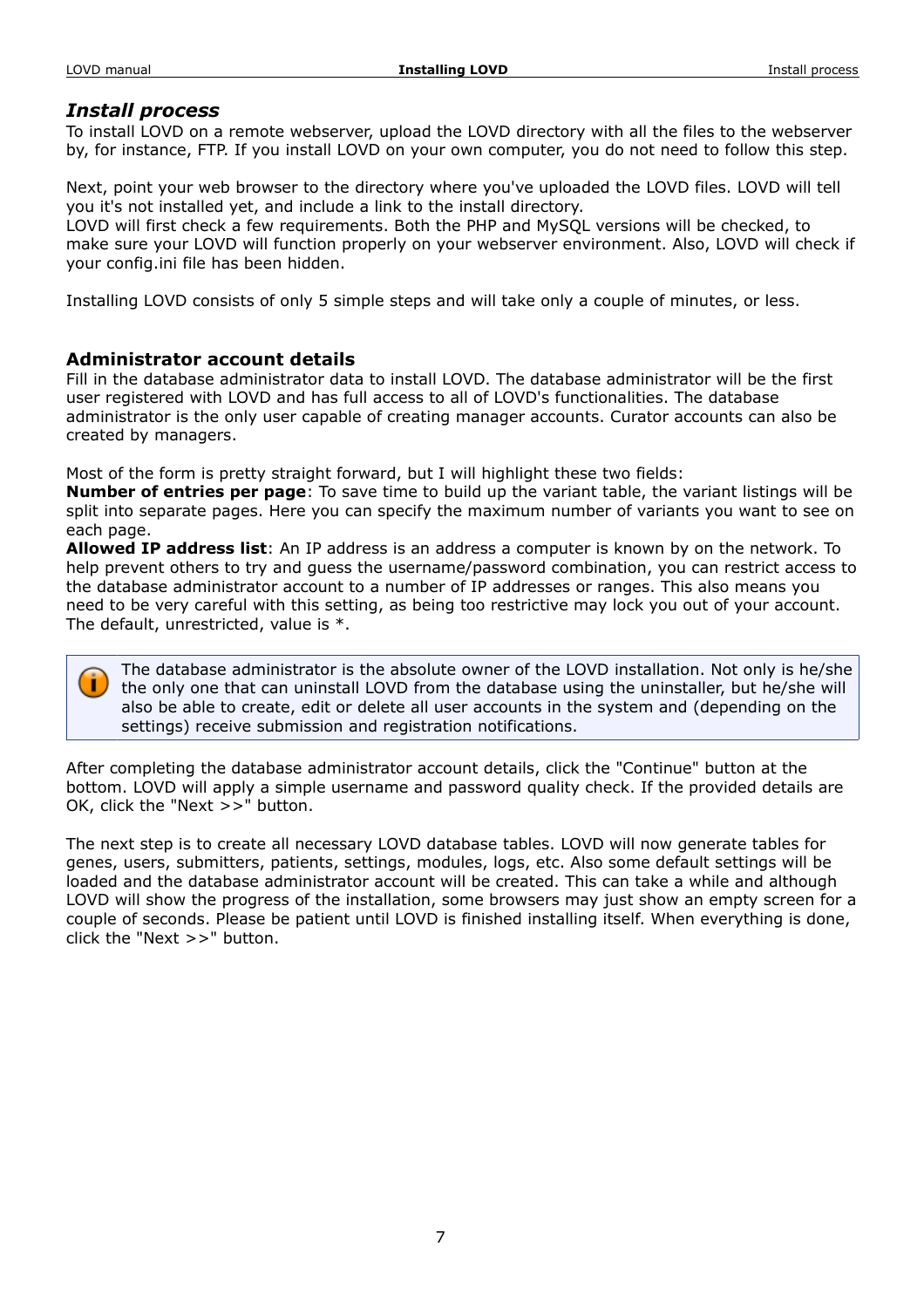## *Install process*

To install LOVD on a remote webserver, upload the LOVD directory with all the files to the webserver by, for instance, FTP. If you install LOVD on your own computer, you do not need to follow this step.

Next, point your web browser to the directory where you've uploaded the LOVD files. LOVD will tell you it's not installed yet, and include a link to the install directory.
LOVD will first check a few requirements. Both the PHP and MySQL versions will be checked, to make sure your LOVD will function properly on your webserver environment. Also, LOVD will check if your config.ini file has been hidden.

Installing LOVD consists of only 5 simple steps and will take only a couple of minutes, or less.

### Administrator account details

Fill in the database administrator data to install LOVD. The database administrator will be the first user registered with LOVD and has full access to all of LOVD's functionalities. The database administrator is the only user capable of creating manager accounts. Curator accounts can also be created by managers.

Most of the form is pretty straight forward, but I will highlight these two fields:
**Number of entries per page**: To save time to build up the variant table, the variant listings will be split into separate pages. Here you can specify the maximum number of variants you want to see on each page.
**Allowed IP address list**: An IP address is an address a computer is known by on the network. To help prevent others to try and guess the username/password combination, you can restrict access to the database administrator account to a number of IP addresses or ranges. This also means you need to be very careful with this setting, as being too restrictive may lock you out of your account. The default, unrestricted, value is *.

> The database administrator is the absolute owner of the LOVD installation. Not only is he/she the only one that can uninstall LOVD from the database using the uninstaller, but he/she will also be able to create, edit or delete all user accounts in the system and (depending on the settings) receive submission and registration notifications.

After completing the database administrator account details, click the "Continue" button at the bottom. LOVD will apply a simple username and password quality check. If the provided details are OK, click the "Next >>" button.

The next step is to create all necessary LOVD database tables. LOVD will now generate tables for genes, users, submitters, patients, settings, modules, logs, etc. Also some default settings will be loaded and the database administrator account will be created. This can take a while and although LOVD will show the progress of the installation, some browsers may just show an empty screen for a couple of seconds. Please be patient until LOVD is finished installing itself. When everything is done, click the "Next >>" button.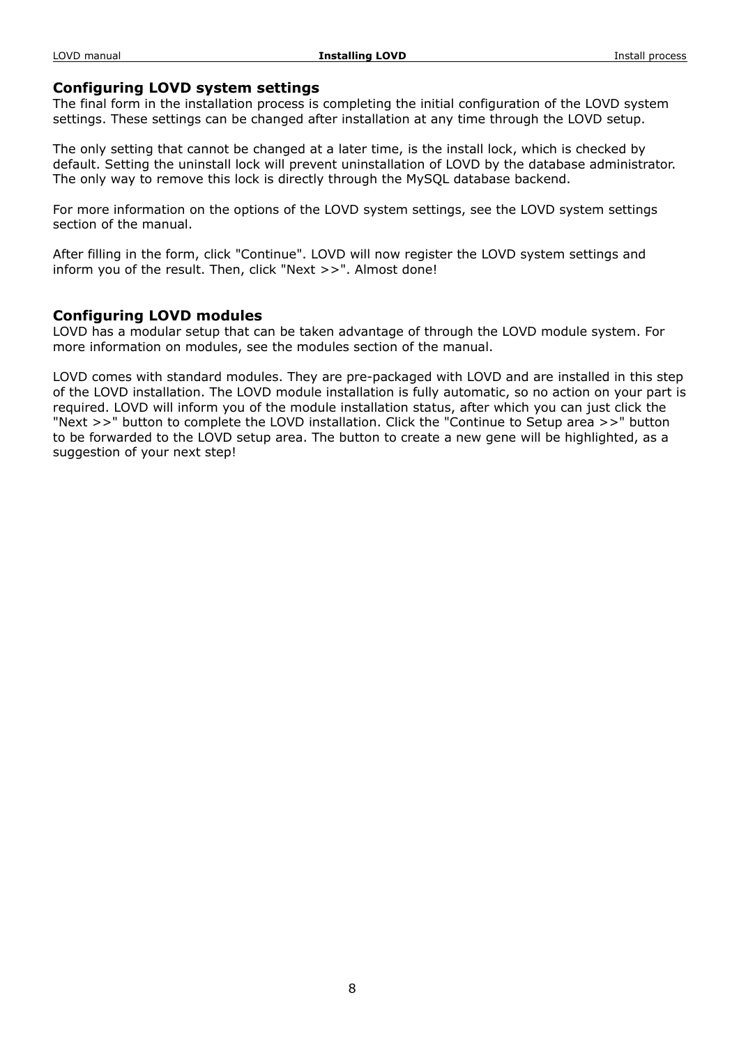## Configuring LOVD system settings

The final form in the installation process is completing the initial configuration of the LOVD system settings. These settings can be changed after installation at any time through the LOVD setup.

The only setting that cannot be changed at a later time, is the install lock, which is checked by default. Setting the uninstall lock will prevent uninstallation of LOVD by the database administrator. The only way to remove this lock is directly through the MySQL database backend.

For more information on the options of the LOVD system settings, see the LOVD system settings section of the manual.

After filling in the form, click "Continue". LOVD will now register the LOVD system settings and inform you of the result. Then, click "Next >>". Almost done!

## Configuring LOVD modules

LOVD has a modular setup that can be taken advantage of through the LOVD module system. For more information on modules, see the modules section of the manual.

LOVD comes with standard modules. They are pre-packaged with LOVD and are installed in this step of the LOVD installation. The LOVD module installation is fully automatic, so no action on your part is required. LOVD will inform you of the module installation status, after which you can just click the "Next >>" button to complete the LOVD installation. Click the "Continue to Setup area >>" button to be forwarded to the LOVD setup area. The button to create a new gene will be highlighted, as a suggestion of your next step!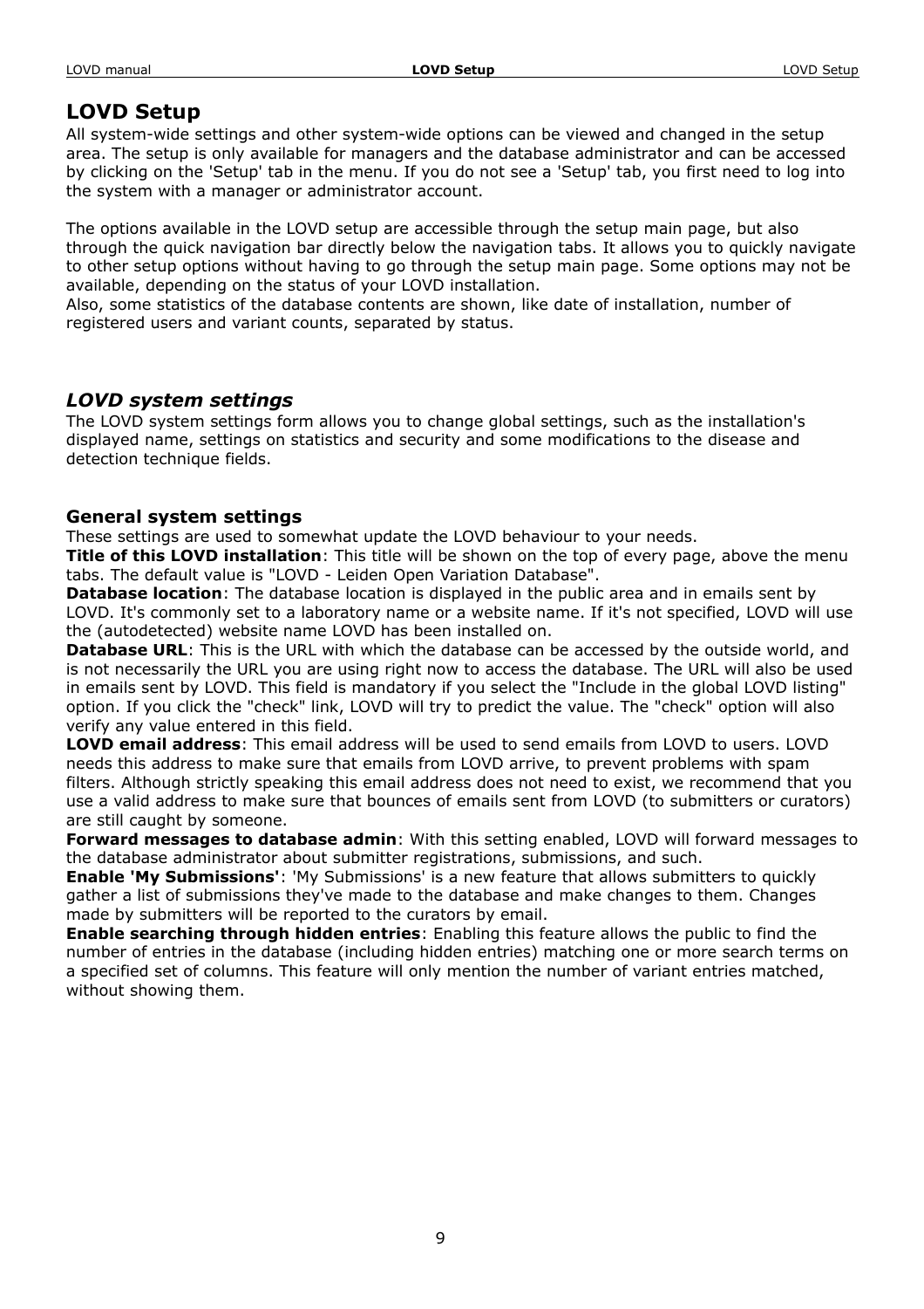# LOVD Setup

All system-wide settings and other system-wide options can be viewed and changed in the setup area. The setup is only available for managers and the database administrator and can be accessed by clicking on the 'Setup' tab in the menu. If you do not see a 'Setup' tab, you first need to log into the system with a manager or administrator account.

The options available in the LOVD setup are accessible through the setup main page, but also through the quick navigation bar directly below the navigation tabs. It allows you to quickly navigate to other setup options without having to go through the setup main page. Some options may not be available, depending on the status of your LOVD installation.
Also, some statistics of the database contents are shown, like date of installation, number of registered users and variant counts, separated by status.

## *LOVD system settings*

The LOVD system settings form allows you to change global settings, such as the installation's displayed name, settings on statistics and security and some modifications to the disease and detection technique fields.

### General system settings

These settings are used to somewhat update the LOVD behaviour to your needs.
**Title of this LOVD installation**: This title will be shown on the top of every page, above the menu tabs. The default value is "LOVD - Leiden Open Variation Database".
**Database location**: The database location is displayed in the public area and in emails sent by LOVD. It's commonly set to a laboratory name or a website name. If it's not specified, LOVD will use the (autodetected) website name LOVD has been installed on.
**Database URL**: This is the URL with which the database can be accessed by the outside world, and is not necessarily the URL you are using right now to access the database. The URL will also be used in emails sent by LOVD. This field is mandatory if you select the "Include in the global LOVD listing" option. If you click the "check" link, LOVD will try to predict the value. The "check" option will also verify any value entered in this field.
**LOVD email address**: This email address will be used to send emails from LOVD to users. LOVD needs this address to make sure that emails from LOVD arrive, to prevent problems with spam filters. Although strictly speaking this email address does not need to exist, we recommend that you use a valid address to make sure that bounces of emails sent from LOVD (to submitters or curators) are still caught by someone.
**Forward messages to database admin**: With this setting enabled, LOVD will forward messages to the database administrator about submitter registrations, submissions, and such.
**Enable 'My Submissions'**: 'My Submissions' is a new feature that allows submitters to quickly gather a list of submissions they've made to the database and make changes to them. Changes made by submitters will be reported to the curators by email.
**Enable searching through hidden entries**: Enabling this feature allows the public to find the number of entries in the database (including hidden entries) matching one or more search terms on a specified set of columns. This feature will only mention the number of variant entries matched, without showing them.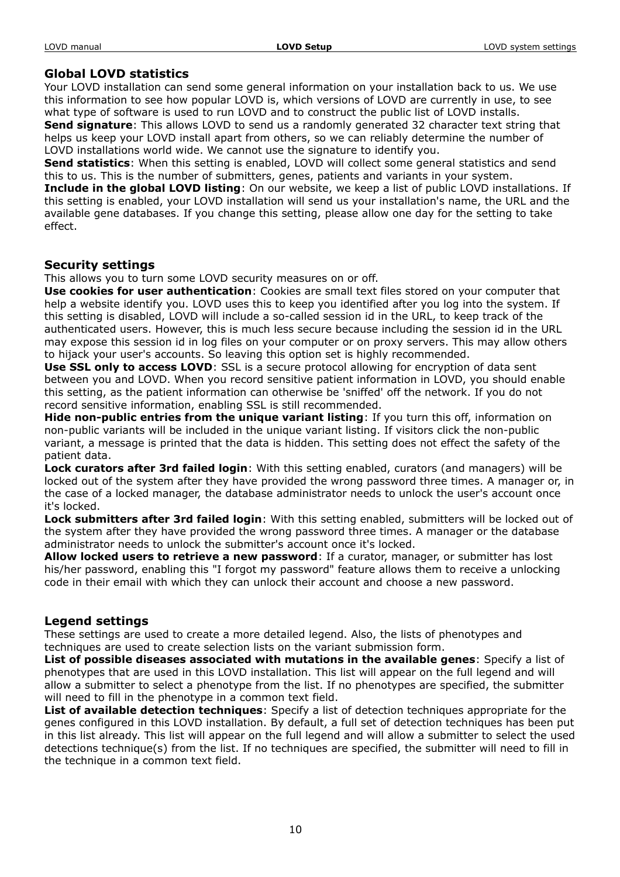## Global LOVD statistics

Your LOVD installation can send some general information on your installation back to us. We use this information to see how popular LOVD is, which versions of LOVD are currently in use, to see what type of software is used to run LOVD and to construct the public list of LOVD installs.
**Send signature**: This allows LOVD to send us a randomly generated 32 character text string that helps us keep your LOVD install apart from others, so we can reliably determine the number of LOVD installations world wide. We cannot use the signature to identify you.
**Send statistics**: When this setting is enabled, LOVD will collect some general statistics and send this to us. This is the number of submitters, genes, patients and variants in your system.
**Include in the global LOVD listing**: On our website, we keep a list of public LOVD installations. If this setting is enabled, your LOVD installation will send us your installation's name, the URL and the available gene databases. If you change this setting, please allow one day for the setting to take effect.

## Security settings

This allows you to turn some LOVD security measures on or off.
**Use cookies for user authentication**: Cookies are small text files stored on your computer that help a website identify you. LOVD uses this to keep you identified after you log into the system. If this setting is disabled, LOVD will include a so-called session id in the URL, to keep track of the authenticated users. However, this is much less secure because including the session id in the URL may expose this session id in log files on your computer or on proxy servers. This may allow others to hijack your user's accounts. So leaving this option set is highly recommended.
**Use SSL only to access LOVD**: SSL is a secure protocol allowing for encryption of data sent between you and LOVD. When you record sensitive patient information in LOVD, you should enable this setting, as the patient information can otherwise be 'sniffed' off the network. If you do not record sensitive information, enabling SSL is still recommended.
**Hide non-public entries from the unique variant listing**: If you turn this off, information on non-public variants will be included in the unique variant listing. If visitors click the non-public variant, a message is printed that the data is hidden. This setting does not effect the safety of the patient data.
**Lock curators after 3rd failed login**: With this setting enabled, curators (and managers) will be locked out of the system after they have provided the wrong password three times. A manager or, in the case of a locked manager, the database administrator needs to unlock the user's account once it's locked.
**Lock submitters after 3rd failed login**: With this setting enabled, submitters will be locked out of the system after they have provided the wrong password three times. A manager or the database administrator needs to unlock the submitter's account once it's locked.
**Allow locked users to retrieve a new password**: If a curator, manager, or submitter has lost his/her password, enabling this "I forgot my password" feature allows them to receive a unlocking code in their email with which they can unlock their account and choose a new password.

## Legend settings

These settings are used to create a more detailed legend. Also, the lists of phenotypes and techniques are used to create selection lists on the variant submission form.
**List of possible diseases associated with mutations in the available genes**: Specify a list of phenotypes that are used in this LOVD installation. This list will appear on the full legend and will allow a submitter to select a phenotype from the list. If no phenotypes are specified, the submitter will need to fill in the phenotype in a common text field.
**List of available detection techniques**: Specify a list of detection techniques appropriate for the genes configured in this LOVD installation. By default, a full set of detection techniques has been put in this list already. This list will appear on the full legend and will allow a submitter to select the used detections technique(s) from the list. If no techniques are specified, the submitter will need to fill in the technique in a common text field.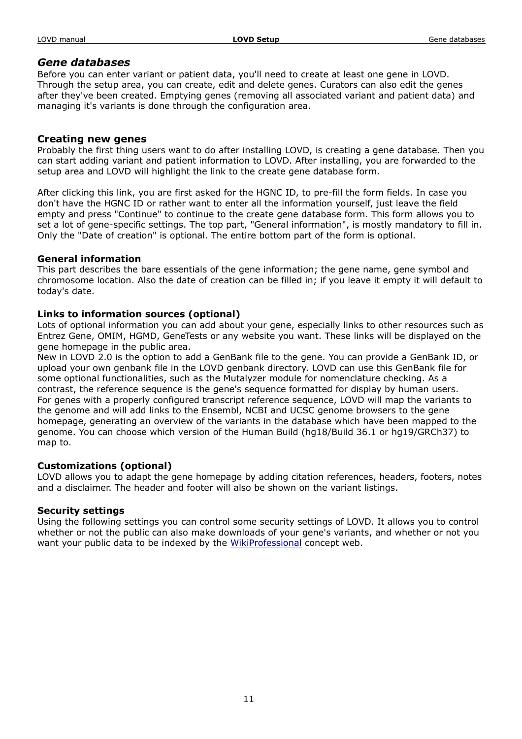## *Gene databases*

Before you can enter variant or patient data, you'll need to create at least one gene in LOVD. Through the setup area, you can create, edit and delete genes. Curators can also edit the genes after they've been created. Emptying genes (removing all associated variant and patient data) and managing it's variants is done through the configuration area.

### Creating new genes

Probably the first thing users want to do after installing LOVD, is creating a gene database. Then you can start adding variant and patient information to LOVD. After installing, you are forwarded to the setup area and LOVD will highlight the link to the create gene database form.

After clicking this link, you are first asked for the HGNC ID, to pre-fill the form fields. In case you don't have the HGNC ID or rather want to enter all the information yourself, just leave the field empty and press "Continue" to continue to the create gene database form. This form allows you to set a lot of gene-specific settings. The top part, "General information", is mostly mandatory to fill in. Only the "Date of creation" is optional. The entire bottom part of the form is optional.

#### General information

This part describes the bare essentials of the gene information; the gene name, gene symbol and chromosome location. Also the date of creation can be filled in; if you leave it empty it will default to today's date.

#### Links to information sources (optional)

Lots of optional information you can add about your gene, especially links to other resources such as Entrez Gene, OMIM, HGMD, GeneTests or any website you want. These links will be displayed on the gene homepage in the public area.
New in LOVD 2.0 is the option to add a GenBank file to the gene. You can provide a GenBank ID, or upload your own genbank file in the LOVD genbank directory. LOVD can use this GenBank file for some optional functionalities, such as the Mutalyzer module for nomenclature checking. As a contrast, the reference sequence is the gene's sequence formatted for display by human users.
For genes with a properly configured transcript reference sequence, LOVD will map the variants to the genome and will add links to the Ensembl, NCBI and UCSC genome browsers to the gene homepage, generating an overview of the variants in the database which have been mapped to the genome. You can choose which version of the Human Build (hg18/Build 36.1 or hg19/GRCh37) to map to.

#### Customizations (optional)

LOVD allows you to adapt the gene homepage by adding citation references, headers, footers, notes and a disclaimer. The header and footer will also be shown on the variant listings.

#### Security settings

Using the following settings you can control some security settings of LOVD. It allows you to control whether or not the public can also make downloads of your gene's variants, and whether or not you want your public data to be indexed by the WikiProfessional concept web.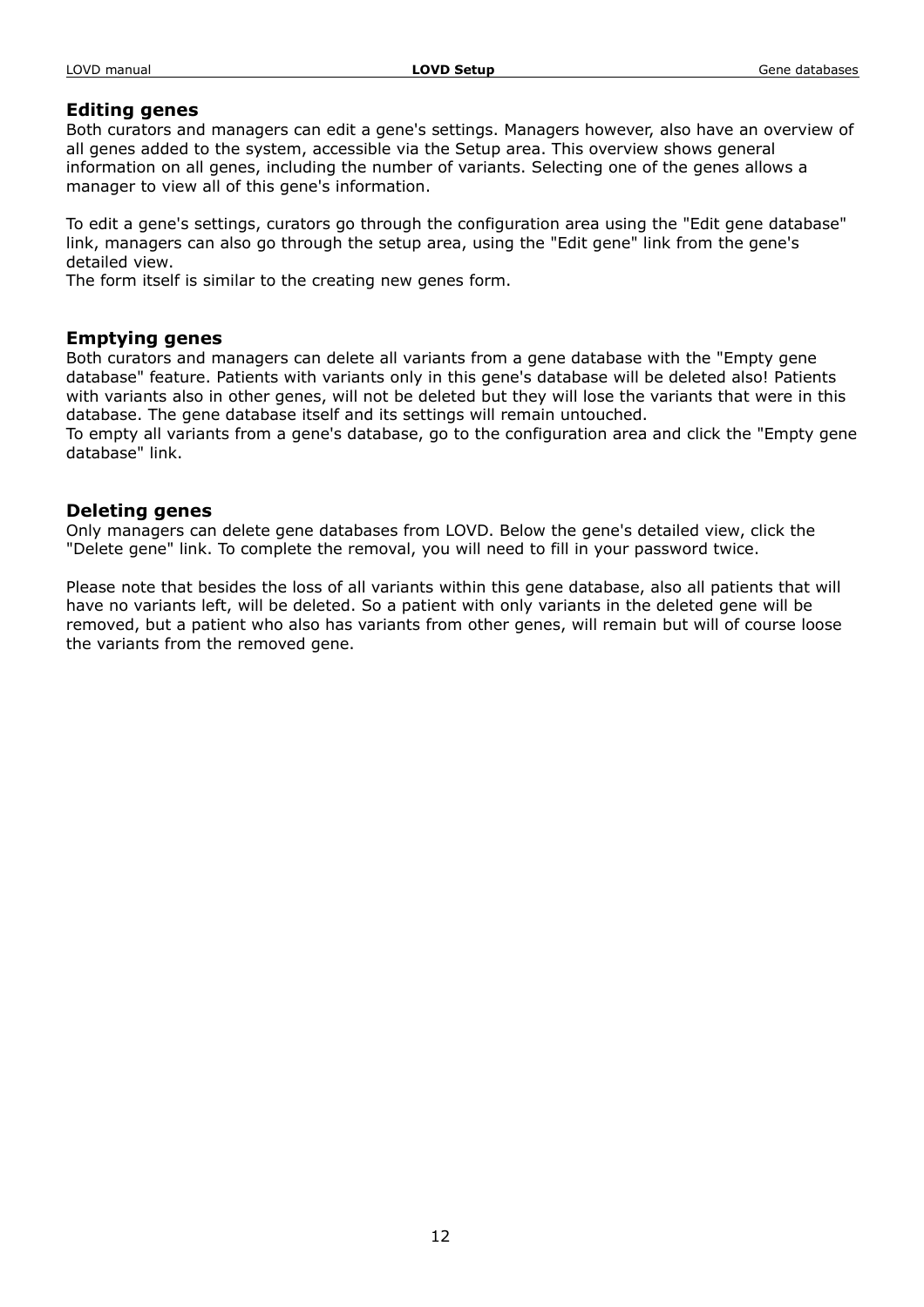### Editing genes

Both curators and managers can edit a gene's settings. Managers however, also have an overview of all genes added to the system, accessible via the Setup area. This overview shows general information on all genes, including the number of variants. Selecting one of the genes allows a manager to view all of this gene's information.

To edit a gene's settings, curators go through the configuration area using the "Edit gene database" link, managers can also go through the setup area, using the "Edit gene" link from the gene's detailed view.
The form itself is similar to the creating new genes form.

### Emptying genes

Both curators and managers can delete all variants from a gene database with the "Empty gene database" feature. Patients with variants only in this gene's database will be deleted also! Patients with variants also in other genes, will not be deleted but they will lose the variants that were in this database. The gene database itself and its settings will remain untouched.
To empty all variants from a gene's database, go to the configuration area and click the "Empty gene database" link.

### Deleting genes

Only managers can delete gene databases from LOVD. Below the gene's detailed view, click the "Delete gene" link. To complete the removal, you will need to fill in your password twice.

Please note that besides the loss of all variants within this gene database, also all patients that will have no variants left, will be deleted. So a patient with only variants in the deleted gene will be removed, but a patient who also has variants from other genes, will remain but will of course loose the variants from the removed gene.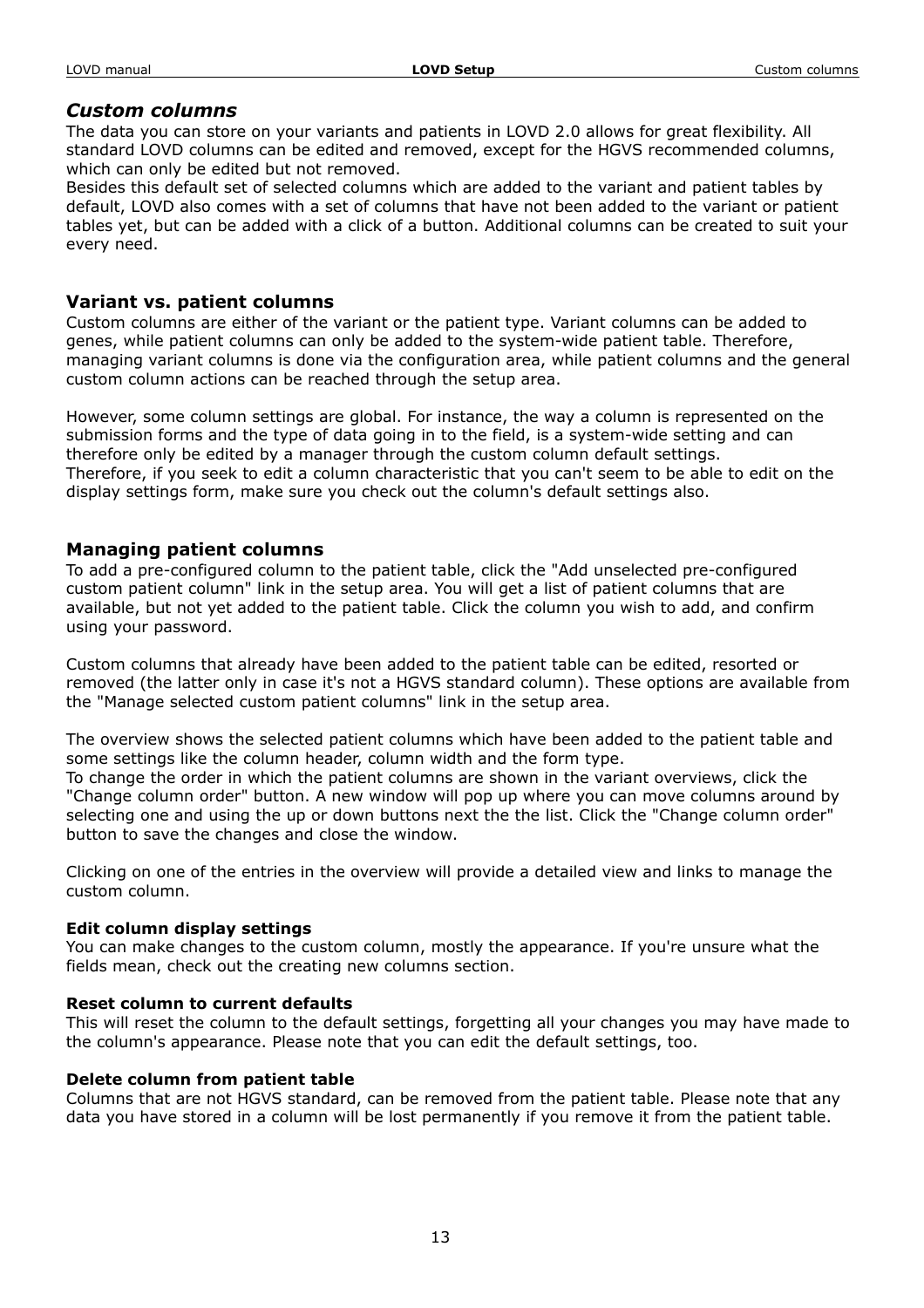## *Custom columns*

The data you can store on your variants and patients in LOVD 2.0 allows for great flexibility. All standard LOVD columns can be edited and removed, except for the HGVS recommended columns, which can only be edited but not removed.
Besides this default set of selected columns which are added to the variant and patient tables by default, LOVD also comes with a set of columns that have not been added to the variant or patient tables yet, but can be added with a click of a button. Additional columns can be created to suit your every need.

### Variant vs. patient columns

Custom columns are either of the variant or the patient type. Variant columns can be added to genes, while patient columns can only be added to the system-wide patient table. Therefore, managing variant columns is done via the configuration area, while patient columns and the general custom column actions can be reached through the setup area.

However, some column settings are global. For instance, the way a column is represented on the submission forms and the type of data going in to the field, is a system-wide setting and can therefore only be edited by a manager through the custom column default settings.
Therefore, if you seek to edit a column characteristic that you can't seem to be able to edit on the display settings form, make sure you check out the column's default settings also.

### Managing patient columns

To add a pre-configured column to the patient table, click the "Add unselected pre-configured custom patient column" link in the setup area. You will get a list of patient columns that are available, but not yet added to the patient table. Click the column you wish to add, and confirm using your password.

Custom columns that already have been added to the patient table can be edited, resorted or removed (the latter only in case it's not a HGVS standard column). These options are available from the "Manage selected custom patient columns" link in the setup area.

The overview shows the selected patient columns which have been added to the patient table and some settings like the column header, column width and the form type.
To change the order in which the patient columns are shown in the variant overviews, click the "Change column order" button. A new window will pop up where you can move columns around by selecting one and using the up or down buttons next the the list. Click the "Change column order" button to save the changes and close the window.

Clicking on one of the entries in the overview will provide a detailed view and links to manage the custom column.

**Edit column display settings**
You can make changes to the custom column, mostly the appearance. If you're unsure what the fields mean, check out the creating new columns section.

**Reset column to current defaults**
This will reset the column to the default settings, forgetting all your changes you may have made to the column's appearance. Please note that you can edit the default settings, too.

**Delete column from patient table**
Columns that are not HGVS standard, can be removed from the patient table. Please note that any data you have stored in a column will be lost permanently if you remove it from the patient table.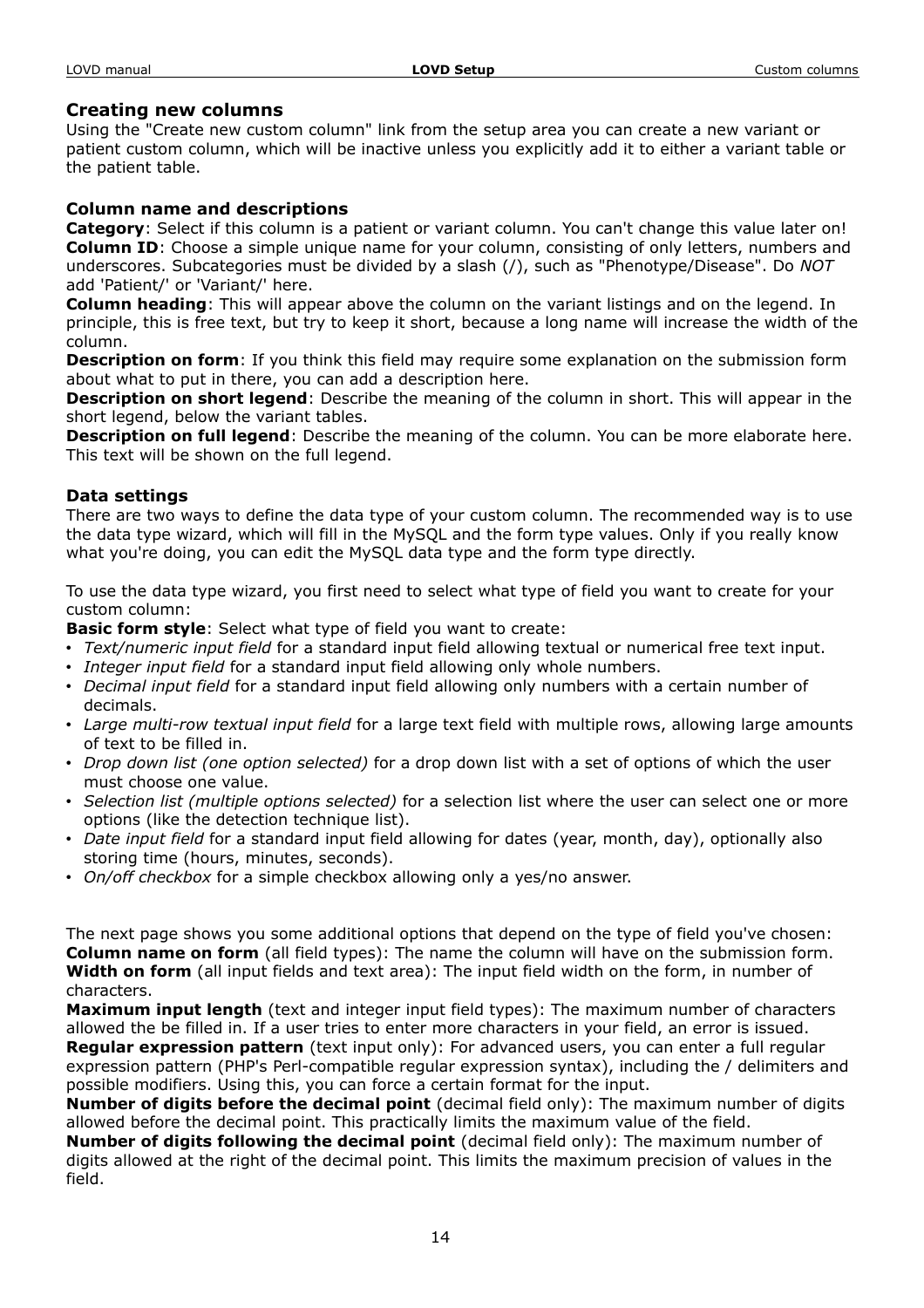## Creating new columns

Using the "Create new custom column" link from the setup area you can create a new variant or patient custom column, which will be inactive unless you explicitly add it to either a variant table or the patient table.

### Column name and descriptions

**Category**: Select if this column is a patient or variant column. You can't change this value later on!
**Column ID**: Choose a simple unique name for your column, consisting of only letters, numbers and underscores. Subcategories must be divided by a slash (/), such as "Phenotype/Disease". Do *NOT* add 'Patient/' or 'Variant/' here.
**Column heading**: This will appear above the column on the variant listings and on the legend. In principle, this is free text, but try to keep it short, because a long name will increase the width of the column.
**Description on form**: If you think this field may require some explanation on the submission form about what to put in there, you can add a description here.
**Description on short legend**: Describe the meaning of the column in short. This will appear in the short legend, below the variant tables.
**Description on full legend**: Describe the meaning of the column. You can be more elaborate here. This text will be shown on the full legend.

### Data settings

There are two ways to define the data type of your custom column. The recommended way is to use the data type wizard, which will fill in the MySQL and the form type values. Only if you really know what you're doing, you can edit the MySQL data type and the form type directly.

To use the data type wizard, you first need to select what type of field you want to create for your custom column:
**Basic form style**: Select what type of field you want to create:

- *Text/numeric input field* for a standard input field allowing textual or numerical free text input.
- *Integer input field* for a standard input field allowing only whole numbers.
- *Decimal input field* for a standard input field allowing only numbers with a certain number of decimals.
- *Large multi-row textual input field* for a large text field with multiple rows, allowing large amounts of text to be filled in.
- *Drop down list (one option selected)* for a drop down list with a set of options of which the user must choose one value.
- *Selection list (multiple options selected)* for a selection list where the user can select one or more options (like the detection technique list).
- *Date input field* for a standard input field allowing for dates (year, month, day), optionally also storing time (hours, minutes, seconds).
- *On/off checkbox* for a simple checkbox allowing only a yes/no answer.

The next page shows you some additional options that depend on the type of field you've chosen:
**Column name on form** (all field types): The name the column will have on the submission form.
**Width on form** (all input fields and text area): The input field width on the form, in number of characters.
**Maximum input length** (text and integer input field types): The maximum number of characters allowed the be filled in. If a user tries to enter more characters in your field, an error is issued.
**Regular expression pattern** (text input only): For advanced users, you can enter a full regular expression pattern (PHP's Perl-compatible regular expression syntax), including the / delimiters and possible modifiers. Using this, you can force a certain format for the input.
**Number of digits before the decimal point** (decimal field only): The maximum number of digits allowed before the decimal point. This practically limits the maximum value of the field.
**Number of digits following the decimal point** (decimal field only): The maximum number of digits allowed at the right of the decimal point. This limits the maximum precision of values in the field.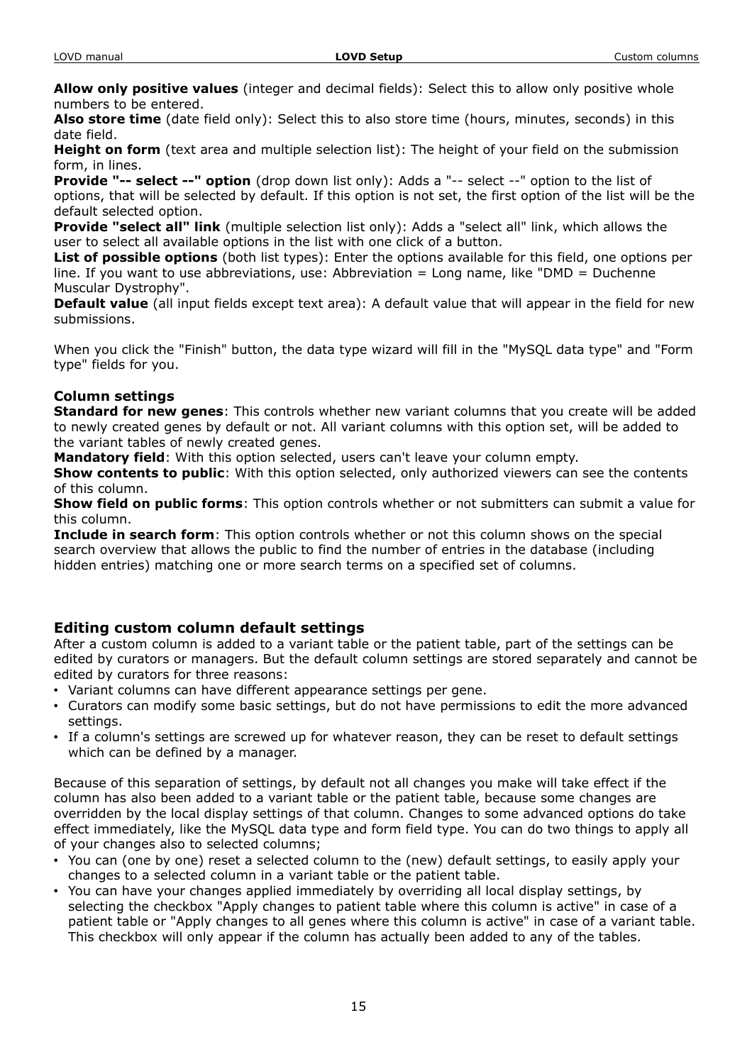**Allow only positive values** (integer and decimal fields): Select this to allow only positive whole numbers to be entered.
**Also store time** (date field only): Select this to also store time (hours, minutes, seconds) in this date field.
**Height on form** (text area and multiple selection list): The height of your field on the submission form, in lines.
**Provide "-- select --" option** (drop down list only): Adds a "-- select --" option to the list of options, that will be selected by default. If this option is not set, the first option of the list will be the default selected option.
**Provide "select all" link** (multiple selection list only): Adds a "select all" link, which allows the user to select all available options in the list with one click of a button.
**List of possible options** (both list types): Enter the options available for this field, one options per line. If you want to use abbreviations, use: Abbreviation = Long name, like "DMD = Duchenne Muscular Dystrophy".
**Default value** (all input fields except text area): A default value that will appear in the field for new submissions.

When you click the "Finish" button, the data type wizard will fill in the "MySQL data type" and "Form type" fields for you.

#### Column settings

**Standard for new genes**: This controls whether new variant columns that you create will be added to newly created genes by default or not. All variant columns with this option set, will be added to the variant tables of newly created genes.
**Mandatory field**: With this option selected, users can't leave your column empty.
**Show contents to public**: With this option selected, only authorized viewers can see the contents of this column.
**Show field on public forms**: This option controls whether or not submitters can submit a value for this column.
**Include in search form**: This option controls whether or not this column shows on the special search overview that allows the public to find the number of entries in the database (including hidden entries) matching one or more search terms on a specified set of columns.

### Editing custom column default settings

After a custom column is added to a variant table or the patient table, part of the settings can be edited by curators or managers. But the default column settings are stored separately and cannot be edited by curators for three reasons:

- Variant columns can have different appearance settings per gene.
- Curators can modify some basic settings, but do not have permissions to edit the more advanced settings.
- If a column's settings are screwed up for whatever reason, they can be reset to default settings which can be defined by a manager.

Because of this separation of settings, by default not all changes you make will take effect if the column has also been added to a variant table or the patient table, because some changes are overridden by the local display settings of that column. Changes to some advanced options do take effect immediately, like the MySQL data type and form field type. You can do two things to apply all of your changes also to selected columns;

- You can (one by one) reset a selected column to the (new) default settings, to easily apply your changes to a selected column in a variant table or the patient table.
- You can have your changes applied immediately by overriding all local display settings, by selecting the checkbox "Apply changes to patient table where this column is active" in case of a patient table or "Apply changes to all genes where this column is active" in case of a variant table. This checkbox will only appear if the column has actually been added to any of the tables.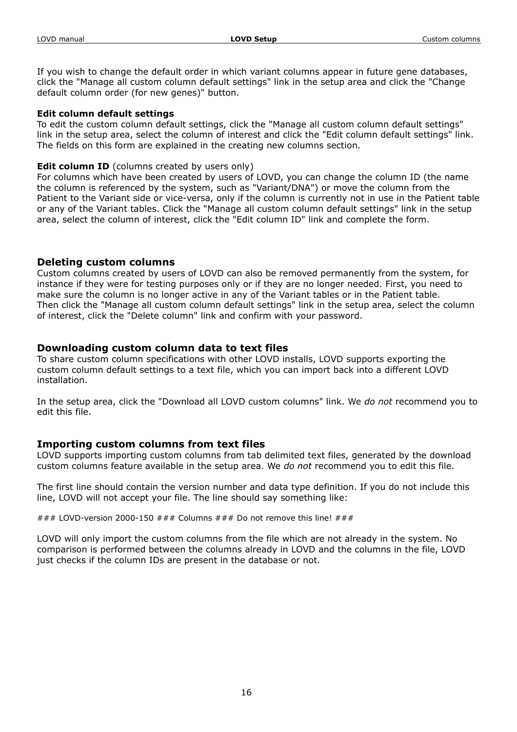If you wish to change the default order in which variant columns appear in future gene databases, click the "Manage all custom column default settings" link in the setup area and click the "Change default column order (for new genes)" button.

**Edit column default settings**
To edit the custom column default settings, click the "Manage all custom column default settings" link in the setup area, select the column of interest and click the "Edit column default settings" link. The fields on this form are explained in the creating new columns section.

**Edit column ID** (columns created by users only)
For columns which have been created by users of LOVD, you can change the column ID (the name the column is referenced by the system, such as "Variant/DNA") or move the column from the Patient to the Variant side or vice-versa, only if the column is currently not in use in the Patient table or any of the Variant tables. Click the "Manage all custom column default settings" link in the setup area, select the column of interest, click the "Edit column ID" link and complete the form.

### Deleting custom columns

Custom columns created by users of LOVD can also be removed permanently from the system, for instance if they were for testing purposes only or if they are no longer needed. First, you need to make sure the column is no longer active in any of the Variant tables or in the Patient table. Then click the "Manage all custom column default settings" link in the setup area, select the column of interest, click the "Delete column" link and confirm with your password.

### Downloading custom column data to text files

To share custom column specifications with other LOVD installs, LOVD supports exporting the custom column default settings to a text file, which you can import back into a different LOVD installation.

In the setup area, click the "Download all LOVD custom columns" link. We *do not* recommend you to edit this file.

### Importing custom columns from text files

LOVD supports importing custom columns from tab delimited text files, generated by the download custom columns feature available in the setup area. We *do not* recommend you to edit this file.

The first line should contain the version number and data type definition. If you do not include this line, LOVD will not accept your file. The line should say something like:

```
### LOVD-version 2000-150 ### Columns ### Do not remove this line! ###
```

LOVD will only import the custom columns from the file which are not already in the system. No comparison is performed between the columns already in LOVD and the columns in the file, LOVD just checks if the column IDs are present in the database or not.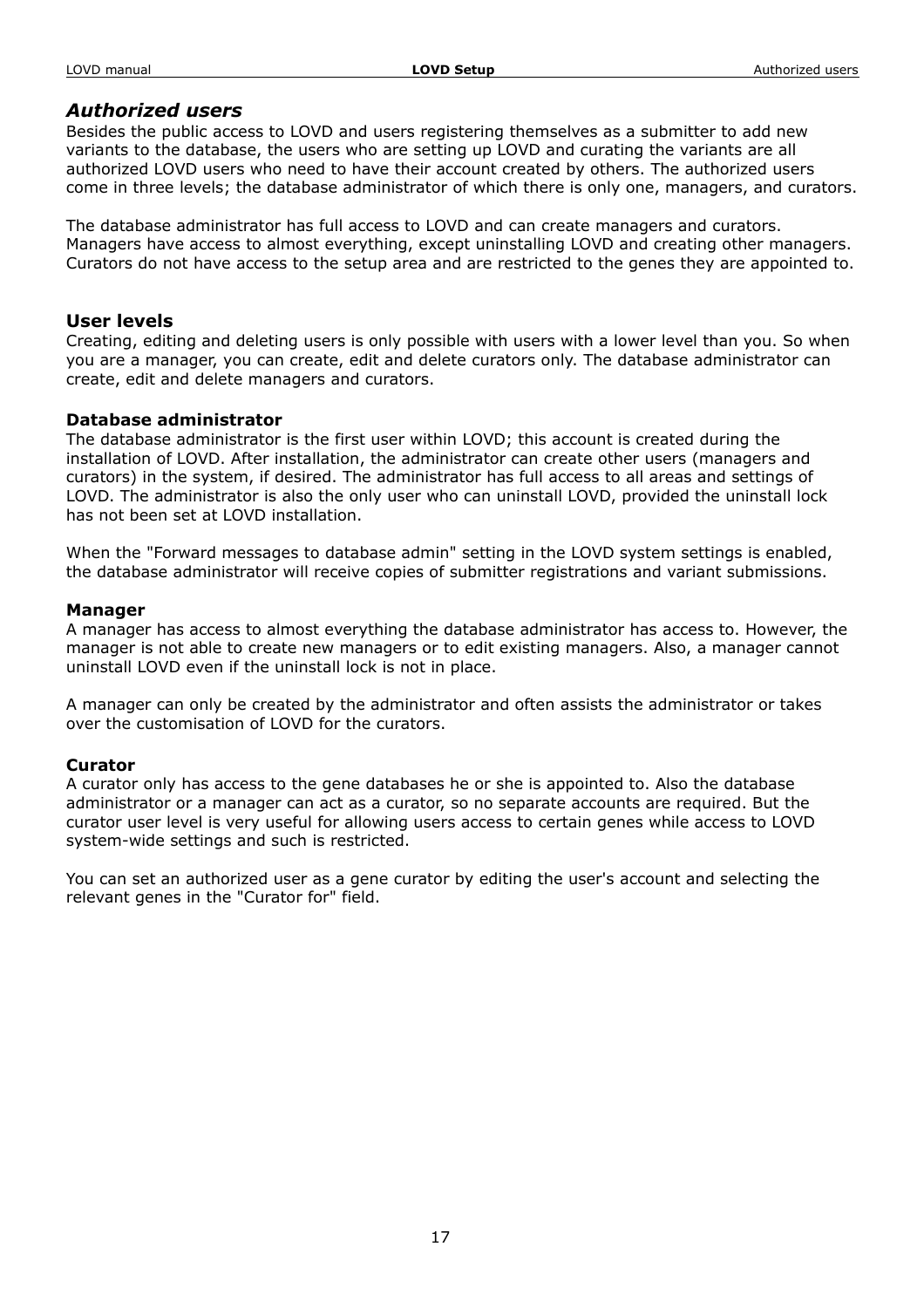## *Authorized users*

Besides the public access to LOVD and users registering themselves as a submitter to add new variants to the database, the users who are setting up LOVD and curating the variants are all authorized LOVD users who need to have their account created by others. The authorized users come in three levels; the database administrator of which there is only one, managers, and curators.

The database administrator has full access to LOVD and can create managers and curators. Managers have access to almost everything, except uninstalling LOVD and creating other managers. Curators do not have access to the setup area and are restricted to the genes they are appointed to.

### User levels

Creating, editing and deleting users is only possible with users with a lower level than you. So when you are a manager, you can create, edit and delete curators only. The database administrator can create, edit and delete managers and curators.

#### Database administrator

The database administrator is the first user within LOVD; this account is created during the installation of LOVD. After installation, the administrator can create other users (managers and curators) in the system, if desired. The administrator has full access to all areas and settings of LOVD. The administrator is also the only user who can uninstall LOVD, provided the uninstall lock has not been set at LOVD installation.

When the "Forward messages to database admin" setting in the LOVD system settings is enabled, the database administrator will receive copies of submitter registrations and variant submissions.

#### Manager

A manager has access to almost everything the database administrator has access to. However, the manager is not able to create new managers or to edit existing managers. Also, a manager cannot uninstall LOVD even if the uninstall lock is not in place.

A manager can only be created by the administrator and often assists the administrator or takes over the customisation of LOVD for the curators.

#### Curator

A curator only has access to the gene databases he or she is appointed to. Also the database administrator or a manager can act as a curator, so no separate accounts are required. But the curator user level is very useful for allowing users access to certain genes while access to LOVD system-wide settings and such is restricted.

You can set an authorized user as a gene curator by editing the user's account and selecting the relevant genes in the "Curator for" field.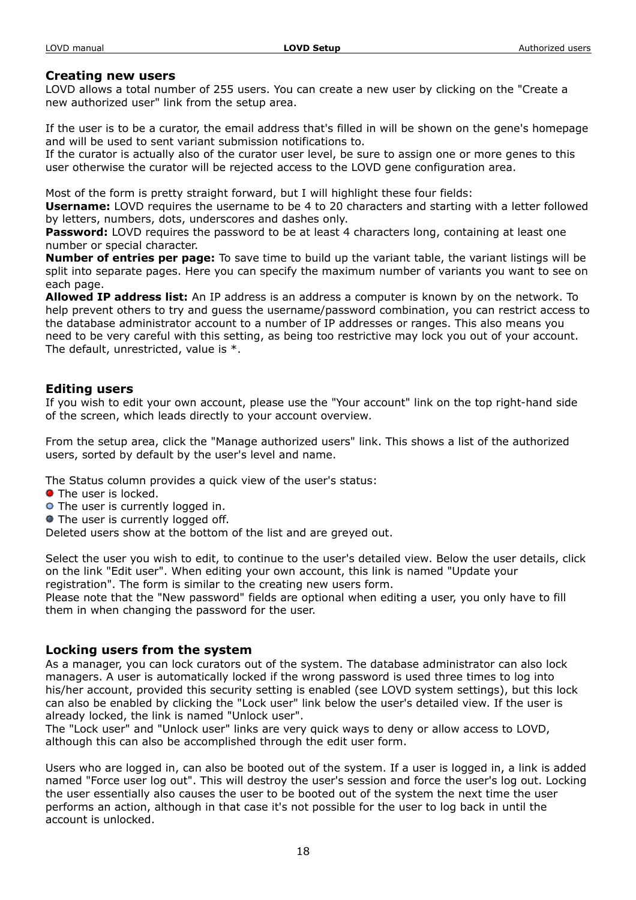## Creating new users

LOVD allows a total number of 255 users. You can create a new user by clicking on the "Create a new authorized user" link from the setup area.

If the user is to be a curator, the email address that's filled in will be shown on the gene's homepage and will be used to sent variant submission notifications to.
If the curator is actually also of the curator user level, be sure to assign one or more genes to this user otherwise the curator will be rejected access to the LOVD gene configuration area.

Most of the form is pretty straight forward, but I will highlight these four fields:
**Username:** LOVD requires the username to be 4 to 20 characters and starting with a letter followed by letters, numbers, dots, underscores and dashes only.
**Password:** LOVD requires the password to be at least 4 characters long, containing at least one number or special character.
**Number of entries per page:** To save time to build up the variant table, the variant listings will be split into separate pages. Here you can specify the maximum number of variants you want to see on each page.
**Allowed IP address list:** An IP address is an address a computer is known by on the network. To help prevent others to try and guess the username/password combination, you can restrict access to the database administrator account to a number of IP addresses or ranges. This also means you need to be very careful with this setting, as being too restrictive may lock you out of your account. The default, unrestricted, value is *.

## Editing users

If you wish to edit your own account, please use the "Your account" link on the top right-hand side of the screen, which leads directly to your account overview.

From the setup area, click the "Manage authorized users" link. This shows a list of the authorized users, sorted by default by the user's level and name.

The Status column provides a quick view of the user's status:

- The user is locked.
- The user is currently logged in.
- The user is currently logged off.

Deleted users show at the bottom of the list and are greyed out.

Select the user you wish to edit, to continue to the user's detailed view. Below the user details, click on the link "Edit user". When editing your own account, this link is named "Update your registration". The form is similar to the creating new users form.
Please note that the "New password" fields are optional when editing a user, you only have to fill them in when changing the password for the user.

## Locking users from the system

As a manager, you can lock curators out of the system. The database administrator can also lock managers. A user is automatically locked if the wrong password is used three times to log into his/her account, provided this security setting is enabled (see LOVD system settings), but this lock can also be enabled by clicking the "Lock user" link below the user's detailed view. If the user is already locked, the link is named "Unlock user".
The "Lock user" and "Unlock user" links are very quick ways to deny or allow access to LOVD, although this can also be accomplished through the edit user form.

Users who are logged in, can also be booted out of the system. If a user is logged in, a link is added named "Force user log out". This will destroy the user's session and force the user's log out. Locking the user essentially also causes the user to be booted out of the system the next time the user performs an action, although in that case it's not possible for the user to log back in until the account is unlocked.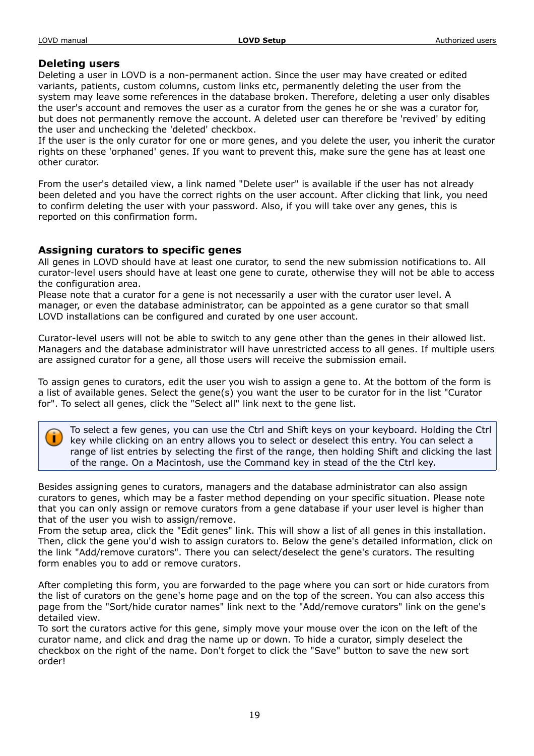### Deleting users

Deleting a user in LOVD is a non-permanent action. Since the user may have created or edited variants, patients, custom columns, custom links etc, permanently deleting the user from the system may leave some references in the database broken. Therefore, deleting a user only disables the user's account and removes the user as a curator from the genes he or she was a curator for, but does not permanently remove the account. A deleted user can therefore be 'revived' by editing the user and unchecking the 'deleted' checkbox.
If the user is the only curator for one or more genes, and you delete the user, you inherit the curator rights on these 'orphaned' genes. If you want to prevent this, make sure the gene has at least one other curator.

From the user's detailed view, a link named "Delete user" is available if the user has not already been deleted and you have the correct rights on the user account. After clicking that link, you need to confirm deleting the user with your password. Also, if you will take over any genes, this is reported on this confirmation form.

### Assigning curators to specific genes

All genes in LOVD should have at least one curator, to send the new submission notifications to. All curator-level users should have at least one gene to curate, otherwise they will not be able to access the configuration area.
Please note that a curator for a gene is not necessarily a user with the curator user level. A manager, or even the database administrator, can be appointed as a gene curator so that small LOVD installations can be configured and curated by one user account.

Curator-level users will not be able to switch to any gene other than the genes in their allowed list. Managers and the database administrator will have unrestricted access to all genes. If multiple users are assigned curator for a gene, all those users will receive the submission email.

To assign genes to curators, edit the user you wish to assign a gene to. At the bottom of the form is a list of available genes. Select the gene(s) you want the user to be curator for in the list "Curator for". To select all genes, click the "Select all" link next to the gene list.

> To select a few genes, you can use the Ctrl and Shift keys on your keyboard. Holding the Ctrl key while clicking on an entry allows you to select or deselect this entry. You can select a range of list entries by selecting the first of the range, then holding Shift and clicking the last of the range. On a Macintosh, use the Command key in stead of the the Ctrl key.

Besides assigning genes to curators, managers and the database administrator can also assign curators to genes, which may be a faster method depending on your specific situation. Please note that you can only assign or remove curators from a gene database if your user level is higher than that of the user you wish to assign/remove.
From the setup area, click the "Edit genes" link. This will show a list of all genes in this installation. Then, click the gene you'd wish to assign curators to. Below the gene's detailed information, click on the link "Add/remove curators". There you can select/deselect the gene's curators. The resulting form enables you to add or remove curators.

After completing this form, you are forwarded to the page where you can sort or hide curators from the list of curators on the gene's home page and on the top of the screen. You can also access this page from the "Sort/hide curator names" link next to the "Add/remove curators" link on the gene's detailed view.
To sort the curators active for this gene, simply move your mouse over the icon on the left of the curator name, and click and drag the name up or down. To hide a curator, simply deselect the checkbox on the right of the name. Don't forget to click the "Save" button to save the new sort order!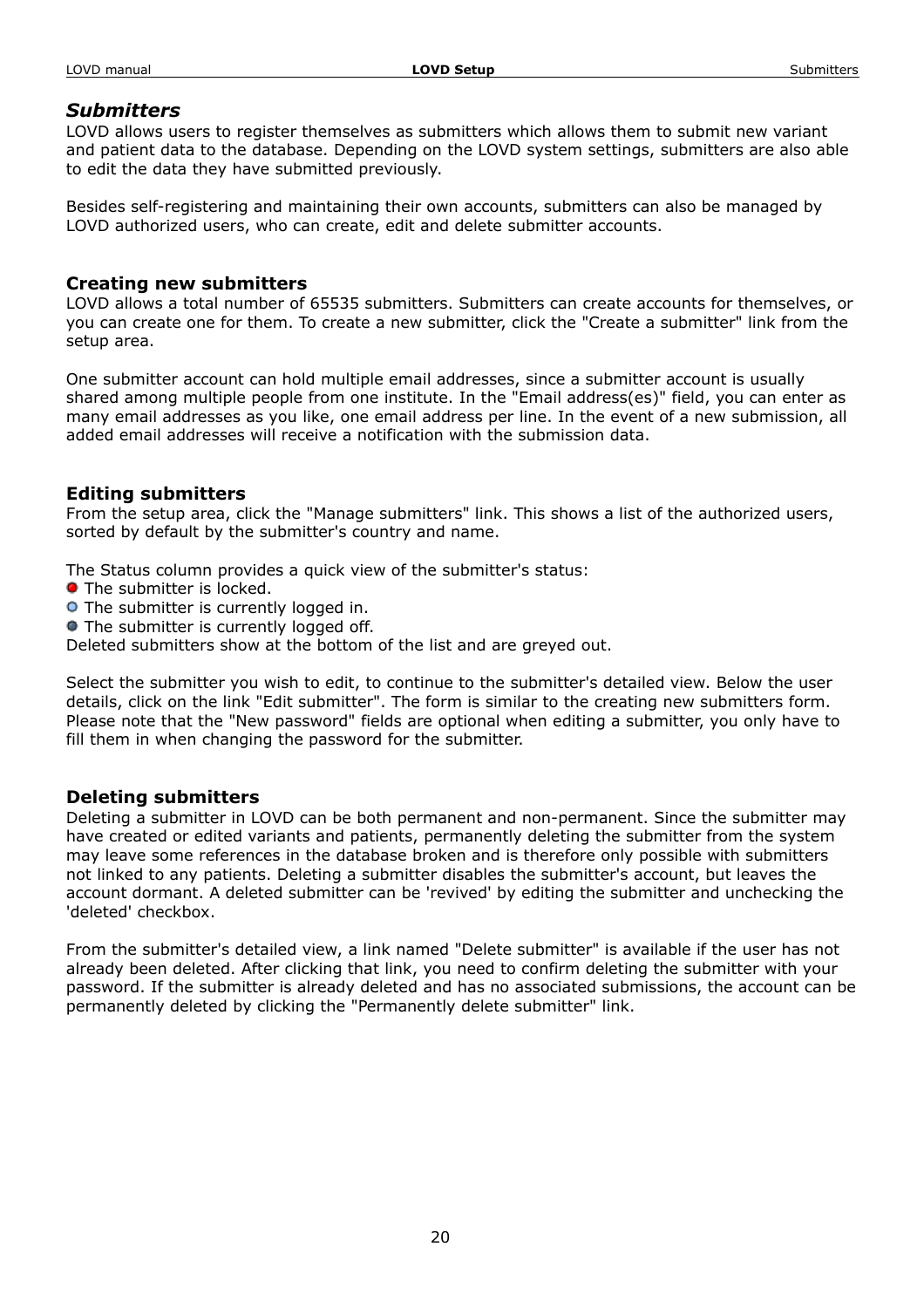## *Submitters*

LOVD allows users to register themselves as submitters which allows them to submit new variant and patient data to the database. Depending on the LOVD system settings, submitters are also able to edit the data they have submitted previously.

Besides self-registering and maintaining their own accounts, submitters can also be managed by LOVD authorized users, who can create, edit and delete submitter accounts.

### Creating new submitters

LOVD allows a total number of 65535 submitters. Submitters can create accounts for themselves, or you can create one for them. To create a new submitter, click the "Create a submitter" link from the setup area.

One submitter account can hold multiple email addresses, since a submitter account is usually shared among multiple people from one institute. In the "Email address(es)" field, you can enter as many email addresses as you like, one email address per line. In the event of a new submission, all added email addresses will receive a notification with the submission data.

### Editing submitters

From the setup area, click the "Manage submitters" link. This shows a list of the authorized users, sorted by default by the submitter's country and name.

The Status column provides a quick view of the submitter's status:

- The submitter is locked.
- The submitter is currently logged in.
- The submitter is currently logged off.

Deleted submitters show at the bottom of the list and are greyed out.

Select the submitter you wish to edit, to continue to the submitter's detailed view. Below the user details, click on the link "Edit submitter". The form is similar to the creating new submitters form. Please note that the "New password" fields are optional when editing a submitter, you only have to fill them in when changing the password for the submitter.

### Deleting submitters

Deleting a submitter in LOVD can be both permanent and non-permanent. Since the submitter may have created or edited variants and patients, permanently deleting the submitter from the system may leave some references in the database broken and is therefore only possible with submitters not linked to any patients. Deleting a submitter disables the submitter's account, but leaves the account dormant. A deleted submitter can be 'revived' by editing the submitter and unchecking the 'deleted' checkbox.

From the submitter's detailed view, a link named "Delete submitter" is available if the user has not already been deleted. After clicking that link, you need to confirm deleting the submitter with your password. If the submitter is already deleted and has no associated submissions, the account can be permanently deleted by clicking the "Permanently delete submitter" link.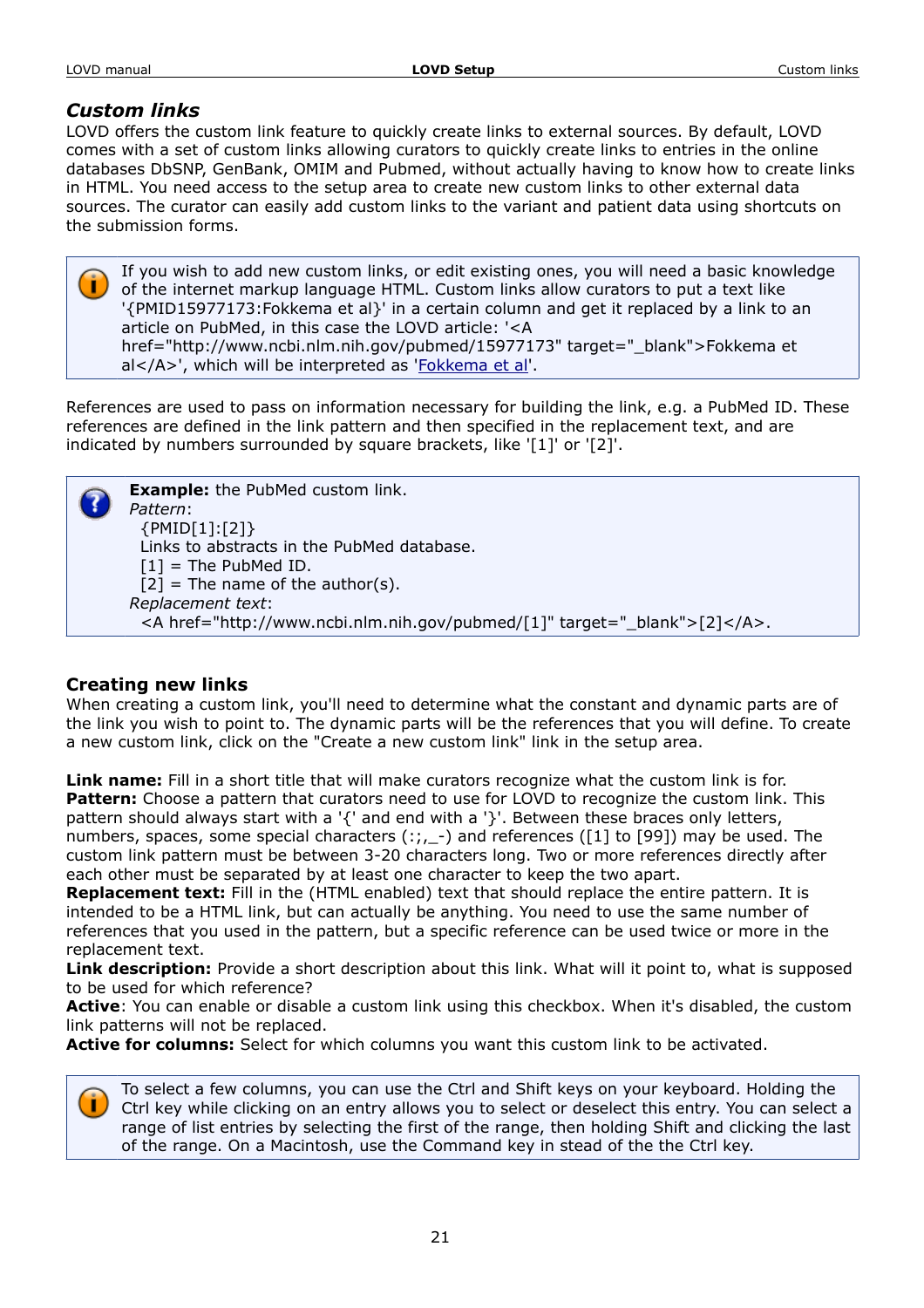## *Custom links*

LOVD offers the custom link feature to quickly create links to external sources. By default, LOVD comes with a set of custom links allowing curators to quickly create links to entries in the online databases DbSNP, GenBank, OMIM and Pubmed, without actually having to know how to create links in HTML. You need access to the setup area to create new custom links to other external data sources. The curator can easily add custom links to the variant and patient data using shortcuts on the submission forms.

> If you wish to add new custom links, or edit existing ones, you will need a basic knowledge of the internet markup language HTML. Custom links allow curators to put a text like '{PMID15977173:Fokkema et al}' in a certain column and get it replaced by a link to an article on PubMed, in this case the LOVD article: '<A href="http://www.ncbi.nlm.nih.gov/pubmed/15977173" target="_blank">Fokkema et al</A>', which will be interpreted as 'Fokkema et al'.

References are used to pass on information necessary for building the link, e.g. a PubMed ID. These references are defined in the link pattern and then specified in the replacement text, and are indicated by numbers surrounded by square brackets, like '[1]' or '[2]'.

> **Example:** the PubMed custom link.
> *Pattern*:
> {PMID[1]:[2]}
> Links to abstracts in the PubMed database.
> [1] = The PubMed ID.
> [2] = The name of the author(s).
> *Replacement text*:
> <A href="http://www.ncbi.nlm.nih.gov/pubmed/[1]" target="_blank">[2]</A>.

### Creating new links

When creating a custom link, you'll need to determine what the constant and dynamic parts are of the link you wish to point to. The dynamic parts will be the references that you will define. To create a new custom link, click on the "Create a new custom link" link in the setup area.

**Link name:** Fill in a short title that will make curators recognize what the custom link is for.
**Pattern:** Choose a pattern that curators need to use for LOVD to recognize the custom link. This pattern should always start with a '{' and end with a '}'. Between these braces only letters, numbers, spaces, some special characters (:;,_-) and references ([1] to [99]) may be used. The custom link pattern must be between 3-20 characters long. Two or more references directly after each other must be separated by at least one character to keep the two apart.
**Replacement text:** Fill in the (HTML enabled) text that should replace the entire pattern. It is intended to be a HTML link, but can actually be anything. You need to use the same number of references that you used in the pattern, but a specific reference can be used twice or more in the replacement text.
**Link description:** Provide a short description about this link. What will it point to, what is supposed to be used for which reference?
**Active**: You can enable or disable a custom link using this checkbox. When it's disabled, the custom link patterns will not be replaced.
**Active for columns:** Select for which columns you want this custom link to be activated.

> To select a few columns, you can use the Ctrl and Shift keys on your keyboard. Holding the Ctrl key while clicking on an entry allows you to select or deselect this entry. You can select a range of list entries by selecting the first of the range, then holding Shift and clicking the last of the range. On a Macintosh, use the Command key in stead of the the Ctrl key.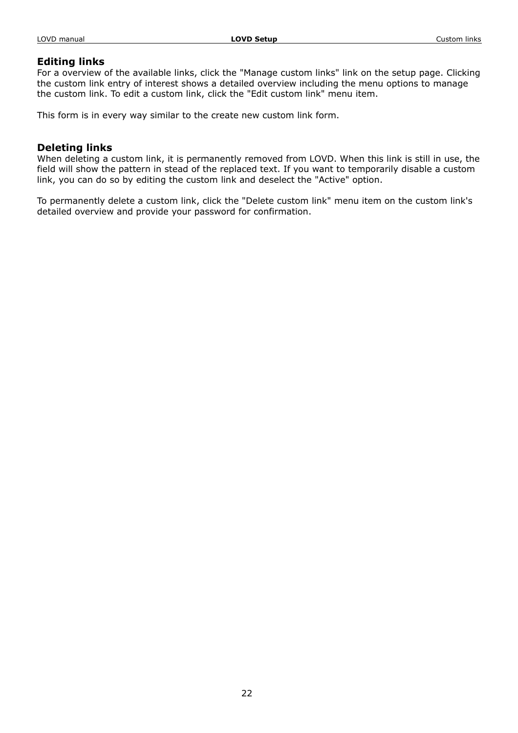### Editing links

For a overview of the available links, click the "Manage custom links" link on the setup page. Clicking the custom link entry of interest shows a detailed overview including the menu options to manage the custom link. To edit a custom link, click the "Edit custom link" menu item.

This form is in every way similar to the create new custom link form.

### Deleting links

When deleting a custom link, it is permanently removed from LOVD. When this link is still in use, the field will show the pattern in stead of the replaced text. If you want to temporarily disable a custom link, you can do so by editing the custom link and deselect the "Active" option.

To permanently delete a custom link, click the "Delete custom link" menu item on the custom link's detailed overview and provide your password for confirmation.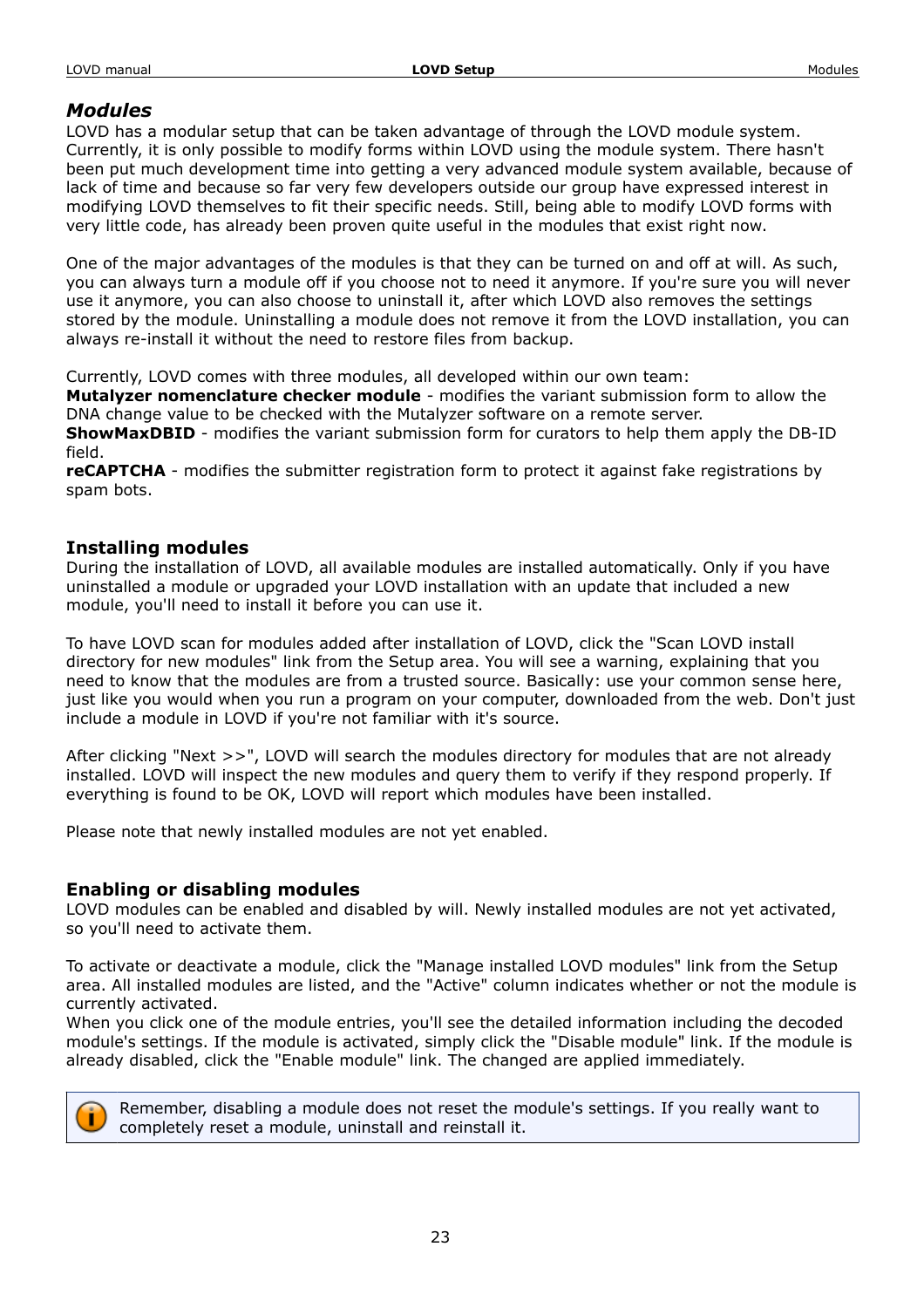## *Modules*

LOVD has a modular setup that can be taken advantage of through the LOVD module system. Currently, it is only possible to modify forms within LOVD using the module system. There hasn't been put much development time into getting a very advanced module system available, because of lack of time and because so far very few developers outside our group have expressed interest in modifying LOVD themselves to fit their specific needs. Still, being able to modify LOVD forms with very little code, has already been proven quite useful in the modules that exist right now.

One of the major advantages of the modules is that they can be turned on and off at will. As such, you can always turn a module off if you choose not to need it anymore. If you're sure you will never use it anymore, you can also choose to uninstall it, after which LOVD also removes the settings stored by the module. Uninstalling a module does not remove it from the LOVD installation, you can always re-install it without the need to restore files from backup.

Currently, LOVD comes with three modules, all developed within our own team:
**Mutalyzer nomenclature checker module** - modifies the variant submission form to allow the DNA change value to be checked with the Mutalyzer software on a remote server.
**ShowMaxDBID** - modifies the variant submission form for curators to help them apply the DB-ID field.
**reCAPTCHA** - modifies the submitter registration form to protect it against fake registrations by spam bots.

### Installing modules

During the installation of LOVD, all available modules are installed automatically. Only if you have uninstalled a module or upgraded your LOVD installation with an update that included a new module, you'll need to install it before you can use it.

To have LOVD scan for modules added after installation of LOVD, click the "Scan LOVD install directory for new modules" link from the Setup area. You will see a warning, explaining that you need to know that the modules are from a trusted source. Basically: use your common sense here, just like you would when you run a program on your computer, downloaded from the web. Don't just include a module in LOVD if you're not familiar with it's source.

After clicking "Next >>", LOVD will search the modules directory for modules that are not already installed. LOVD will inspect the new modules and query them to verify if they respond properly. If everything is found to be OK, LOVD will report which modules have been installed.

Please note that newly installed modules are not yet enabled.

### Enabling or disabling modules

LOVD modules can be enabled and disabled by will. Newly installed modules are not yet activated, so you'll need to activate them.

To activate or deactivate a module, click the "Manage installed LOVD modules" link from the Setup area. All installed modules are listed, and the "Active" column indicates whether or not the module is currently activated.
When you click one of the module entries, you'll see the detailed information including the decoded module's settings. If the module is activated, simply click the "Disable module" link. If the module is already disabled, click the "Enable module" link. The changed are applied immediately.

> Remember, disabling a module does not reset the module's settings. If you really want to completely reset a module, uninstall and reinstall it.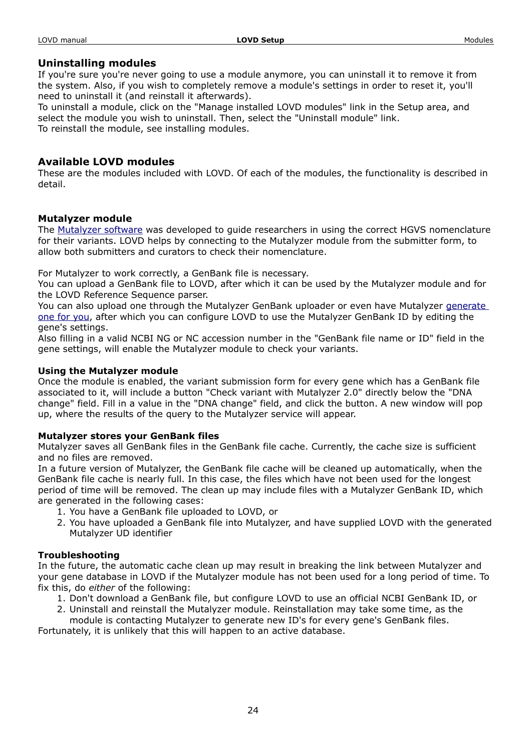## Uninstalling modules

If you're sure you're never going to use a module anymore, you can uninstall it to remove it from the system. Also, if you wish to completely remove a module's settings in order to reset it, you'll need to uninstall it (and reinstall it afterwards).
To uninstall a module, click on the "Manage installed LOVD modules" link in the Setup area, and select the module you wish to uninstall. Then, select the "Uninstall module" link.
To reinstall the module, see installing modules.

## Available LOVD modules

These are the modules included with LOVD. Of each of the modules, the functionality is described in detail.

### Mutalyzer module

The Mutalyzer software was developed to guide researchers in using the correct HGVS nomenclature for their variants. LOVD helps by connecting to the Mutalyzer module from the submitter form, to allow both submitters and curators to check their nomenclature.

For Mutalyzer to work correctly, a GenBank file is necessary.
You can upload a GenBank file to LOVD, after which it can be used by the Mutalyzer module and for the LOVD Reference Sequence parser.
You can also upload one through the Mutalyzer GenBank uploader or even have Mutalyzer generate one for you, after which you can configure LOVD to use the Mutalyzer GenBank ID by editing the gene's settings.
Also filling in a valid NCBI NG or NC accession number in the "GenBank file name or ID" field in the gene settings, will enable the Mutalyzer module to check your variants.

**Using the Mutalyzer module**
Once the module is enabled, the variant submission form for every gene which has a GenBank file associated to it, will include a button "Check variant with Mutalyzer 2.0" directly below the "DNA change" field. Fill in a value in the "DNA change" field, and click the button. A new window will pop up, where the results of the query to the Mutalyzer service will appear.

**Mutalyzer stores your GenBank files**
Mutalyzer saves all GenBank files in the GenBank file cache. Currently, the cache size is sufficient and no files are removed.
In a future version of Mutalyzer, the GenBank file cache will be cleaned up automatically, when the GenBank file cache is nearly full. In this case, the files which have not been used for the longest period of time will be removed. The clean up may include files with a Mutalyzer GenBank ID, which are generated in the following cases:

1. You have a GenBank file uploaded to LOVD, or
2. You have uploaded a GenBank file into Mutalyzer, and have supplied LOVD with the generated Mutalyzer UD identifier

**Troubleshooting**
In the future, the automatic cache clean up may result in breaking the link between Mutalyzer and your gene database in LOVD if the Mutalyzer module has not been used for a long period of time. To fix this, do *either* of the following:

1. Don't download a GenBank file, but configure LOVD to use an official NCBI GenBank ID, or
2. Uninstall and reinstall the Mutalyzer module. Reinstallation may take some time, as the module is contacting Mutalyzer to generate new ID's for every gene's GenBank files.

Fortunately, it is unlikely that this will happen to an active database.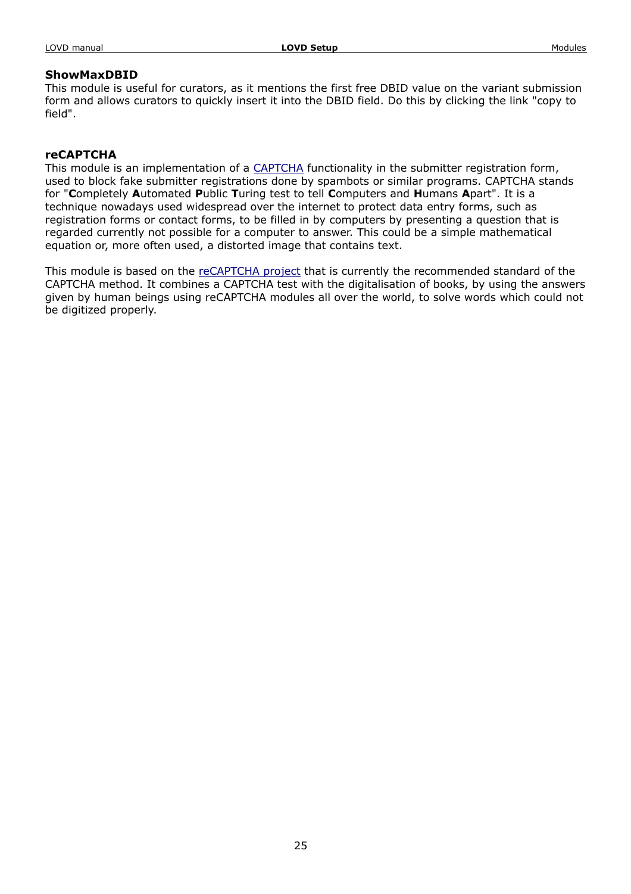### ShowMaxDBID

This module is useful for curators, as it mentions the first free DBID value on the variant submission form and allows curators to quickly insert it into the DBID field. Do this by clicking the link "copy to field".

### reCAPTCHA

This module is an implementation of a CAPTCHA functionality in the submitter registration form, used to block fake submitter registrations done by spambots or similar programs. CAPTCHA stands for "**C**ompletely **A**utomated **P**ublic **T**uring test to tell **C**omputers and **H**umans **A**part". It is a technique nowadays used widespread over the internet to protect data entry forms, such as registration forms or contact forms, to be filled in by computers by presenting a question that is regarded currently not possible for a computer to answer. This could be a simple mathematical equation or, more often used, a distorted image that contains text.

This module is based on the reCAPTCHA project that is currently the recommended standard of the CAPTCHA method. It combines a CAPTCHA test with the digitalisation of books, by using the answers given by human beings using reCAPTCHA modules all over the world, to solve words which could not be digitized properly.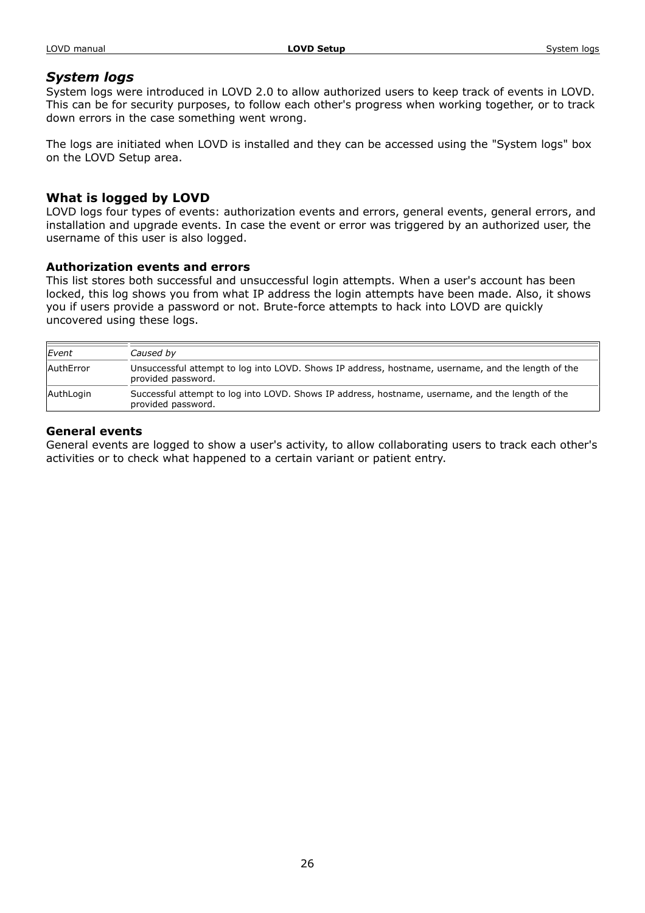## *System logs*

System logs were introduced in LOVD 2.0 to allow authorized users to keep track of events in LOVD. This can be for security purposes, to follow each other's progress when working together, or to track down errors in the case something went wrong.

The logs are initiated when LOVD is installed and they can be accessed using the "System logs" box on the LOVD Setup area.

### What is logged by LOVD

LOVD logs four types of events: authorization events and errors, general events, general errors, and installation and upgrade events. In case the event or error was triggered by an authorized user, the username of this user is also logged.

#### Authorization events and errors

This list stores both successful and unsuccessful login attempts. When a user's account has been locked, this log shows you from what IP address the login attempts have been made. Also, it shows you if users provide a password or not. Brute-force attempts to hack into LOVD are quickly uncovered using these logs.

| *Event* | *Caused by* |
|---|---|
| AuthError | Unsuccessful attempt to log into LOVD. Shows IP address, hostname, username, and the length of the provided password. |
| AuthLogin | Successful attempt to log into LOVD. Shows IP address, hostname, username, and the length of the provided password. |

#### General events

General events are logged to show a user's activity, to allow collaborating users to track each other's activities or to check what happened to a certain variant or patient entry.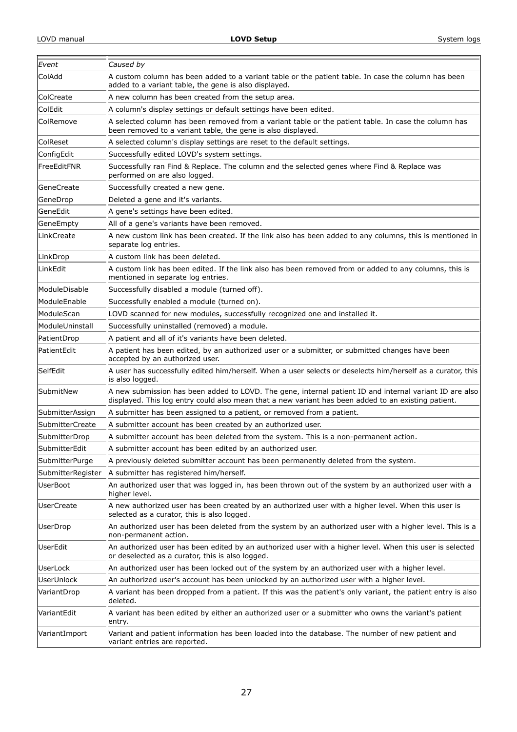| *Event* | *Caused by* |
|---|---|
| ColAdd | A custom column has been added to a variant table or the patient table. In case the column has been added to a variant table, the gene is also displayed. |
| ColCreate | A new column has been created from the setup area. |
| ColEdit | A column's display settings or default settings have been edited. |
| ColRemove | A selected column has been removed from a variant table or the patient table. In case the column has been removed to a variant table, the gene is also displayed. |
| ColReset | A selected column's display settings are reset to the default settings. |
| ConfigEdit | Successfully edited LOVD's system settings. |
| FreeEditFNR | Successfully ran Find & Replace. The column and the selected genes where Find & Replace was performed on are also logged. |
| GeneCreate | Successfully created a new gene. |
| GeneDrop | Deleted a gene and it's variants. |
| GeneEdit | A gene's settings have been edited. |
| GeneEmpty | All of a gene's variants have been removed. |
| LinkCreate | A new custom link has been created. If the link also has been added to any columns, this is mentioned in separate log entries. |
| LinkDrop | A custom link has been deleted. |
| LinkEdit | A custom link has been edited. If the link also has been removed from or added to any columns, this is mentioned in separate log entries. |
| ModuleDisable | Successfully disabled a module (turned off). |
| ModuleEnable | Successfully enabled a module (turned on). |
| ModuleScan | LOVD scanned for new modules, successfully recognized one and installed it. |
| ModuleUninstall | Successfully uninstalled (removed) a module. |
| PatientDrop | A patient and all of it's variants have been deleted. |
| PatientEdit | A patient has been edited, by an authorized user or a submitter, or submitted changes have been accepted by an authorized user. |
| SelfEdit | A user has successfully edited him/herself. When a user selects or deselects him/herself as a curator, this is also logged. |
| SubmitNew | A new submission has been added to LOVD. The gene, internal patient ID and internal variant ID are also displayed. This log entry could also mean that a new variant has been added to an existing patient. |
| SubmitterAssign | A submitter has been assigned to a patient, or removed from a patient. |
| SubmitterCreate | A submitter account has been created by an authorized user. |
| SubmitterDrop | A submitter account has been deleted from the system. This is a non-permanent action. |
| SubmitterEdit | A submitter account has been edited by an authorized user. |
| SubmitterPurge | A previously deleted submitter account has been permanently deleted from the system. |
| SubmitterRegister | A submitter has registered him/herself. |
| UserBoot | An authorized user that was logged in, has been thrown out of the system by an authorized user with a higher level. |
| UserCreate | A new authorized user has been created by an authorized user with a higher level. When this user is selected as a curator, this is also logged. |
| UserDrop | An authorized user has been deleted from the system by an authorized user with a higher level. This is a non-permanent action. |
| UserEdit | An authorized user has been edited by an authorized user with a higher level. When this user is selected or deselected as a curator, this is also logged. |
| UserLock | An authorized user has been locked out of the system by an authorized user with a higher level. |
| UserUnlock | An authorized user's account has been unlocked by an authorized user with a higher level. |
| VariantDrop | A variant has been dropped from a patient. If this was the patient's only variant, the patient entry is also deleted. |
| VariantEdit | A variant has been edited by either an authorized user or a submitter who owns the variant's patient entry. |
| VariantImport | Variant and patient information has been loaded into the database. The number of new patient and variant entries are reported. |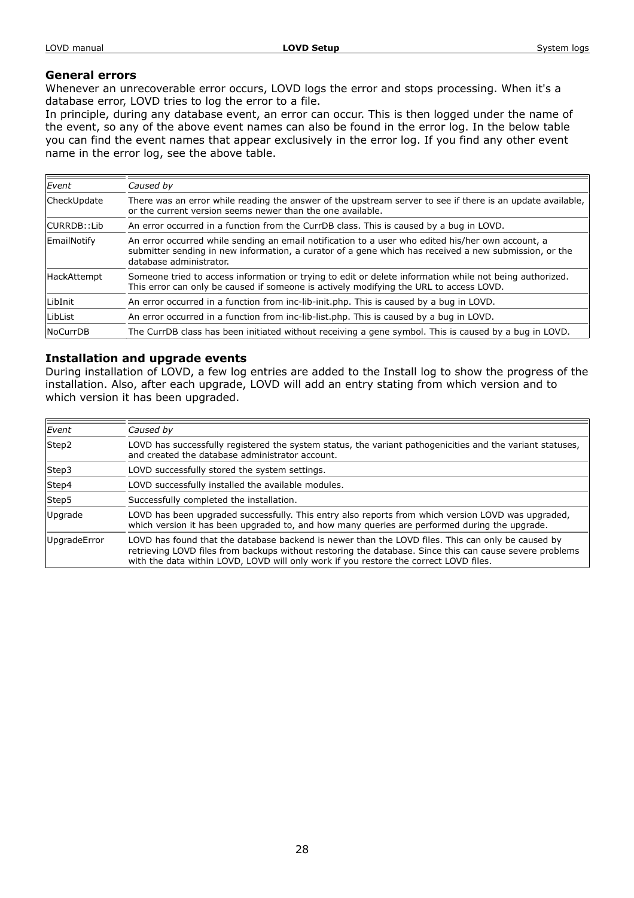### General errors

Whenever an unrecoverable error occurs, LOVD logs the error and stops processing. When it's a database error, LOVD tries to log the error to a file.
In principle, during any database event, an error can occur. This is then logged under the name of the event, so any of the above event names can also be found in the error log. In the below table you can find the event names that appear exclusively in the error log. If you find any other event name in the error log, see the above table.

| *Event* | *Caused by* |
|---|---|
| CheckUpdate | There was an error while reading the answer of the upstream server to see if there is an update available, or the current version seems newer than the one available. |
| CURRDB::Lib | An error occurred in a function from the CurrDB class. This is caused by a bug in LOVD. |
| EmailNotify | An error occurred while sending an email notification to a user who edited his/her own account, a submitter sending in new information, a curator of a gene which has received a new submission, or the database administrator. |
| HackAttempt | Someone tried to access information or trying to edit or delete information while not being authorized. This error can only be caused if someone is actively modifying the URL to access LOVD. |
| LibInit | An error occurred in a function from inc-lib-init.php. This is caused by a bug in LOVD. |
| LibList | An error occurred in a function from inc-lib-list.php. This is caused by a bug in LOVD. |
| NoCurrDB | The CurrDB class has been initiated without receiving a gene symbol. This is caused by a bug in LOVD. |

### Installation and upgrade events

During installation of LOVD, a few log entries are added to the Install log to show the progress of the installation. Also, after each upgrade, LOVD will add an entry stating from which version and to which version it has been upgraded.

| *Event* | *Caused by* |
|---|---|
| Step2 | LOVD has successfully registered the system status, the variant pathogenicities and the variant statuses, and created the database administrator account. |
| Step3 | LOVD successfully stored the system settings. |
| Step4 | LOVD successfully installed the available modules. |
| Step5 | Successfully completed the installation. |
| Upgrade | LOVD has been upgraded successfully. This entry also reports from which version LOVD was upgraded, which version it has been upgraded to, and how many queries are performed during the upgrade. |
| UpgradeError | LOVD has found that the database backend is newer than the LOVD files. This can only be caused by retrieving LOVD files from backups without restoring the database. Since this can cause severe problems with the data within LOVD, LOVD will only work if you restore the correct LOVD files. |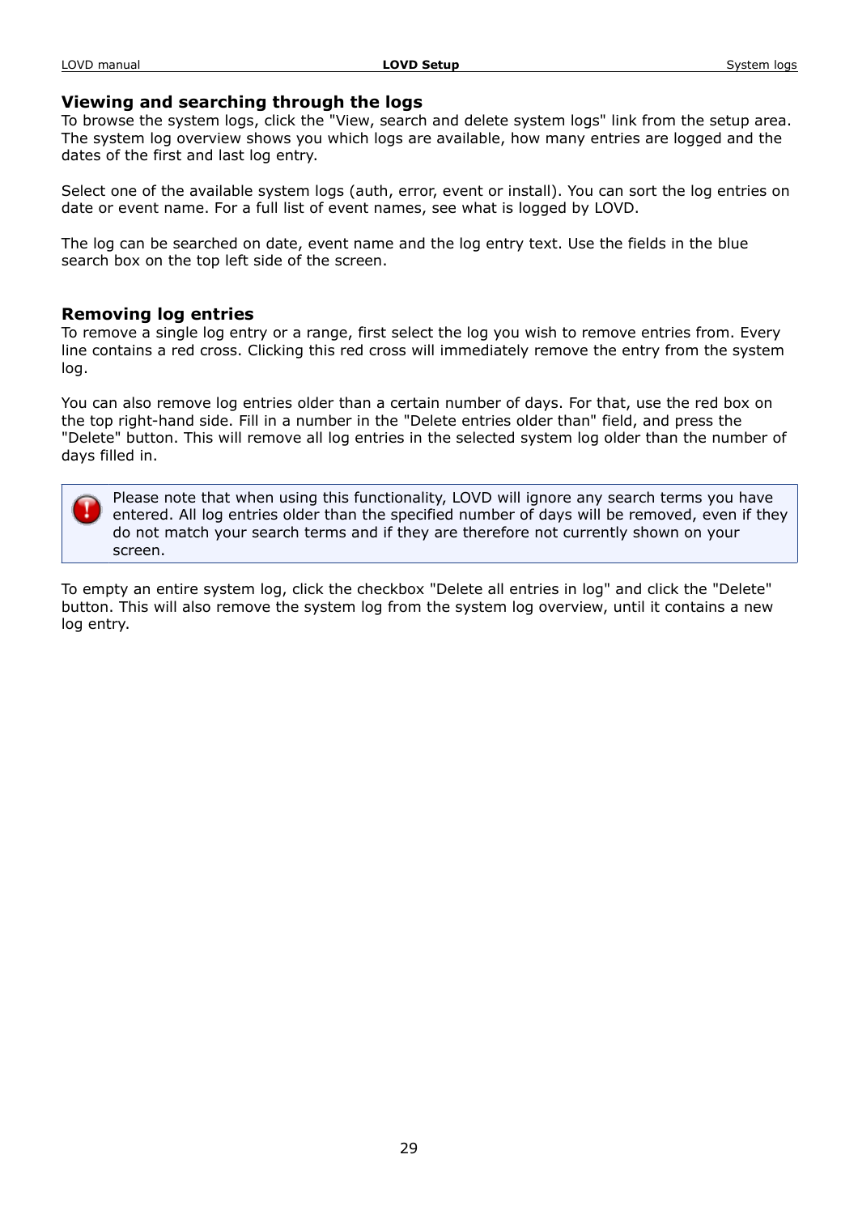### Viewing and searching through the logs

To browse the system logs, click the "View, search and delete system logs" link from the setup area. The system log overview shows you which logs are available, how many entries are logged and the dates of the first and last log entry.

Select one of the available system logs (auth, error, event or install). You can sort the log entries on date or event name. For a full list of event names, see what is logged by LOVD.

The log can be searched on date, event name and the log entry text. Use the fields in the blue search box on the top left side of the screen.

### Removing log entries

To remove a single log entry or a range, first select the log you wish to remove entries from. Every line contains a red cross. Clicking this red cross will immediately remove the entry from the system log.

You can also remove log entries older than a certain number of days. For that, use the red box on the top right-hand side. Fill in a number in the "Delete entries older than" field, and press the "Delete" button. This will remove all log entries in the selected system log older than the number of days filled in.

> Please note that when using this functionality, LOVD will ignore any search terms you have entered. All log entries older than the specified number of days will be removed, even if they do not match your search terms and if they are therefore not currently shown on your screen.

To empty an entire system log, click the checkbox "Delete all entries in log" and click the "Delete" button. This will also remove the system log from the system log overview, until it contains a new log entry.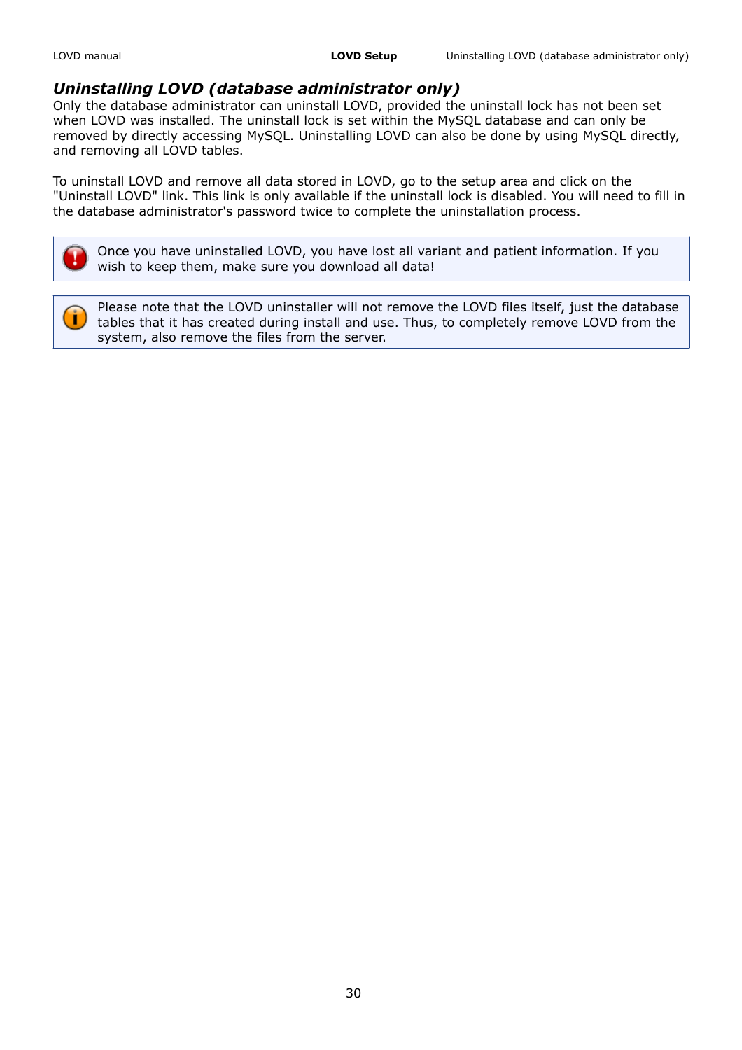## *Uninstalling LOVD (database administrator only)*

Only the database administrator can uninstall LOVD, provided the uninstall lock has not been set when LOVD was installed. The uninstall lock is set within the MySQL database and can only be removed by directly accessing MySQL. Uninstalling LOVD can also be done by using MySQL directly, and removing all LOVD tables.

To uninstall LOVD and remove all data stored in LOVD, go to the setup area and click on the "Uninstall LOVD" link. This link is only available if the uninstall lock is disabled. You will need to fill in the database administrator's password twice to complete the uninstallation process.

> Once you have uninstalled LOVD, you have lost all variant and patient information. If you wish to keep them, make sure you download all data!

> Please note that the LOVD uninstaller will not remove the LOVD files itself, just the database tables that it has created during install and use. Thus, to completely remove LOVD from the system, also remove the files from the server.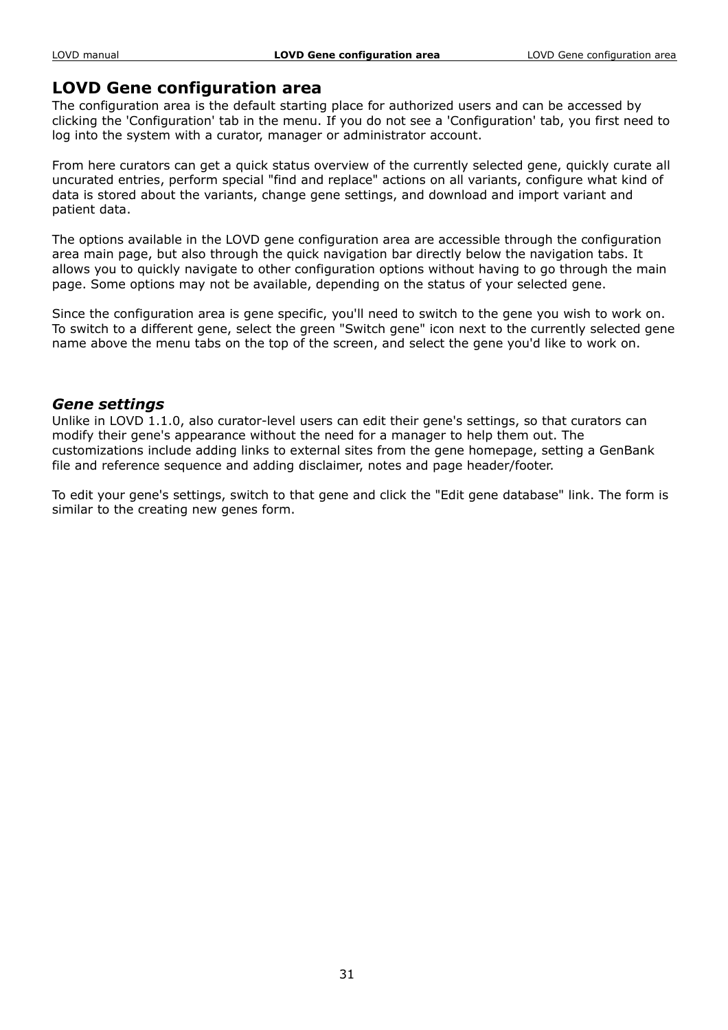# LOVD Gene configuration area

The configuration area is the default starting place for authorized users and can be accessed by clicking the 'Configuration' tab in the menu. If you do not see a 'Configuration' tab, you first need to log into the system with a curator, manager or administrator account.

From here curators can get a quick status overview of the currently selected gene, quickly curate all uncurated entries, perform special "find and replace" actions on all variants, configure what kind of data is stored about the variants, change gene settings, and download and import variant and patient data.

The options available in the LOVD gene configuration area are accessible through the configuration area main page, but also through the quick navigation bar directly below the navigation tabs. It allows you to quickly navigate to other configuration options without having to go through the main page. Some options may not be available, depending on the status of your selected gene.

Since the configuration area is gene specific, you'll need to switch to the gene you wish to work on. To switch to a different gene, select the green "Switch gene" icon next to the currently selected gene name above the menu tabs on the top of the screen, and select the gene you'd like to work on.

## *Gene settings*

Unlike in LOVD 1.1.0, also curator-level users can edit their gene's settings, so that curators can modify their gene's appearance without the need for a manager to help them out. The customizations include adding links to external sites from the gene homepage, setting a GenBank file and reference sequence and adding disclaimer, notes and page header/footer.

To edit your gene's settings, switch to that gene and click the "Edit gene database" link. The form is similar to the creating new genes form.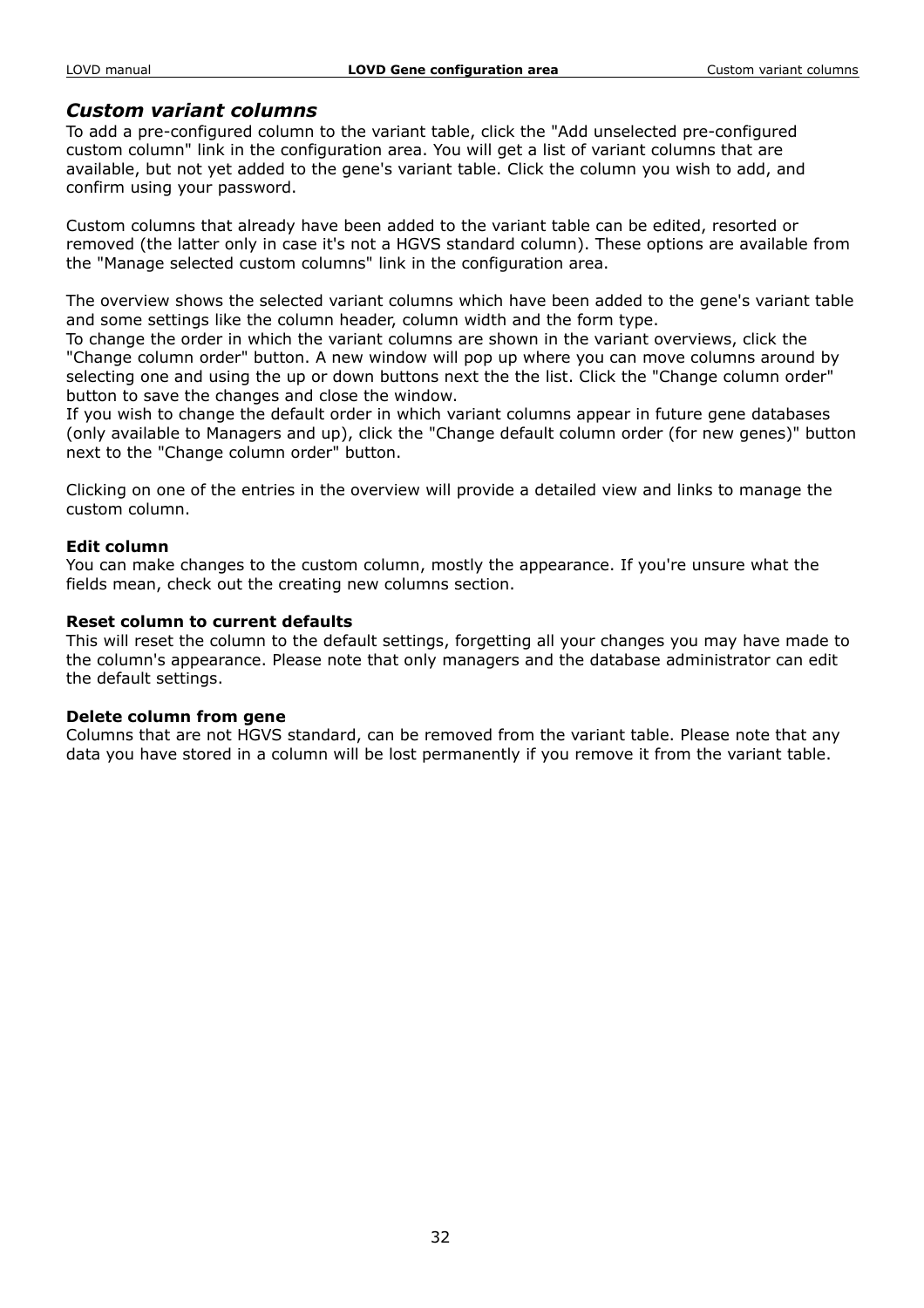## *Custom variant columns*

To add a pre-configured column to the variant table, click the "Add unselected pre-configured custom column" link in the configuration area. You will get a list of variant columns that are available, but not yet added to the gene's variant table. Click the column you wish to add, and confirm using your password.

Custom columns that already have been added to the variant table can be edited, resorted or removed (the latter only in case it's not a HGVS standard column). These options are available from the "Manage selected custom columns" link in the configuration area.

The overview shows the selected variant columns which have been added to the gene's variant table and some settings like the column header, column width and the form type.
To change the order in which the variant columns are shown in the variant overviews, click the "Change column order" button. A new window will pop up where you can move columns around by selecting one and using the up or down buttons next the the list. Click the "Change column order" button to save the changes and close the window.
If you wish to change the default order in which variant columns appear in future gene databases (only available to Managers and up), click the "Change default column order (for new genes)" button next to the "Change column order" button.

Clicking on one of the entries in the overview will provide a detailed view and links to manage the custom column.

**Edit column**
You can make changes to the custom column, mostly the appearance. If you're unsure what the fields mean, check out the creating new columns section.

**Reset column to current defaults**
This will reset the column to the default settings, forgetting all your changes you may have made to the column's appearance. Please note that only managers and the database administrator can edit the default settings.

**Delete column from gene**
Columns that are not HGVS standard, can be removed from the variant table. Please note that any data you have stored in a column will be lost permanently if you remove it from the variant table.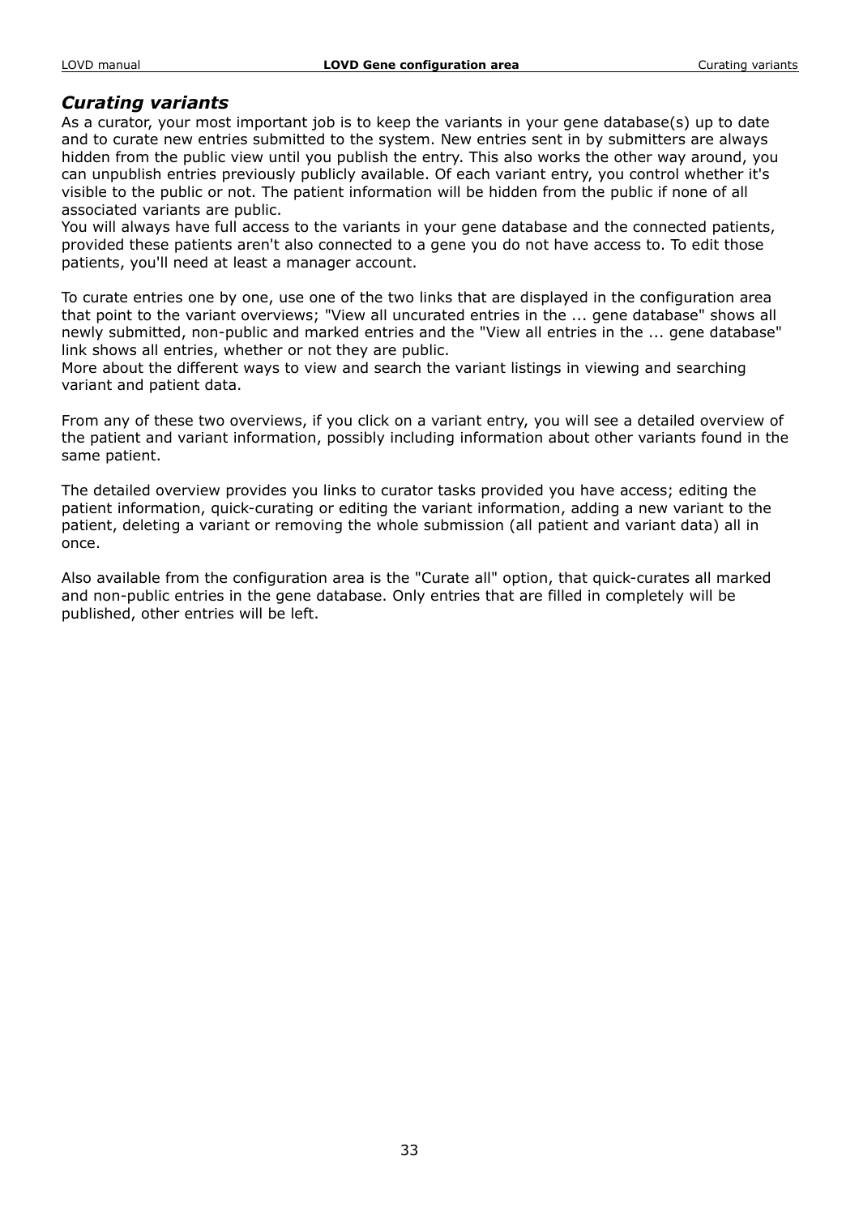## *Curating variants*

As a curator, your most important job is to keep the variants in your gene database(s) up to date and to curate new entries submitted to the system. New entries sent in by submitters are always hidden from the public view until you publish the entry. This also works the other way around, you can unpublish entries previously publicly available. Of each variant entry, you control whether it's visible to the public or not. The patient information will be hidden from the public if none of all associated variants are public.
You will always have full access to the variants in your gene database and the connected patients, provided these patients aren't also connected to a gene you do not have access to. To edit those patients, you'll need at least a manager account.

To curate entries one by one, use one of the two links that are displayed in the configuration area that point to the variant overviews; "View all uncurated entries in the ... gene database" shows all newly submitted, non-public and marked entries and the "View all entries in the ... gene database" link shows all entries, whether or not they are public.
More about the different ways to view and search the variant listings in viewing and searching variant and patient data.

From any of these two overviews, if you click on a variant entry, you will see a detailed overview of the patient and variant information, possibly including information about other variants found in the same patient.

The detailed overview provides you links to curator tasks provided you have access; editing the patient information, quick-curating or editing the variant information, adding a new variant to the patient, deleting a variant or removing the whole submission (all patient and variant data) all in once.

Also available from the configuration area is the "Curate all" option, that quick-curates all marked and non-public entries in the gene database. Only entries that are filled in completely will be published, other entries will be left.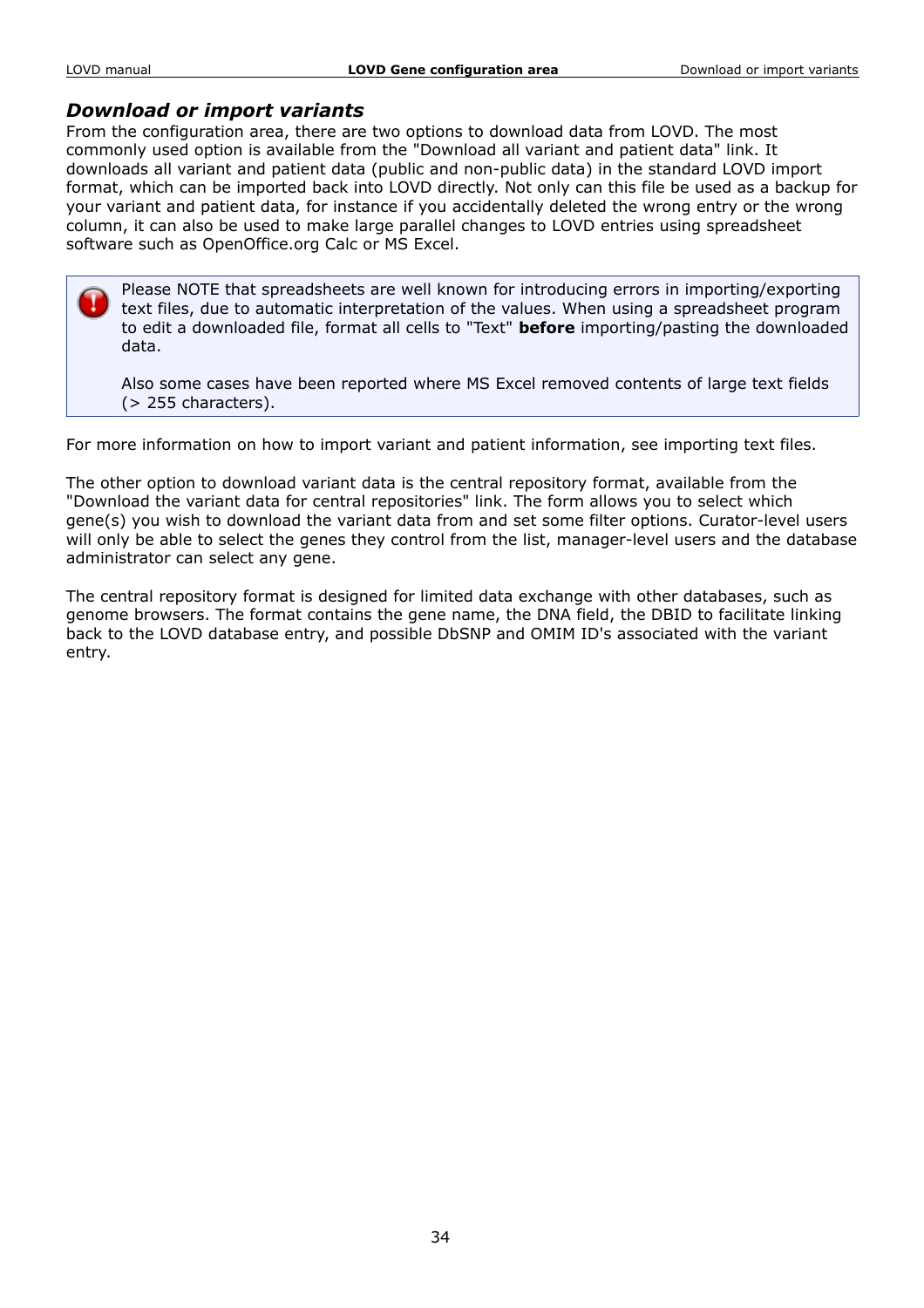### *Download or import variants*

From the configuration area, there are two options to download data from LOVD. The most commonly used option is available from the "Download all variant and patient data" link. It downloads all variant and patient data (public and non-public data) in the standard LOVD import format, which can be imported back into LOVD directly. Not only can this file be used as a backup for your variant and patient data, for instance if you accidentally deleted the wrong entry or the wrong column, it can also be used to make large parallel changes to LOVD entries using spreadsheet software such as OpenOffice.org Calc or MS Excel.

> Please NOTE that spreadsheets are well known for introducing errors in importing/exporting text files, due to automatic interpretation of the values. When using a spreadsheet program to edit a downloaded file, format all cells to "Text" **before** importing/pasting the downloaded data.
>
> Also some cases have been reported where MS Excel removed contents of large text fields (> 255 characters).

For more information on how to import variant and patient information, see importing text files.

The other option to download variant data is the central repository format, available from the "Download the variant data for central repositories" link. The form allows you to select which gene(s) you wish to download the variant data from and set some filter options. Curator-level users will only be able to select the genes they control from the list, manager-level users and the database administrator can select any gene.

The central repository format is designed for limited data exchange with other databases, such as genome browsers. The format contains the gene name, the DNA field, the DBID to facilitate linking back to the LOVD database entry, and possible DbSNP and OMIM ID's associated with the variant entry.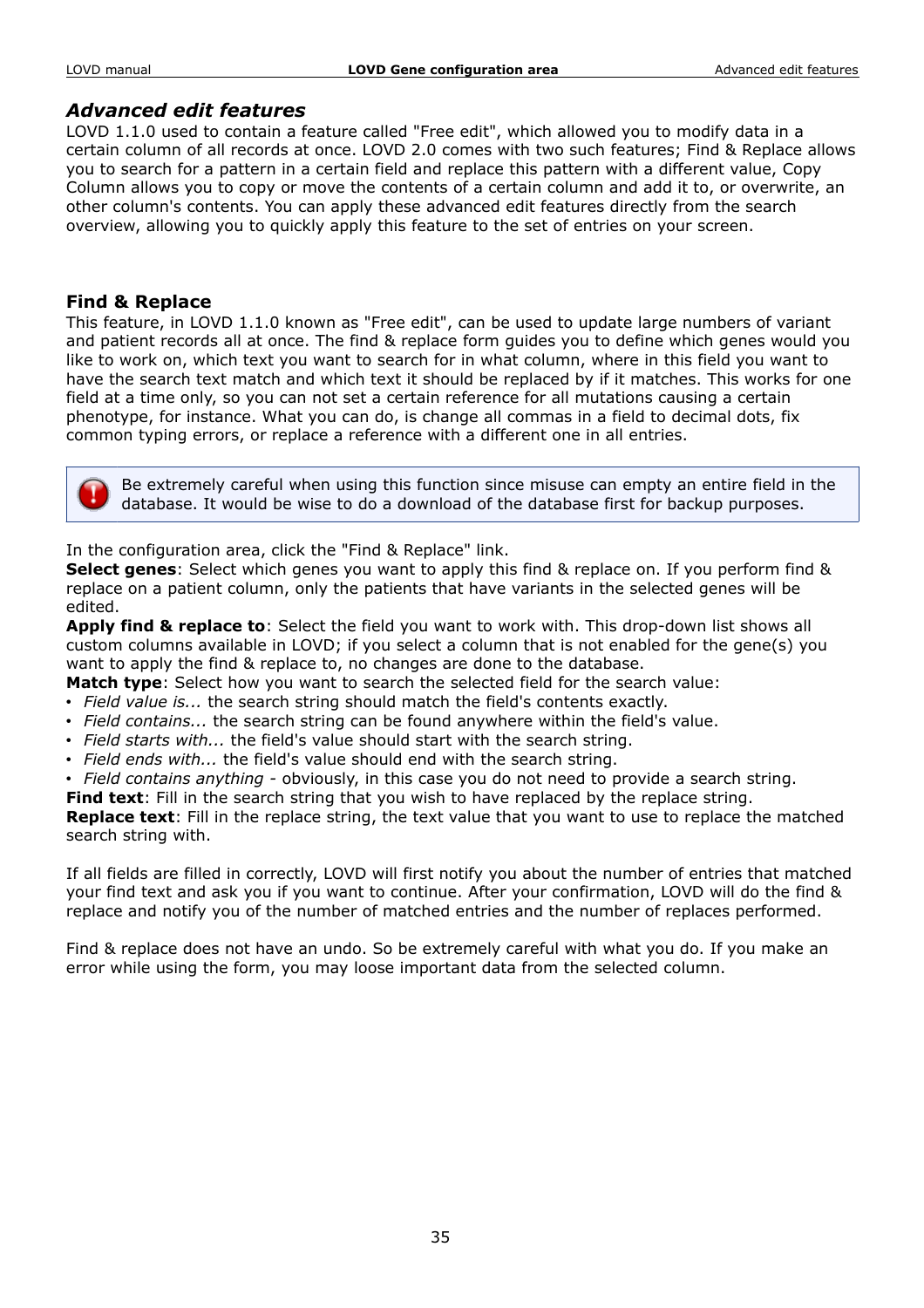## *Advanced edit features*

LOVD 1.1.0 used to contain a feature called "Free edit", which allowed you to modify data in a certain column of all records at once. LOVD 2.0 comes with two such features; Find & Replace allows you to search for a pattern in a certain field and replace this pattern with a different value, Copy Column allows you to copy or move the contents of a certain column and add it to, or overwrite, an other column's contents. You can apply these advanced edit features directly from the search overview, allowing you to quickly apply this feature to the set of entries on your screen.

### Find & Replace

This feature, in LOVD 1.1.0 known as "Free edit", can be used to update large numbers of variant and patient records all at once. The find & replace form guides you to define which genes would you like to work on, which text you want to search for in what column, where in this field you want to have the search text match and which text it should be replaced by if it matches. This works for one field at a time only, so you can not set a certain reference for all mutations causing a certain phenotype, for instance. What you can do, is change all commas in a field to decimal dots, fix common typing errors, or replace a reference with a different one in all entries.

> Be extremely careful when using this function since misuse can empty an entire field in the database. It would be wise to do a download of the database first for backup purposes.

In the configuration area, click the "Find & Replace" link.

**Select genes**: Select which genes you want to apply this find & replace on. If you perform find & replace on a patient column, only the patients that have variants in the selected genes will be edited.

**Apply find & replace to**: Select the field you want to work with. This drop-down list shows all custom columns available in LOVD; if you select a column that is not enabled for the gene(s) you want to apply the find & replace to, no changes are done to the database.

**Match type**: Select how you want to search the selected field for the search value:

- *Field value is...* the search string should match the field's contents exactly.
- *Field contains...* the search string can be found anywhere within the field's value.
- *Field starts with...* the field's value should start with the search string.
- *Field ends with...* the field's value should end with the search string.
- *Field contains anything* - obviously, in this case you do not need to provide a search string.

**Find text**: Fill in the search string that you wish to have replaced by the replace string.

**Replace text**: Fill in the replace string, the text value that you want to use to replace the matched search string with.

If all fields are filled in correctly, LOVD will first notify you about the number of entries that matched your find text and ask you if you want to continue. After your confirmation, LOVD will do the find & replace and notify you of the number of matched entries and the number of replaces performed.

Find & replace does not have an undo. So be extremely careful with what you do. If you make an error while using the form, you may loose important data from the selected column.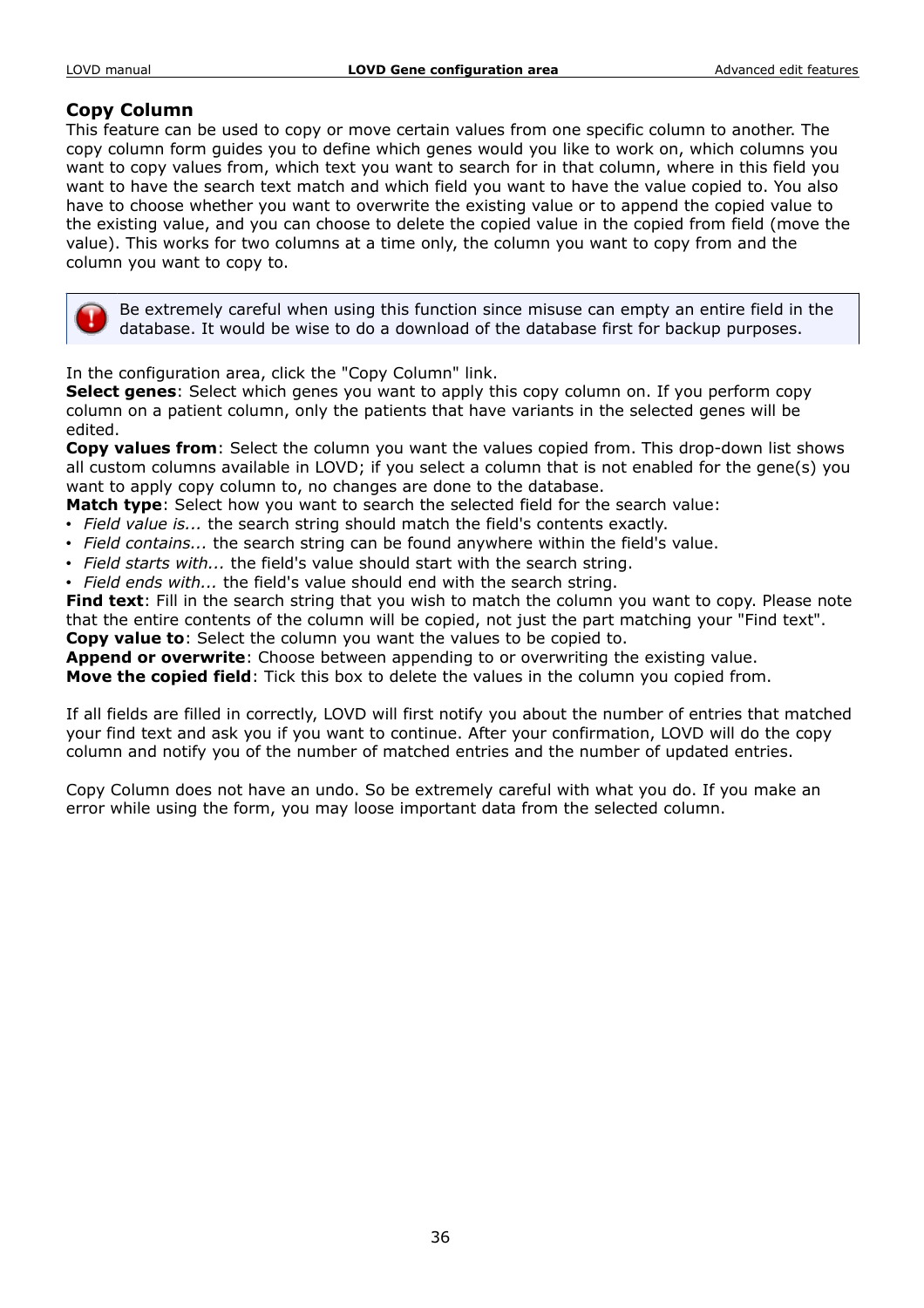## Copy Column

This feature can be used to copy or move certain values from one specific column to another. The copy column form guides you to define which genes would you like to work on, which columns you want to copy values from, which text you want to search for in that column, where in this field you want to have the search text match and which field you want to have the value copied to. You also have to choose whether you want to overwrite the existing value or to append the copied value to the existing value, and you can choose to delete the copied value in the copied from field (move the value). This works for two columns at a time only, the column you want to copy from and the column you want to copy to.

> Be extremely careful when using this function since misuse can empty an entire field in the database. It would be wise to do a download of the database first for backup purposes.

In the configuration area, click the "Copy Column" link.
**Select genes**: Select which genes you want to apply this copy column on. If you perform copy column on a patient column, only the patients that have variants in the selected genes will be edited.
**Copy values from**: Select the column you want the values copied from. This drop-down list shows all custom columns available in LOVD; if you select a column that is not enabled for the gene(s) you want to apply copy column to, no changes are done to the database.
**Match type**: Select how you want to search the selected field for the search value:

- *Field value is...* the search string should match the field's contents exactly.
- *Field contains...* the search string can be found anywhere within the field's value.
- *Field starts with...* the field's value should start with the search string.
- *Field ends with...* the field's value should end with the search string.

**Find text**: Fill in the search string that you wish to match the column you want to copy. Please note that the entire contents of the column will be copied, not just the part matching your "Find text".
**Copy value to**: Select the column you want the values to be copied to.
**Append or overwrite**: Choose between appending to or overwriting the existing value.
**Move the copied field**: Tick this box to delete the values in the column you copied from.

If all fields are filled in correctly, LOVD will first notify you about the number of entries that matched your find text and ask you if you want to continue. After your confirmation, LOVD will do the copy column and notify you of the number of matched entries and the number of updated entries.

Copy Column does not have an undo. So be extremely careful with what you do. If you make an error while using the form, you may loose important data from the selected column.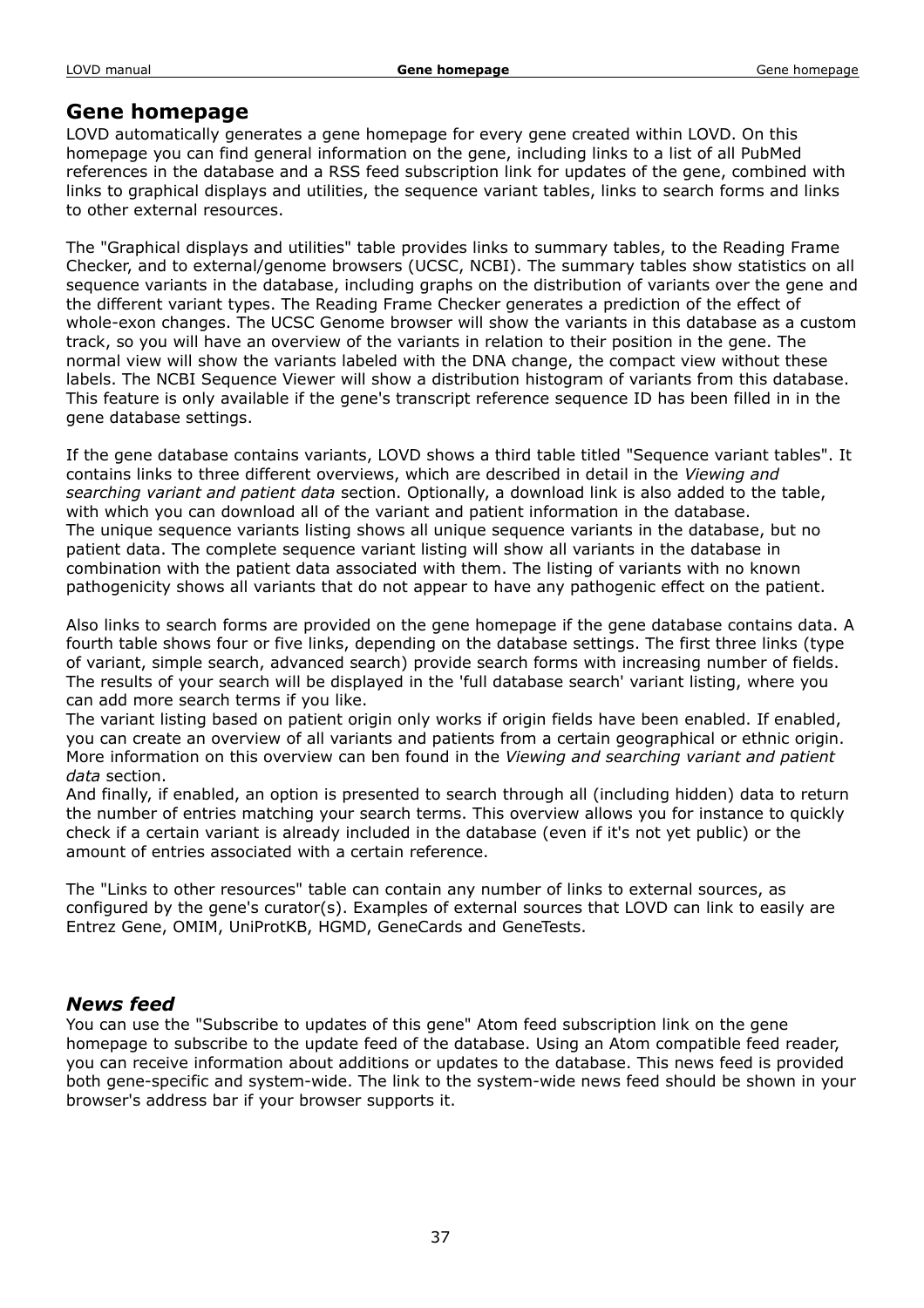# Gene homepage

LOVD automatically generates a gene homepage for every gene created within LOVD. On this homepage you can find general information on the gene, including links to a list of all PubMed references in the database and a RSS feed subscription link for updates of the gene, combined with links to graphical displays and utilities, the sequence variant tables, links to search forms and links to other external resources.

The "Graphical displays and utilities" table provides links to summary tables, to the Reading Frame Checker, and to external/genome browsers (UCSC, NCBI). The summary tables show statistics on all sequence variants in the database, including graphs on the distribution of variants over the gene and the different variant types. The Reading Frame Checker generates a prediction of the effect of whole-exon changes. The UCSC Genome browser will show the variants in this database as a custom track, so you will have an overview of the variants in relation to their position in the gene. The normal view will show the variants labeled with the DNA change, the compact view without these labels. The NCBI Sequence Viewer will show a distribution histogram of variants from this database. This feature is only available if the gene's transcript reference sequence ID has been filled in in the gene database settings.

If the gene database contains variants, LOVD shows a third table titled "Sequence variant tables". It contains links to three different overviews, which are described in detail in the *Viewing and searching variant and patient data* section. Optionally, a download link is also added to the table, with which you can download all of the variant and patient information in the database.
The unique sequence variants listing shows all unique sequence variants in the database, but no patient data. The complete sequence variant listing will show all variants in the database in combination with the patient data associated with them. The listing of variants with no known pathogenicity shows all variants that do not appear to have any pathogenic effect on the patient.

Also links to search forms are provided on the gene homepage if the gene database contains data. A fourth table shows four or five links, depending on the database settings. The first three links (type of variant, simple search, advanced search) provide search forms with increasing number of fields. The results of your search will be displayed in the 'full database search' variant listing, where you can add more search terms if you like.
The variant listing based on patient origin only works if origin fields have been enabled. If enabled, you can create an overview of all variants and patients from a certain geographical or ethnic origin. More information on this overview can ben found in the *Viewing and searching variant and patient data* section.
And finally, if enabled, an option is presented to search through all (including hidden) data to return the number of entries matching your search terms. This overview allows you for instance to quickly check if a certain variant is already included in the database (even if it's not yet public) or the amount of entries associated with a certain reference.

The "Links to other resources" table can contain any number of links to external sources, as configured by the gene's curator(s). Examples of external sources that LOVD can link to easily are Entrez Gene, OMIM, UniProtKB, HGMD, GeneCards and GeneTests.

## *News feed*

You can use the "Subscribe to updates of this gene" Atom feed subscription link on the gene homepage to subscribe to the update feed of the database. Using an Atom compatible feed reader, you can receive information about additions or updates to the database. This news feed is provided both gene-specific and system-wide. The link to the system-wide news feed should be shown in your browser's address bar if your browser supports it.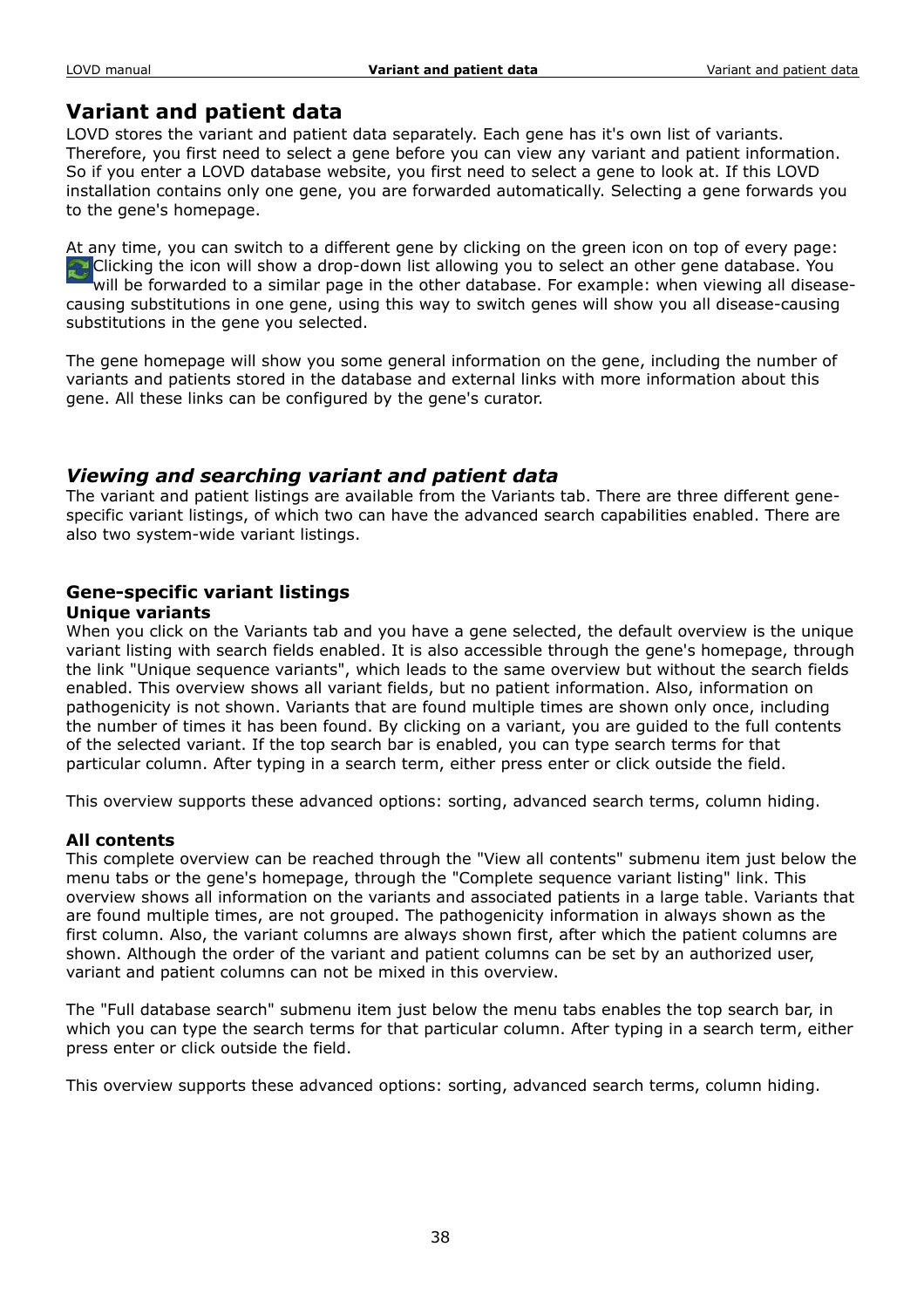# Variant and patient data

LOVD stores the variant and patient data separately. Each gene has it's own list of variants. Therefore, you first need to select a gene before you can view any variant and patient information. So if you enter a LOVD database website, you first need to select a gene to look at. If this LOVD installation contains only one gene, you are forwarded automatically. Selecting a gene forwards you to the gene's homepage.

At any time, you can switch to a different gene by clicking on the green icon on top of every page: Clicking the icon will show a drop-down list allowing you to select an other gene database. You will be forwarded to a similar page in the other database. For example: when viewing all disease-causing substitutions in one gene, using this way to switch genes will show you all disease-causing substitutions in the gene you selected.

The gene homepage will show you some general information on the gene, including the number of variants and patients stored in the database and external links with more information about this gene. All these links can be configured by the gene's curator.

## *Viewing and searching variant and patient data*

The variant and patient listings are available from the Variants tab. There are three different gene-specific variant listings, of which two can have the advanced search capabilities enabled. There are also two system-wide variant listings.

### Gene-specific variant listings

**Unique variants**

When you click on the Variants tab and you have a gene selected, the default overview is the unique variant listing with search fields enabled. It is also accessible through the gene's homepage, through the link "Unique sequence variants", which leads to the same overview but without the search fields enabled. This overview shows all variant fields, but no patient information. Also, information on pathogenicity is not shown. Variants that are found multiple times are shown only once, including the number of times it has been found. By clicking on a variant, you are guided to the full contents of the selected variant. If the top search bar is enabled, you can type search terms for that particular column. After typing in a search term, either press enter or click outside the field.

This overview supports these advanced options: sorting, advanced search terms, column hiding.

**All contents**

This complete overview can be reached through the "View all contents" submenu item just below the menu tabs or the gene's homepage, through the "Complete sequence variant listing" link. This overview shows all information on the variants and associated patients in a large table. Variants that are found multiple times, are not grouped. The pathogenicity information in always shown as the first column. Also, the variant columns are always shown first, after which the patient columns are shown. Although the order of the variant and patient columns can be set by an authorized user, variant and patient columns can not be mixed in this overview.

The "Full database search" submenu item just below the menu tabs enables the top search bar, in which you can type the search terms for that particular column. After typing in a search term, either press enter or click outside the field.

This overview supports these advanced options: sorting, advanced search terms, column hiding.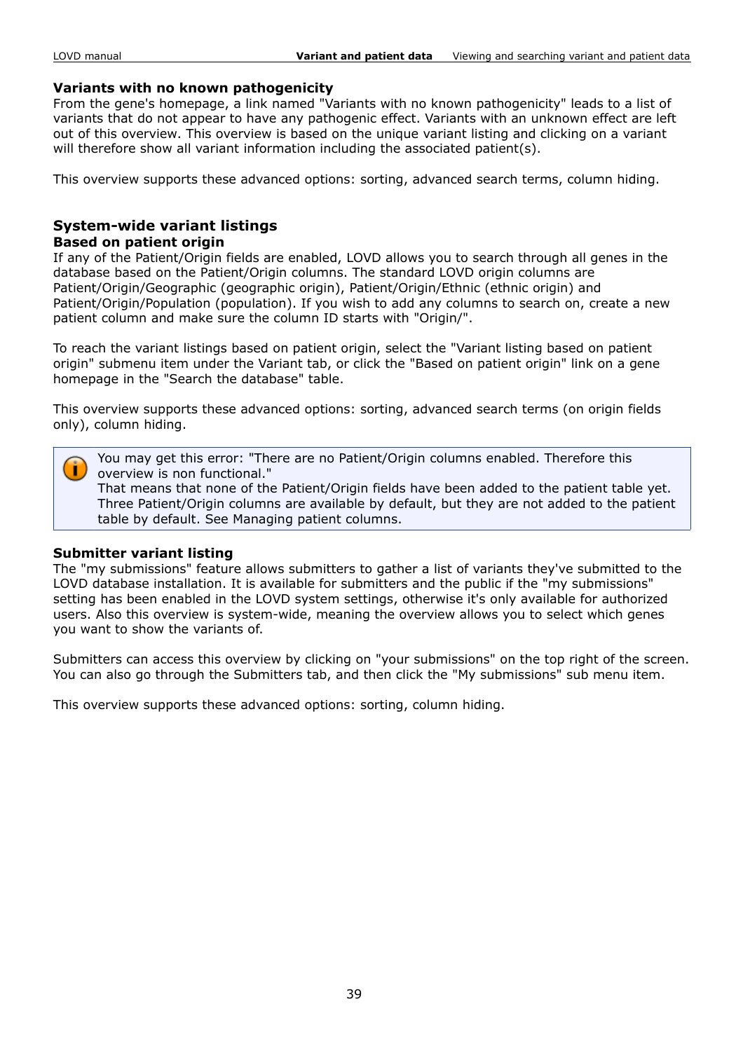### Variants with no known pathogenicity

From the gene's homepage, a link named "Variants with no known pathogenicity" leads to a list of variants that do not appear to have any pathogenic effect. Variants with an unknown effect are left out of this overview. This overview is based on the unique variant listing and clicking on a variant will therefore show all variant information including the associated patient(s).

This overview supports these advanced options: sorting, advanced search terms, column hiding.

## System-wide variant listings

### Based on patient origin

If any of the Patient/Origin fields are enabled, LOVD allows you to search through all genes in the database based on the Patient/Origin columns. The standard LOVD origin columns are Patient/Origin/Geographic (geographic origin), Patient/Origin/Ethnic (ethnic origin) and Patient/Origin/Population (population). If you wish to add any columns to search on, create a new patient column and make sure the column ID starts with "Origin/".

To reach the variant listings based on patient origin, select the "Variant listing based on patient origin" submenu item under the Variant tab, or click the "Based on patient origin" link on a gene homepage in the "Search the database" table.

This overview supports these advanced options: sorting, advanced search terms (on origin fields only), column hiding.

> You may get this error: "There are no Patient/Origin columns enabled. Therefore this overview is non functional."
> That means that none of the Patient/Origin fields have been added to the patient table yet. Three Patient/Origin columns are available by default, but they are not added to the patient table by default. See Managing patient columns.

### Submitter variant listing

The "my submissions" feature allows submitters to gather a list of variants they've submitted to the LOVD database installation. It is available for submitters and the public if the "my submissions" setting has been enabled in the LOVD system settings, otherwise it's only available for authorized users. Also this overview is system-wide, meaning the overview allows you to select which genes you want to show the variants of.

Submitters can access this overview by clicking on "your submissions" on the top right of the screen. You can also go through the Submitters tab, and then click the "My submissions" sub menu item.

This overview supports these advanced options: sorting, column hiding.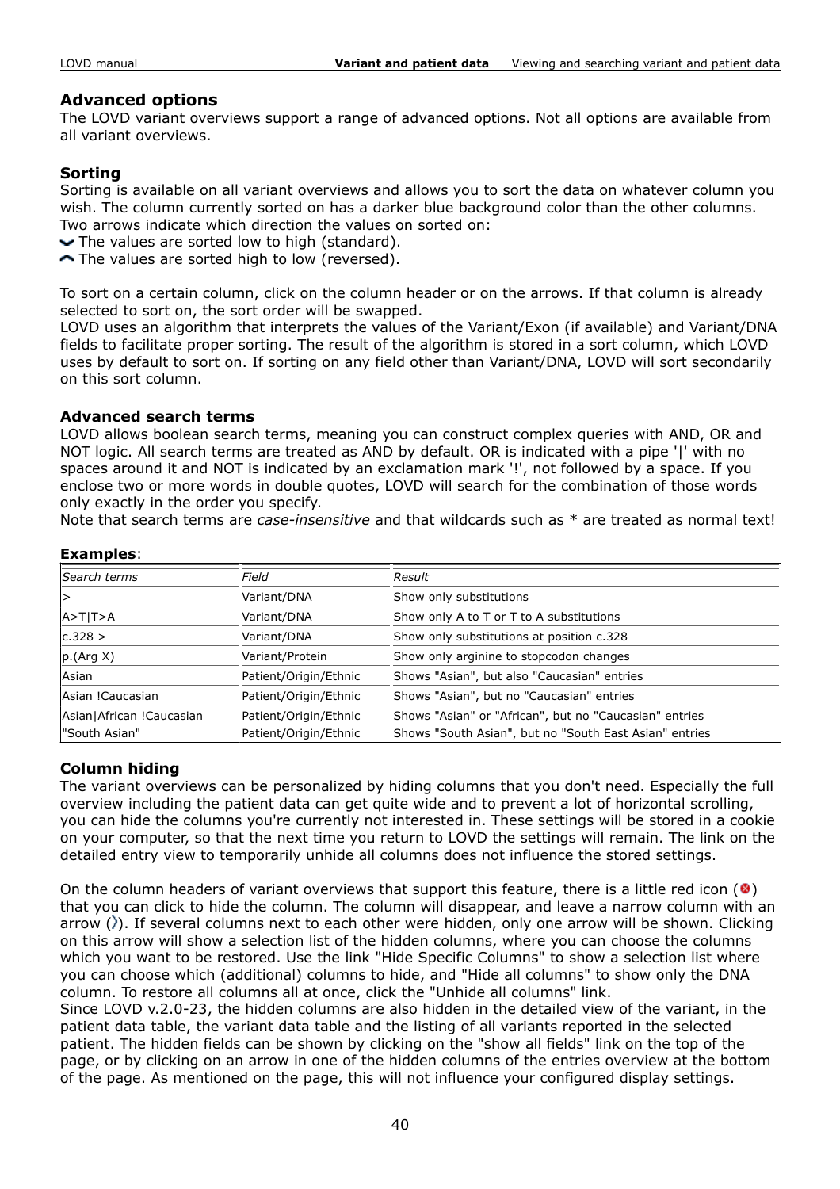## Advanced options

The LOVD variant overviews support a range of advanced options. Not all options are available from all variant overviews.

### Sorting

Sorting is available on all variant overviews and allows you to sort the data on whatever column you wish. The column currently sorted on has a darker blue background color than the other columns. Two arrows indicate which direction the values on sorted on:

- The values are sorted low to high (standard).
- The values are sorted high to low (reversed).

To sort on a certain column, click on the column header or on the arrows. If that column is already selected to sort on, the sort order will be swapped.
LOVD uses an algorithm that interprets the values of the Variant/Exon (if available) and Variant/DNA fields to facilitate proper sorting. The result of the algorithm is stored in a sort column, which LOVD uses by default to sort on. If sorting on any field other than Variant/DNA, LOVD will sort secondarily on this sort column.

### Advanced search terms

LOVD allows boolean search terms, meaning you can construct complex queries with AND, OR and NOT logic. All search terms are treated as AND by default. OR is indicated with a pipe '|' with no spaces around it and NOT is indicated by an exclamation mark '!', not followed by a space. If you enclose two or more words in double quotes, LOVD will search for the combination of those words only exactly in the order you specify.
Note that search terms are *case-insensitive* and that wildcards such as * are treated as normal text!

**Examples**:

| *Search terms* | *Field* | *Result* |
|---|---|---|
| > | Variant/DNA | Show only substitutions |
| A>T\|T>A | Variant/DNA | Show only A to T or T to A substitutions |
| c.328 > | Variant/DNA | Show only substitutions at position c.328 |
| p.(Arg X) | Variant/Protein | Show only arginine to stopcodon changes |
| Asian | Patient/Origin/Ethnic | Shows "Asian", but also "Caucasian" entries |
| Asian !Caucasian | Patient/Origin/Ethnic | Shows "Asian", but no "Caucasian" entries |
| Asian\|African !Caucasian | Patient/Origin/Ethnic | Shows "Asian" or "African", but no "Caucasian" entries |
| "South Asian" | Patient/Origin/Ethnic | Shows "South Asian", but no "South East Asian" entries |

### Column hiding

The variant overviews can be personalized by hiding columns that you don't need. Especially the full overview including the patient data can get quite wide and to prevent a lot of horizontal scrolling, you can hide the columns you're currently not interested in. These settings will be stored in a cookie on your computer, so that the next time you return to LOVD the settings will remain. The link on the detailed entry view to temporarily unhide all columns does not influence the stored settings.

On the column headers of variant overviews that support this feature, there is a little red icon () that you can click to hide the column. The column will disappear, and leave a narrow column with an arrow (). If several columns next to each other were hidden, only one arrow will be shown. Clicking on this arrow will show a selection list of the hidden columns, where you can choose the columns which you want to be restored. Use the link "Hide Specific Columns" to show a selection list where you can choose which (additional) columns to hide, and "Hide all columns" to show only the DNA column. To restore all columns all at once, click the "Unhide all columns" link.
Since LOVD v.2.0-23, the hidden columns are also hidden in the detailed view of the variant, in the patient data table, the variant data table and the listing of all variants reported in the selected patient. The hidden fields can be shown by clicking on the "show all fields" link on the top of the page, or by clicking on an arrow in one of the hidden columns of the entries overview at the bottom of the page. As mentioned on the page, this will not influence your configured display settings.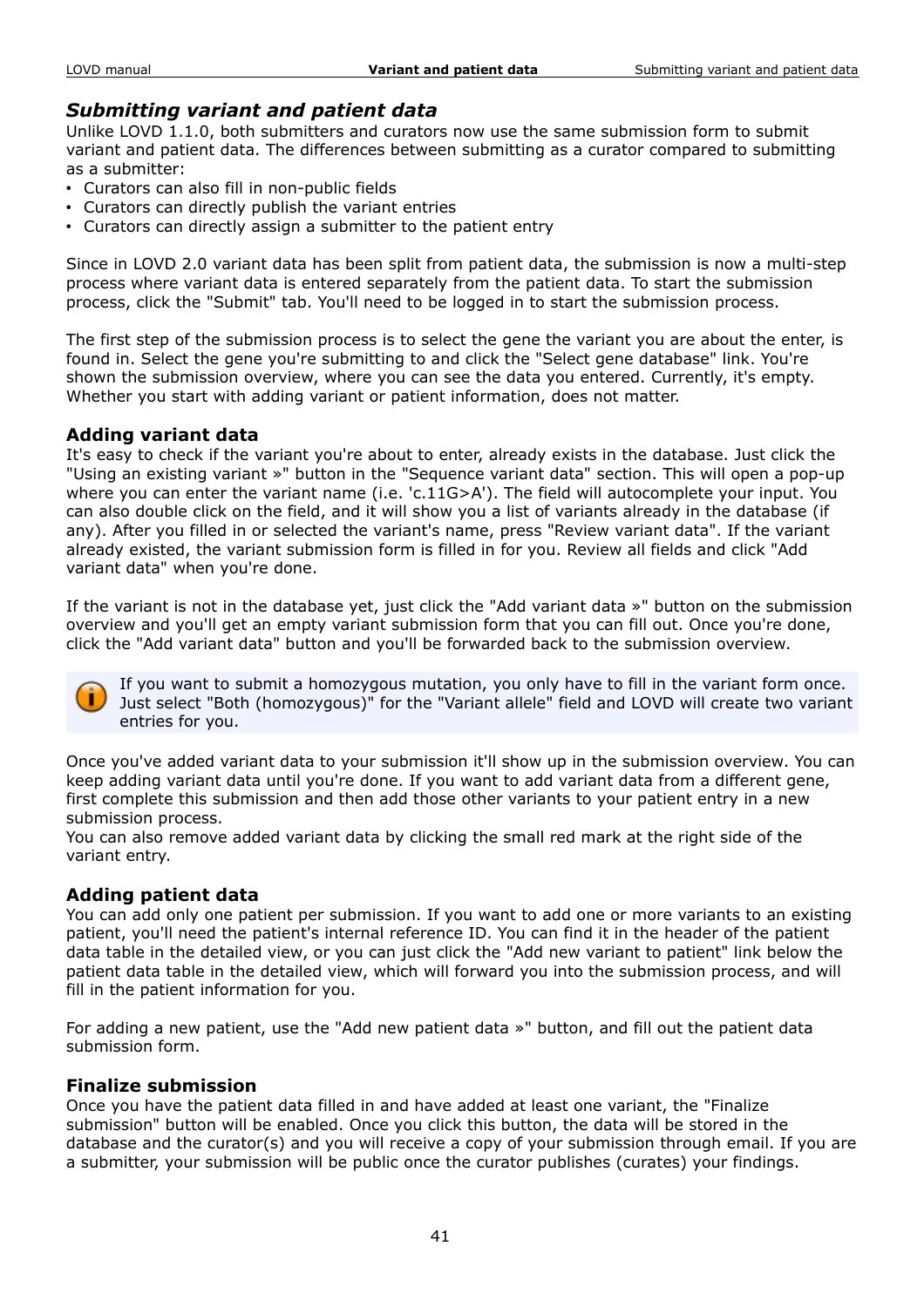## *Submitting variant and patient data*

Unlike LOVD 1.1.0, both submitters and curators now use the same submission form to submit variant and patient data. The differences between submitting as a curator compared to submitting as a submitter:

- Curators can also fill in non-public fields
- Curators can directly publish the variant entries
- Curators can directly assign a submitter to the patient entry

Since in LOVD 2.0 variant data has been split from patient data, the submission is now a multi-step process where variant data is entered separately from the patient data. To start the submission process, click the "Submit" tab. You'll need to be logged in to start the submission process.

The first step of the submission process is to select the gene the variant you are about the enter, is found in. Select the gene you're submitting to and click the "Select gene database" link. You're shown the submission overview, where you can see the data you entered. Currently, it's empty. Whether you start with adding variant or patient information, does not matter.

### Adding variant data

It's easy to check if the variant you're about to enter, already exists in the database. Just click the "Using an existing variant »" button in the "Sequence variant data" section. This will open a pop-up where you can enter the variant name (i.e. 'c.11G>A'). The field will autocomplete your input. You can also double click on the field, and it will show you a list of variants already in the database (if any). After you filled in or selected the variant's name, press "Review variant data". If the variant already existed, the variant submission form is filled in for you. Review all fields and click "Add variant data" when you're done.

If the variant is not in the database yet, just click the "Add variant data »" button on the submission overview and you'll get an empty variant submission form that you can fill out. Once you're done, click the "Add variant data" button and you'll be forwarded back to the submission overview.

> If you want to submit a homozygous mutation, you only have to fill in the variant form once. Just select "Both (homozygous)" for the "Variant allele" field and LOVD will create two variant entries for you.

Once you've added variant data to your submission it'll show up in the submission overview. You can keep adding variant data until you're done. If you want to add variant data from a different gene, first complete this submission and then add those other variants to your patient entry in a new submission process.
You can also remove added variant data by clicking the small red mark at the right side of the variant entry.

### Adding patient data

You can add only one patient per submission. If you want to add one or more variants to an existing patient, you'll need the patient's internal reference ID. You can find it in the header of the patient data table in the detailed view, or you can just click the "Add new variant to patient" link below the patient data table in the detailed view, which will forward you into the submission process, and will fill in the patient information for you.

For adding a new patient, use the "Add new patient data »" button, and fill out the patient data submission form.

### Finalize submission

Once you have the patient data filled in and have added at least one variant, the "Finalize submission" button will be enabled. Once you click this button, the data will be stored in the database and the curator(s) and you will receive a copy of your submission through email. If you are a submitter, your submission will be public once the curator publishes (curates) your findings.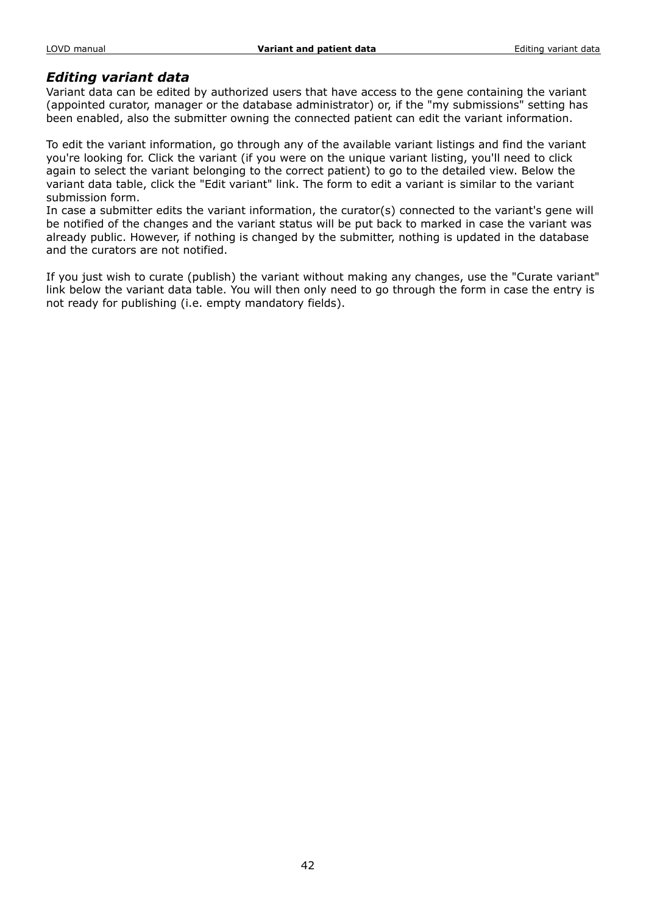## *Editing variant data*

Variant data can be edited by authorized users that have access to the gene containing the variant (appointed curator, manager or the database administrator) or, if the "my submissions" setting has been enabled, also the submitter owning the connected patient can edit the variant information.

To edit the variant information, go through any of the available variant listings and find the variant you're looking for. Click the variant (if you were on the unique variant listing, you'll need to click again to select the variant belonging to the correct patient) to go to the detailed view. Below the variant data table, click the "Edit variant" link. The form to edit a variant is similar to the variant submission form.
In case a submitter edits the variant information, the curator(s) connected to the variant's gene will be notified of the changes and the variant status will be put back to marked in case the variant was already public. However, if nothing is changed by the submitter, nothing is updated in the database and the curators are not notified.

If you just wish to curate (publish) the variant without making any changes, use the "Curate variant" link below the variant data table. You will then only need to go through the form in case the entry is not ready for publishing (i.e. empty mandatory fields).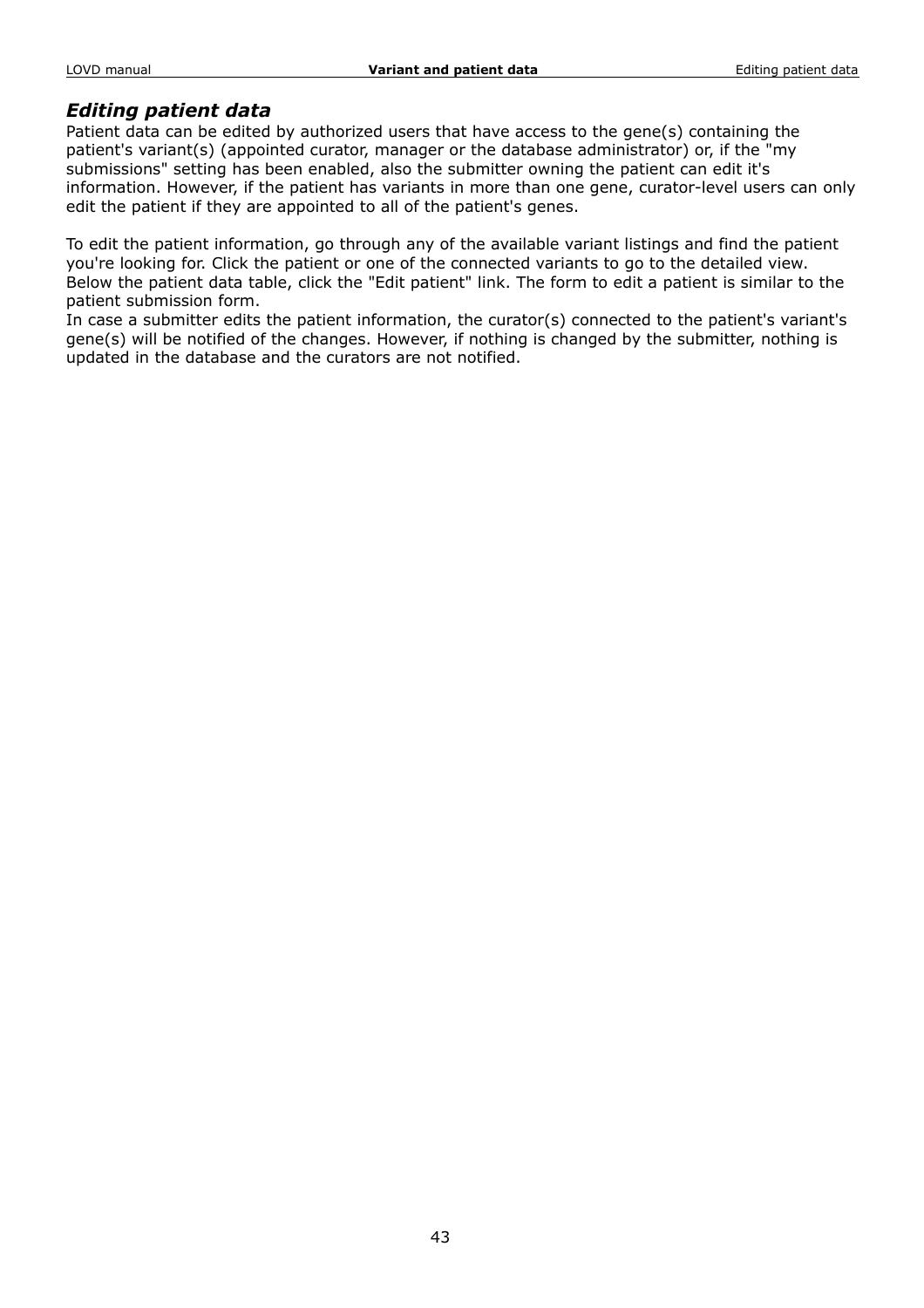### *Editing patient data*

Patient data can be edited by authorized users that have access to the gene(s) containing the patient's variant(s) (appointed curator, manager or the database administrator) or, if the "my submissions" setting has been enabled, also the submitter owning the patient can edit it's information. However, if the patient has variants in more than one gene, curator-level users can only edit the patient if they are appointed to all of the patient's genes.

To edit the patient information, go through any of the available variant listings and find the patient you're looking for. Click the patient or one of the connected variants to go to the detailed view. Below the patient data table, click the "Edit patient" link. The form to edit a patient is similar to the patient submission form.
In case a submitter edits the patient information, the curator(s) connected to the patient's variant's gene(s) will be notified of the changes. However, if nothing is changed by the submitter, nothing is updated in the database and the curators are not notified.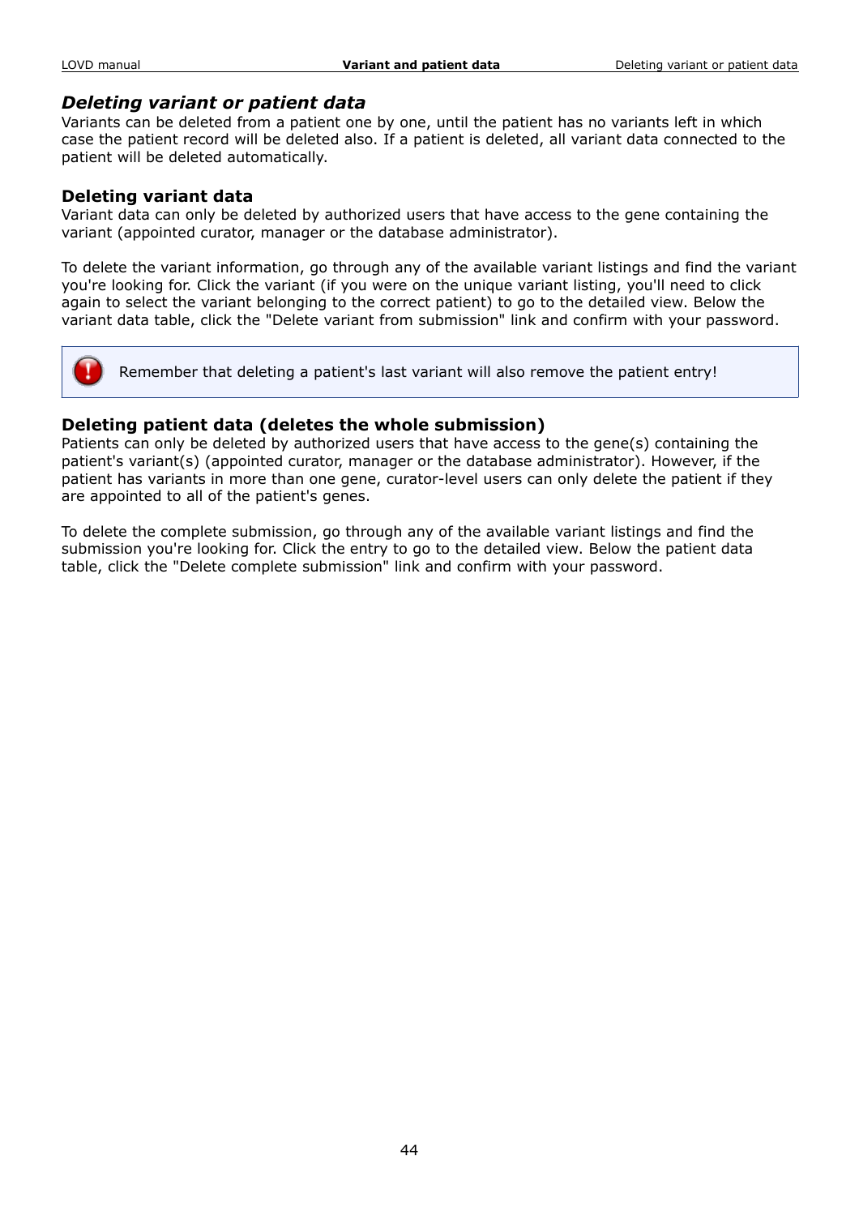## *Deleting variant or patient data*

Variants can be deleted from a patient one by one, until the patient has no variants left in which case the patient record will be deleted also. If a patient is deleted, all variant data connected to the patient will be deleted automatically.

### Deleting variant data

Variant data can only be deleted by authorized users that have access to the gene containing the variant (appointed curator, manager or the database administrator).

To delete the variant information, go through any of the available variant listings and find the variant you're looking for. Click the variant (if you were on the unique variant listing, you'll need to click again to select the variant belonging to the correct patient) to go to the detailed view. Below the variant data table, click the "Delete variant from submission" link and confirm with your password.

> Remember that deleting a patient's last variant will also remove the patient entry!

### Deleting patient data (deletes the whole submission)

Patients can only be deleted by authorized users that have access to the gene(s) containing the patient's variant(s) (appointed curator, manager or the database administrator). However, if the patient has variants in more than one gene, curator-level users can only delete the patient if they are appointed to all of the patient's genes.

To delete the complete submission, go through any of the available variant listings and find the submission you're looking for. Click the entry to go to the detailed view. Below the patient data table, click the "Delete complete submission" link and confirm with your password.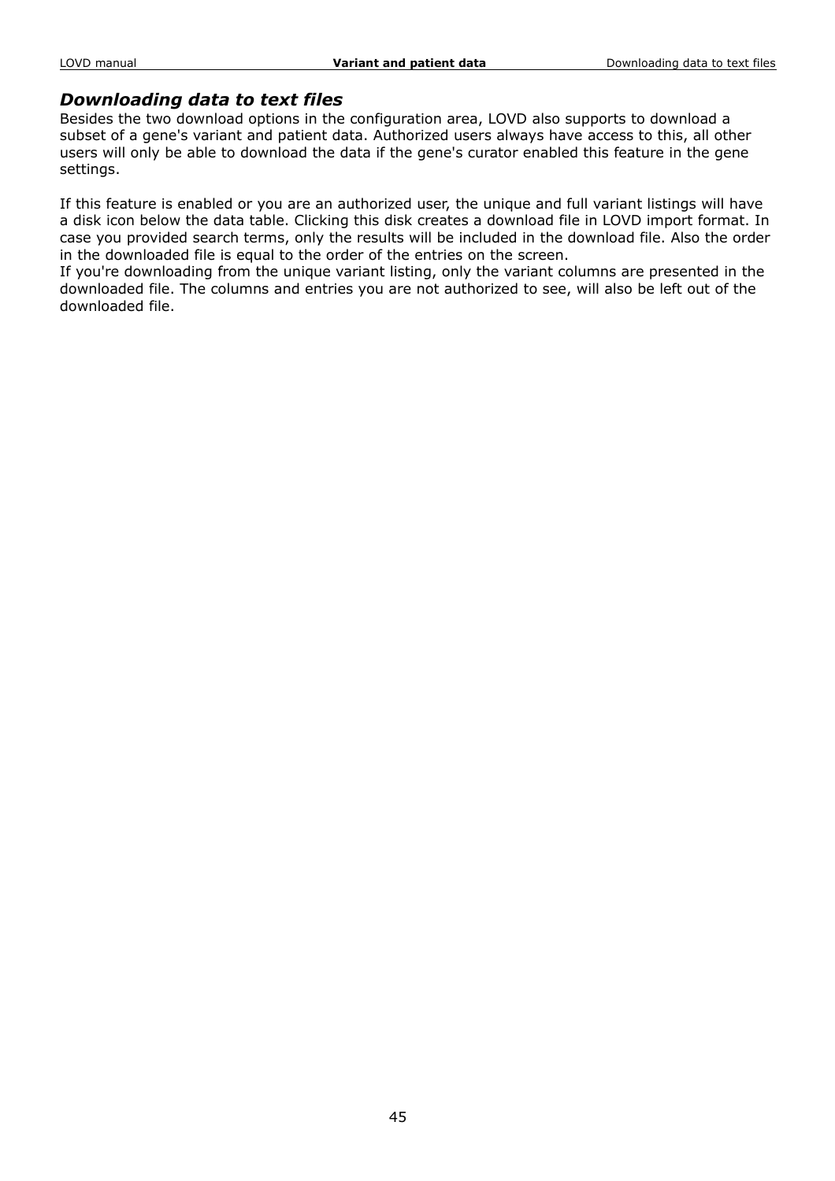## *Downloading data to text files*

Besides the two download options in the configuration area, LOVD also supports to download a subset of a gene's variant and patient data. Authorized users always have access to this, all other users will only be able to download the data if the gene's curator enabled this feature in the gene settings.

If this feature is enabled or you are an authorized user, the unique and full variant listings will have a disk icon below the data table. Clicking this disk creates a download file in LOVD import format. In case you provided search terms, only the results will be included in the download file. Also the order in the downloaded file is equal to the order of the entries on the screen.
If you're downloading from the unique variant listing, only the variant columns are presented in the downloaded file. The columns and entries you are not authorized to see, will also be left out of the downloaded file.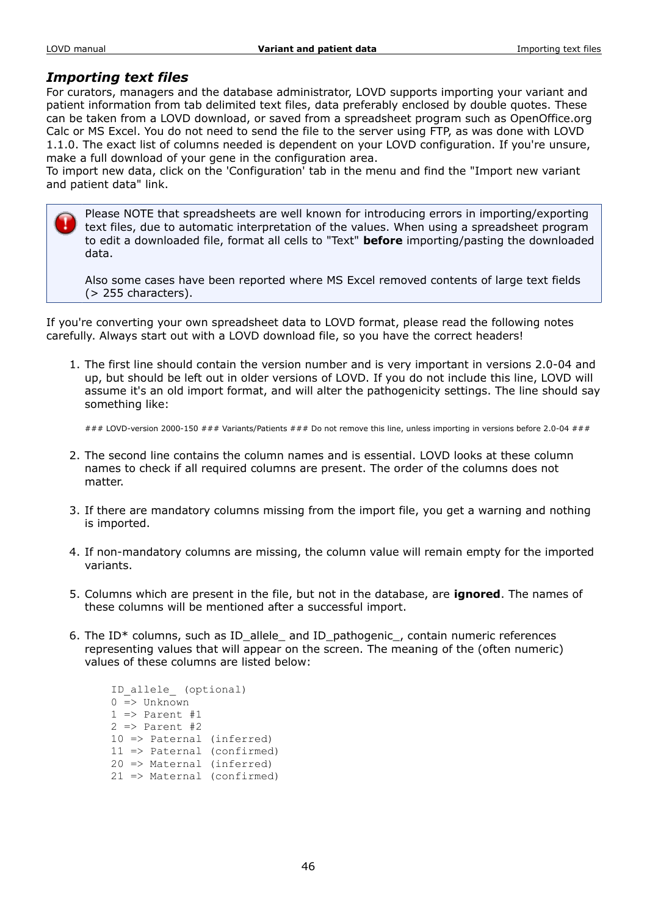## *Importing text files*

For curators, managers and the database administrator, LOVD supports importing your variant and patient information from tab delimited text files, data preferably enclosed by double quotes. These can be taken from a LOVD download, or saved from a spreadsheet program such as OpenOffice.org Calc or MS Excel. You do not need to send the file to the server using FTP, as was done with LOVD 1.1.0. The exact list of columns needed is dependent on your LOVD configuration. If you're unsure, make a full download of your gene in the configuration area.
To import new data, click on the 'Configuration' tab in the menu and find the "Import new variant and patient data" link.

> Please NOTE that spreadsheets are well known for introducing errors in importing/exporting text files, due to automatic interpretation of the values. When using a spreadsheet program to edit a downloaded file, format all cells to "Text" **before** importing/pasting the downloaded data.
>
> Also some cases have been reported where MS Excel removed contents of large text fields (> 255 characters).

If you're converting your own spreadsheet data to LOVD format, please read the following notes carefully. Always start out with a LOVD download file, so you have the correct headers!

1. The first line should contain the version number and is very important in versions 2.0-04 and up, but should be left out in older versions of LOVD. If you do not include this line, LOVD will assume it's an old import format, and will alter the pathogenicity settings. The line should say something like:

   ```
   ### LOVD-version 2000-150 ### Variants/Patients ### Do not remove this line, unless importing in versions before 2.0-04 ###
   ```

2. The second line contains the column names and is essential. LOVD looks at these column names to check if all required columns are present. The order of the columns does not matter.

3. If there are mandatory columns missing from the import file, you get a warning and nothing is imported.

4. If non-mandatory columns are missing, the column value will remain empty for the imported variants.

5. Columns which are present in the file, but not in the database, are **ignored**. The names of these columns will be mentioned after a successful import.

6. The ID* columns, such as ID_allele_ and ID_pathogenic_, contain numeric references representing values that will appear on the screen. The meaning of the (often numeric) values of these columns are listed below:

   ```
   ID_allele_ (optional)
   0 => Unknown
   1 => Parent #1
   2 => Parent #2
   10 => Paternal (inferred)
   11 => Paternal (confirmed)
   20 => Maternal (inferred)
   21 => Maternal (confirmed)
   ```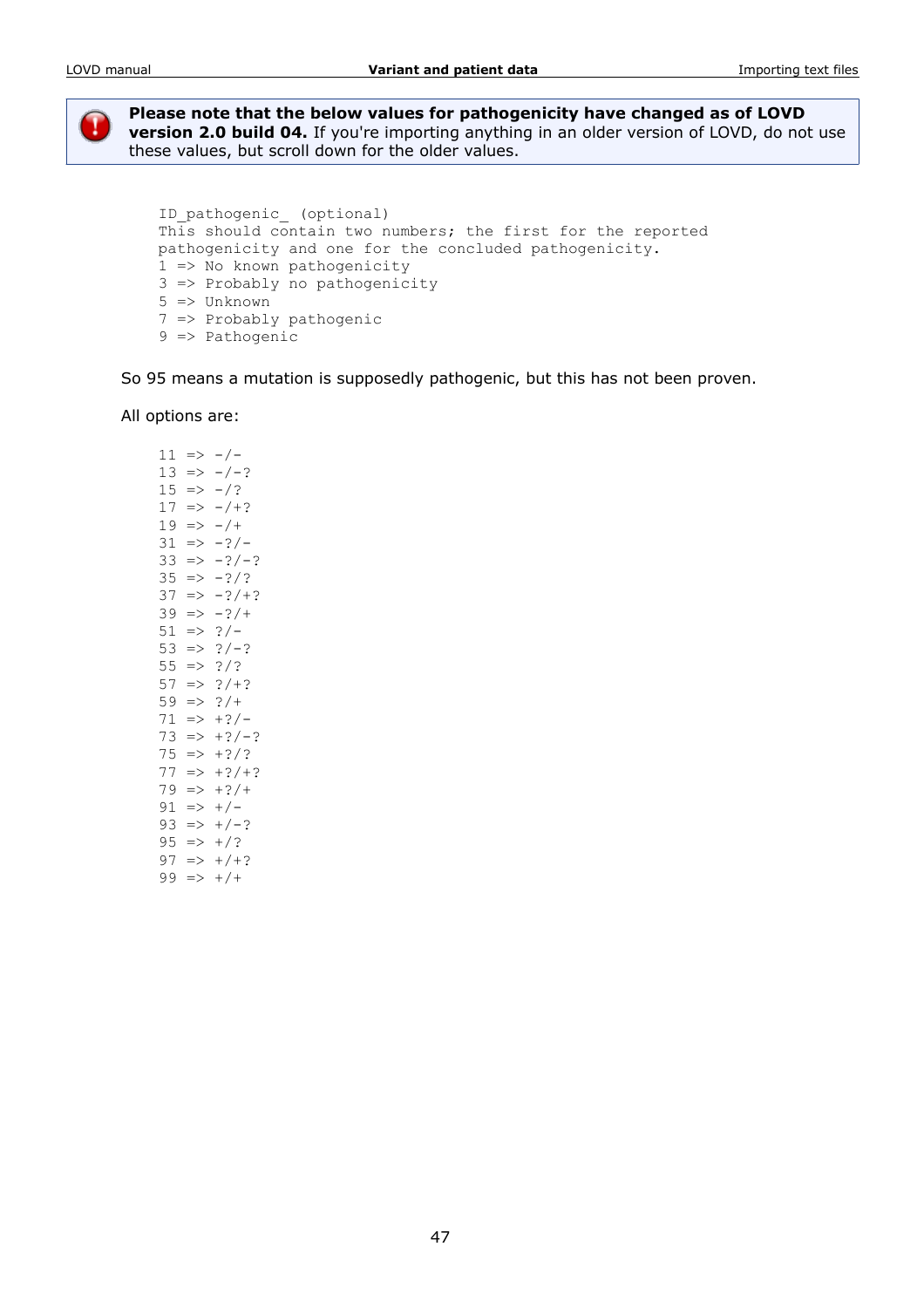> **Please note that the below values for pathogenicity have changed as of LOVD version 2.0 build 04.** If you're importing anything in an older version of LOVD, do not use these values, but scroll down for the older values.

```
ID_pathogenic_ (optional)
This should contain two numbers; the first for the reported
pathogenicity and one for the concluded pathogenicity.
1 => No known pathogenicity
3 => Probably no pathogenicity
5 => Unknown
7 => Probably pathogenic
9 => Pathogenic
```

So 95 means a mutation is supposedly pathogenic, but this has not been proven.

All options are:

```
11 => -/-
13 => -/-?
15 => -/?
17 => -/+?
19 => -/+
31 => -?/-
33 => -?/-?
35 => -?/?
37 => -?/+?
39 => -?/+
51 => ?/-
53 => ?/-?
55 => ?/?
57 => ?/+?
59 => ?/+
71 => +?/-
73 => +?/-?
75 => +?/?
77 => +?/+?
79 => +?/+
91 => +/-
93 => +/-?
95 => +/?
97 => +/+?
99 => +/+
```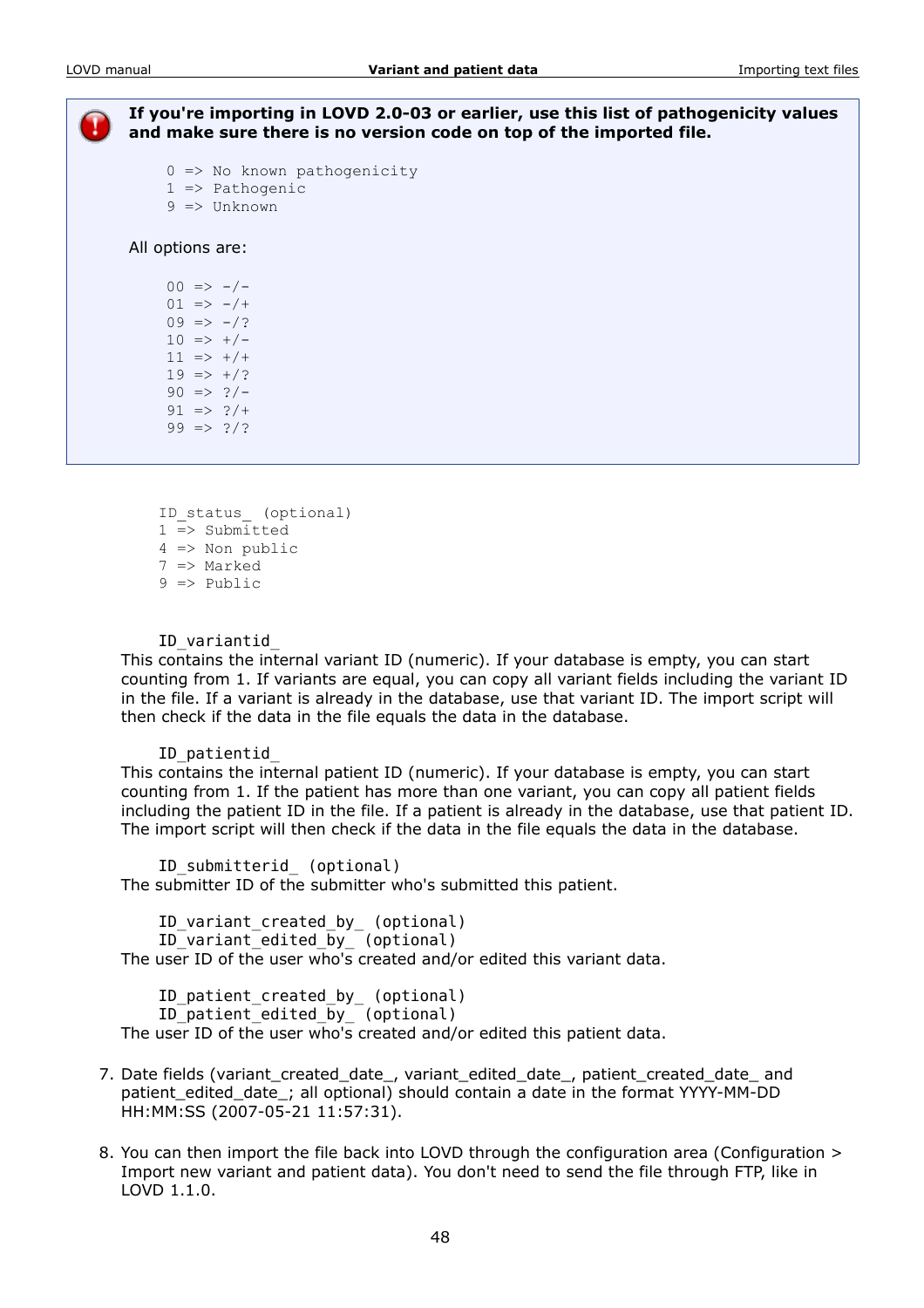**If you're importing in LOVD 2.0-03 or earlier, use this list of pathogenicity values and make sure there is no version code on top of the imported file.**

```
0 => No known pathogenicity
1 => Pathogenic
9 => Unknown
```

All options are:

```
00 => -/-
01 => -/+
09 => -/?
10 => +/-
11 => +/+
19 => +/?
90 => ?/-
91 => ?/+
99 => ?/?
```

```
ID_status_ (optional)
1 => Submitted
4 => Non public
7 => Marked
9 => Public
```

`ID_variantid_`

This contains the internal variant ID (numeric). If your database is empty, you can start counting from 1. If variants are equal, you can copy all variant fields including the variant ID in the file. If a variant is already in the database, use that variant ID. The import script will then check if the data in the file equals the data in the database.

`ID_patientid_`

This contains the internal patient ID (numeric). If your database is empty, you can start counting from 1. If the patient has more than one variant, you can copy all patient fields including the patient ID in the file. If a patient is already in the database, use that patient ID. The import script will then check if the data in the file equals the data in the database.

`ID_submitterid_ (optional)`

The submitter ID of the submitter who's submitted this patient.

`ID_variant_created_by_ (optional)`
`ID_variant_edited_by_ (optional)`

The user ID of the user who's created and/or edited this variant data.

`ID_patient_created_by_ (optional)`
`ID_patient_edited_by_ (optional)`

The user ID of the user who's created and/or edited this patient data.

7. Date fields (variant_created_date_, variant_edited_date_, patient_created_date_ and patient_edited_date_; all optional) should contain a date in the format YYYY-MM-DD HH:MM:SS (2007-05-21 11:57:31).

8. You can then import the file back into LOVD through the configuration area (Configuration > Import new variant and patient data). You don't need to send the file through FTP, like in LOVD 1.1.0.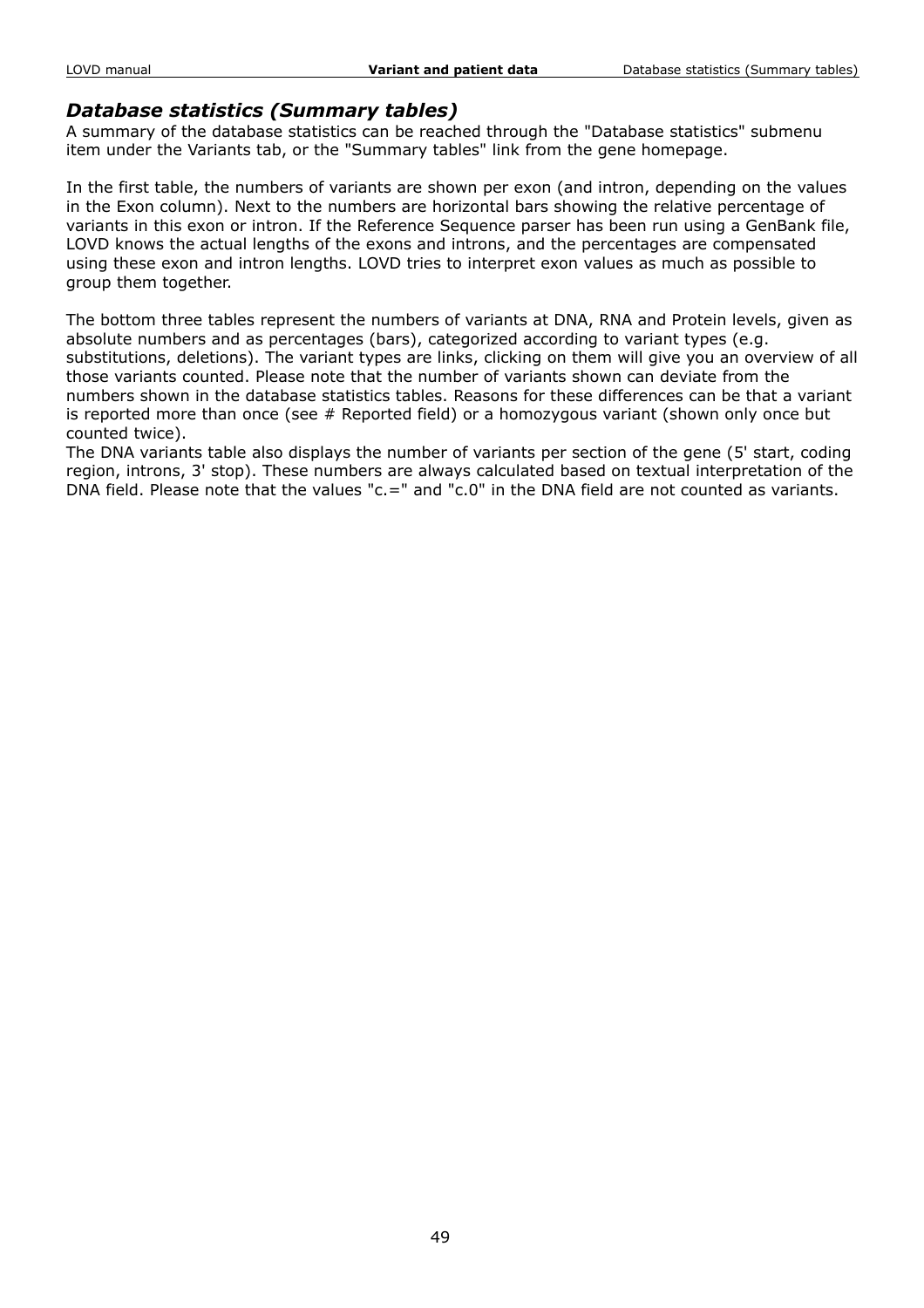## *Database statistics (Summary tables)*

A summary of the database statistics can be reached through the "Database statistics" submenu item under the Variants tab, or the "Summary tables" link from the gene homepage.

In the first table, the numbers of variants are shown per exon (and intron, depending on the values in the Exon column). Next to the numbers are horizontal bars showing the relative percentage of variants in this exon or intron. If the Reference Sequence parser has been run using a GenBank file, LOVD knows the actual lengths of the exons and introns, and the percentages are compensated using these exon and intron lengths. LOVD tries to interpret exon values as much as possible to group them together.

The bottom three tables represent the numbers of variants at DNA, RNA and Protein levels, given as absolute numbers and as percentages (bars), categorized according to variant types (e.g. substitutions, deletions). The variant types are links, clicking on them will give you an overview of all those variants counted. Please note that the number of variants shown can deviate from the numbers shown in the database statistics tables. Reasons for these differences can be that a variant is reported more than once (see # Reported field) or a homozygous variant (shown only once but counted twice).
The DNA variants table also displays the number of variants per section of the gene (5' start, coding region, introns, 3' stop). These numbers are always calculated based on textual interpretation of the DNA field. Please note that the values "c.=" and "c.0" in the DNA field are not counted as variants.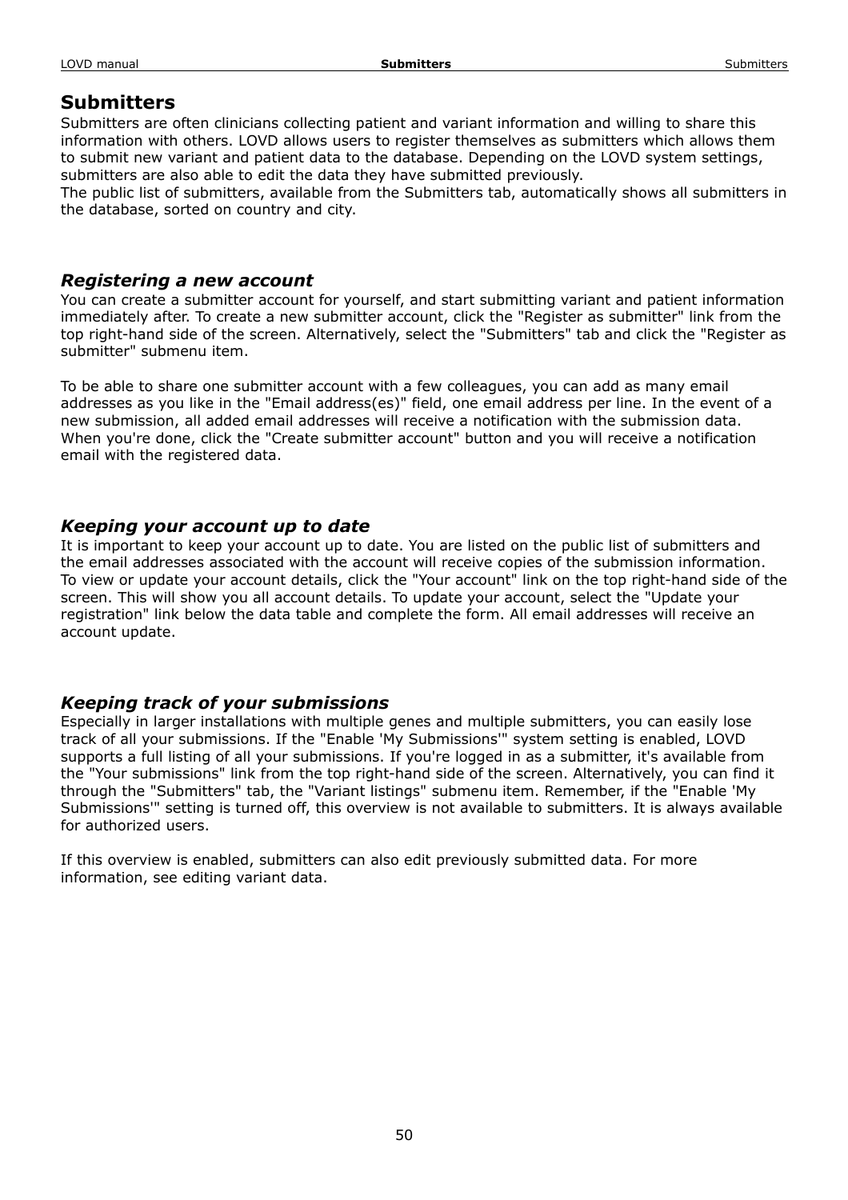# Submitters

Submitters are often clinicians collecting patient and variant information and willing to share this information with others. LOVD allows users to register themselves as submitters which allows them to submit new variant and patient data to the database. Depending on the LOVD system settings, submitters are also able to edit the data they have submitted previously.
The public list of submitters, available from the Submitters tab, automatically shows all submitters in the database, sorted on country and city.

## *Registering a new account*

You can create a submitter account for yourself, and start submitting variant and patient information immediately after. To create a new submitter account, click the "Register as submitter" link from the top right-hand side of the screen. Alternatively, select the "Submitters" tab and click the "Register as submitter" submenu item.

To be able to share one submitter account with a few colleagues, you can add as many email addresses as you like in the "Email address(es)" field, one email address per line. In the event of a new submission, all added email addresses will receive a notification with the submission data. When you're done, click the "Create submitter account" button and you will receive a notification email with the registered data.

## *Keeping your account up to date*

It is important to keep your account up to date. You are listed on the public list of submitters and the email addresses associated with the account will receive copies of the submission information. To view or update your account details, click the "Your account" link on the top right-hand side of the screen. This will show you all account details. To update your account, select the "Update your registration" link below the data table and complete the form. All email addresses will receive an account update.

## *Keeping track of your submissions*

Especially in larger installations with multiple genes and multiple submitters, you can easily lose track of all your submissions. If the "Enable 'My Submissions'" system setting is enabled, LOVD supports a full listing of all your submissions. If you're logged in as a submitter, it's available from the "Your submissions" link from the top right-hand side of the screen. Alternatively, you can find it through the "Submitters" tab, the "Variant listings" submenu item. Remember, if the "Enable 'My Submissions'" setting is turned off, this overview is not available to submitters. It is always available for authorized users.

If this overview is enabled, submitters can also edit previously submitted data. For more information, see editing variant data.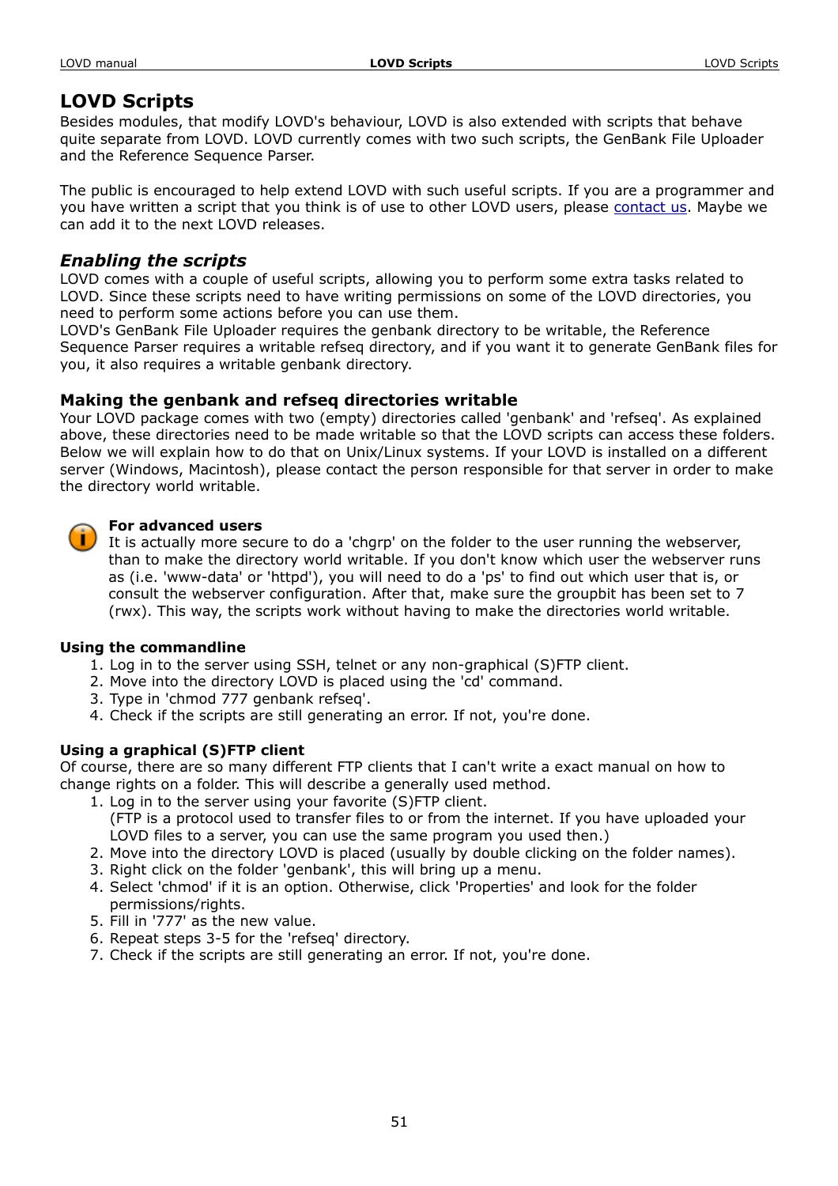# LOVD Scripts

Besides modules, that modify LOVD's behaviour, LOVD is also extended with scripts that behave quite separate from LOVD. LOVD currently comes with two such scripts, the GenBank File Uploader and the Reference Sequence Parser.

The public is encouraged to help extend LOVD with such useful scripts. If you are a programmer and you have written a script that you think is of use to other LOVD users, please contact us. Maybe we can add it to the next LOVD releases.

## *Enabling the scripts*

LOVD comes with a couple of useful scripts, allowing you to perform some extra tasks related to LOVD. Since these scripts need to have writing permissions on some of the LOVD directories, you need to perform some actions before you can use them.
LOVD's GenBank File Uploader requires the genbank directory to be writable, the Reference Sequence Parser requires a writable refseq directory, and if you want it to generate GenBank files for you, it also requires a writable genbank directory.

### Making the genbank and refseq directories writable

Your LOVD package comes with two (empty) directories called 'genbank' and 'refseq'. As explained above, these directories need to be made writable so that the LOVD scripts can access these folders. Below we will explain how to do that on Unix/Linux systems. If your LOVD is installed on a different server (Windows, Macintosh), please contact the person responsible for that server in order to make the directory world writable.

**For advanced users**
It is actually more secure to do a 'chgrp' on the folder to the user running the webserver, than to make the directory world writable. If you don't know which user the webserver runs as (i.e. 'www-data' or 'httpd'), you will need to do a 'ps' to find out which user that is, or consult the webserver configuration. After that, make sure the groupbit has been set to 7 (rwx). This way, the scripts work without having to make the directories world writable.

**Using the commandline**

1. Log in to the server using SSH, telnet or any non-graphical (S)FTP client.
2. Move into the directory LOVD is placed using the 'cd' command.
3. Type in 'chmod 777 genbank refseq'.
4. Check if the scripts are still generating an error. If not, you're done.

**Using a graphical (S)FTP client**

Of course, there are so many different FTP clients that I can't write a exact manual on how to change rights on a folder. This will describe a generally used method.

1. Log in to the server using your favorite (S)FTP client.
   (FTP is a protocol used to transfer files to or from the internet. If you have uploaded your LOVD files to a server, you can use the same program you used then.)
2. Move into the directory LOVD is placed (usually by double clicking on the folder names).
3. Right click on the folder 'genbank', this will bring up a menu.
4. Select 'chmod' if it is an option. Otherwise, click 'Properties' and look for the folder permissions/rights.
5. Fill in '777' as the new value.
6. Repeat steps 3-5 for the 'refseq' directory.
7. Check if the scripts are still generating an error. If not, you're done.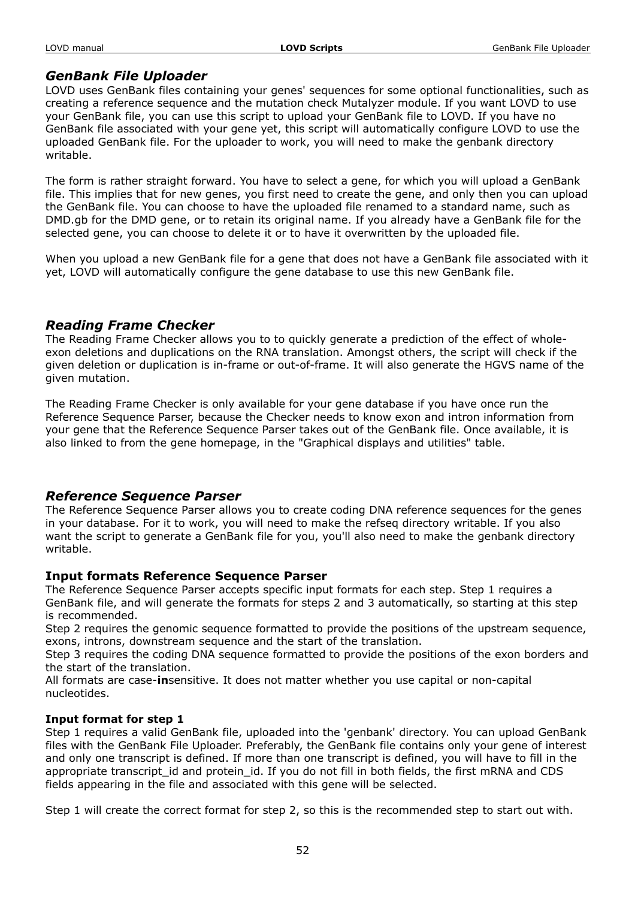### *GenBank File Uploader*

LOVD uses GenBank files containing your genes' sequences for some optional functionalities, such as creating a reference sequence and the mutation check Mutalyzer module. If you want LOVD to use your GenBank file, you can use this script to upload your GenBank file to LOVD. If you have no GenBank file associated with your gene yet, this script will automatically configure LOVD to use the uploaded GenBank file. For the uploader to work, you will need to make the genbank directory writable.

The form is rather straight forward. You have to select a gene, for which you will upload a GenBank file. This implies that for new genes, you first need to create the gene, and only then you can upload the GenBank file. You can choose to have the uploaded file renamed to a standard name, such as DMD.gb for the DMD gene, or to retain its original name. If you already have a GenBank file for the selected gene, you can choose to delete it or to have it overwritten by the uploaded file.

When you upload a new GenBank file for a gene that does not have a GenBank file associated with it yet, LOVD will automatically configure the gene database to use this new GenBank file.

### *Reading Frame Checker*

The Reading Frame Checker allows you to to quickly generate a prediction of the effect of whole-exon deletions and duplications on the RNA translation. Amongst others, the script will check if the given deletion or duplication is in-frame or out-of-frame. It will also generate the HGVS name of the given mutation.

The Reading Frame Checker is only available for your gene database if you have once run the Reference Sequence Parser, because the Checker needs to know exon and intron information from your gene that the Reference Sequence Parser takes out of the GenBank file. Once available, it is also linked to from the gene homepage, in the "Graphical displays and utilities" table.

### *Reference Sequence Parser*

The Reference Sequence Parser allows you to create coding DNA reference sequences for the genes in your database. For it to work, you will need to make the refseq directory writable. If you also want the script to generate a GenBank file for you, you'll also need to make the genbank directory writable.

#### Input formats Reference Sequence Parser

The Reference Sequence Parser accepts specific input formats for each step. Step 1 requires a GenBank file, and will generate the formats for steps 2 and 3 automatically, so starting at this step is recommended.
Step 2 requires the genomic sequence formatted to provide the positions of the upstream sequence, exons, introns, downstream sequence and the start of the translation.
Step 3 requires the coding DNA sequence formatted to provide the positions of the exon borders and the start of the translation.
All formats are case-**in**sensitive. It does not matter whether you use capital or non-capital nucleotides.

##### Input format for step 1

Step 1 requires a valid GenBank file, uploaded into the 'genbank' directory. You can upload GenBank files with the GenBank File Uploader. Preferably, the GenBank file contains only your gene of interest and only one transcript is defined. If more than one transcript is defined, you will have to fill in the appropriate transcript_id and protein_id. If you do not fill in both fields, the first mRNA and CDS fields appearing in the file and associated with this gene will be selected.

Step 1 will create the correct format for step 2, so this is the recommended step to start out with.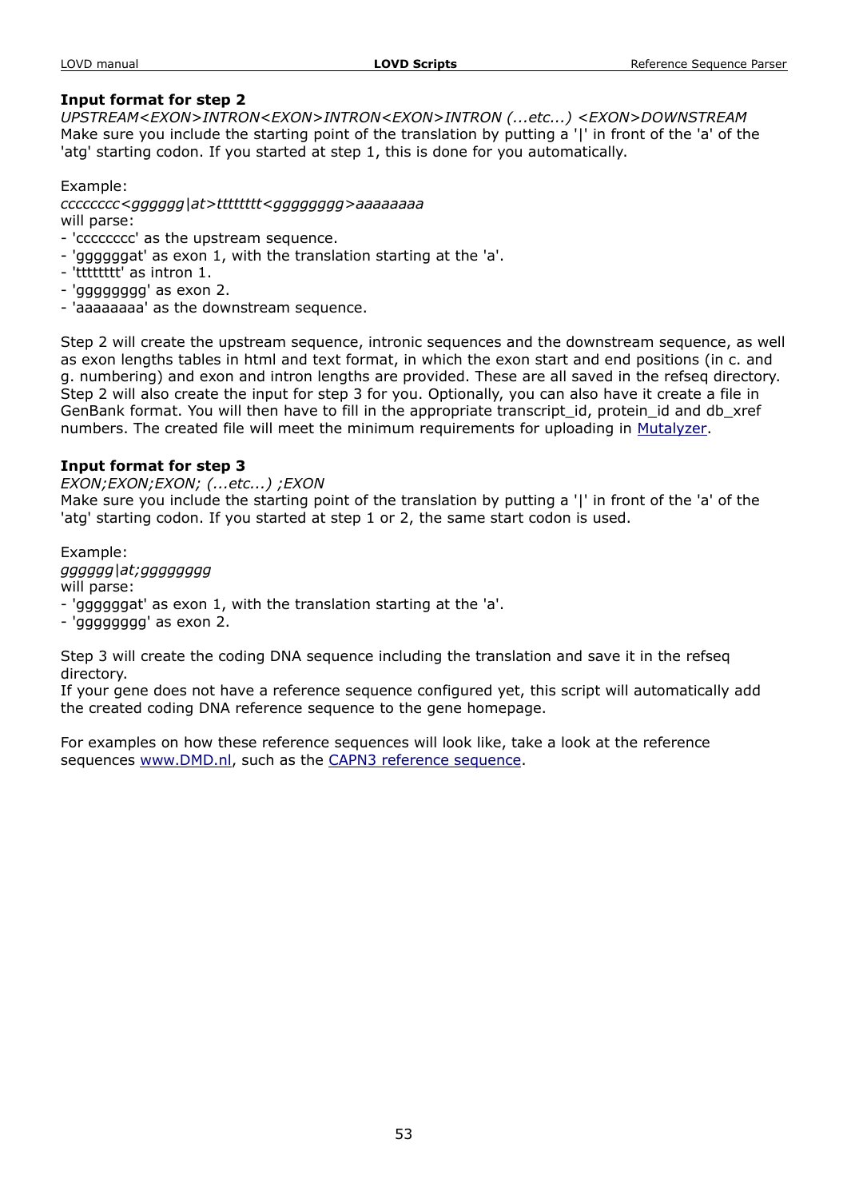**Input format for step 2**

*UPSTREAM<EXON>INTRON<EXON>INTRON<EXON>INTRON (...etc...) <EXON>DOWNSTREAM*

Make sure you include the starting point of the translation by putting a '|' in front of the 'a' of the 'atg' starting codon. If you started at step 1, this is done for you automatically.

Example:

*cccccccc<gggggg|at>tttttttt<gggggggg>aaaaaaaa*

will parse:

- 'cccccccc' as the upstream sequence.
- 'ggggggat' as exon 1, with the translation starting at the 'a'.
- 'tttttttt' as intron 1.
- 'gggggggg' as exon 2.
- 'aaaaaaaa' as the downstream sequence.

Step 2 will create the upstream sequence, intronic sequences and the downstream sequence, as well as exon lengths tables in html and text format, in which the exon start and end positions (in c. and g. numbering) and exon and intron lengths are provided. These are all saved in the refseq directory. Step 2 will also create the input for step 3 for you. Optionally, you can also have it create a file in GenBank format. You will then have to fill in the appropriate transcript_id, protein_id and db_xref numbers. The created file will meet the minimum requirements for uploading in Mutalyzer.

**Input format for step 3**

*EXON;EXON;EXON; (...etc...) ;EXON*

Make sure you include the starting point of the translation by putting a '|' in front of the 'a' of the 'atg' starting codon. If you started at step 1 or 2, the same start codon is used.

Example:

*gggggg|at;gggggggg*

will parse:

- 'ggggggat' as exon 1, with the translation starting at the 'a'.
- 'gggggggg' as exon 2.

Step 3 will create the coding DNA sequence including the translation and save it in the refseq directory.

If your gene does not have a reference sequence configured yet, this script will automatically add the created coding DNA reference sequence to the gene homepage.

For examples on how these reference sequences will look like, take a look at the reference sequences www.DMD.nl, such as the CAPN3 reference sequence.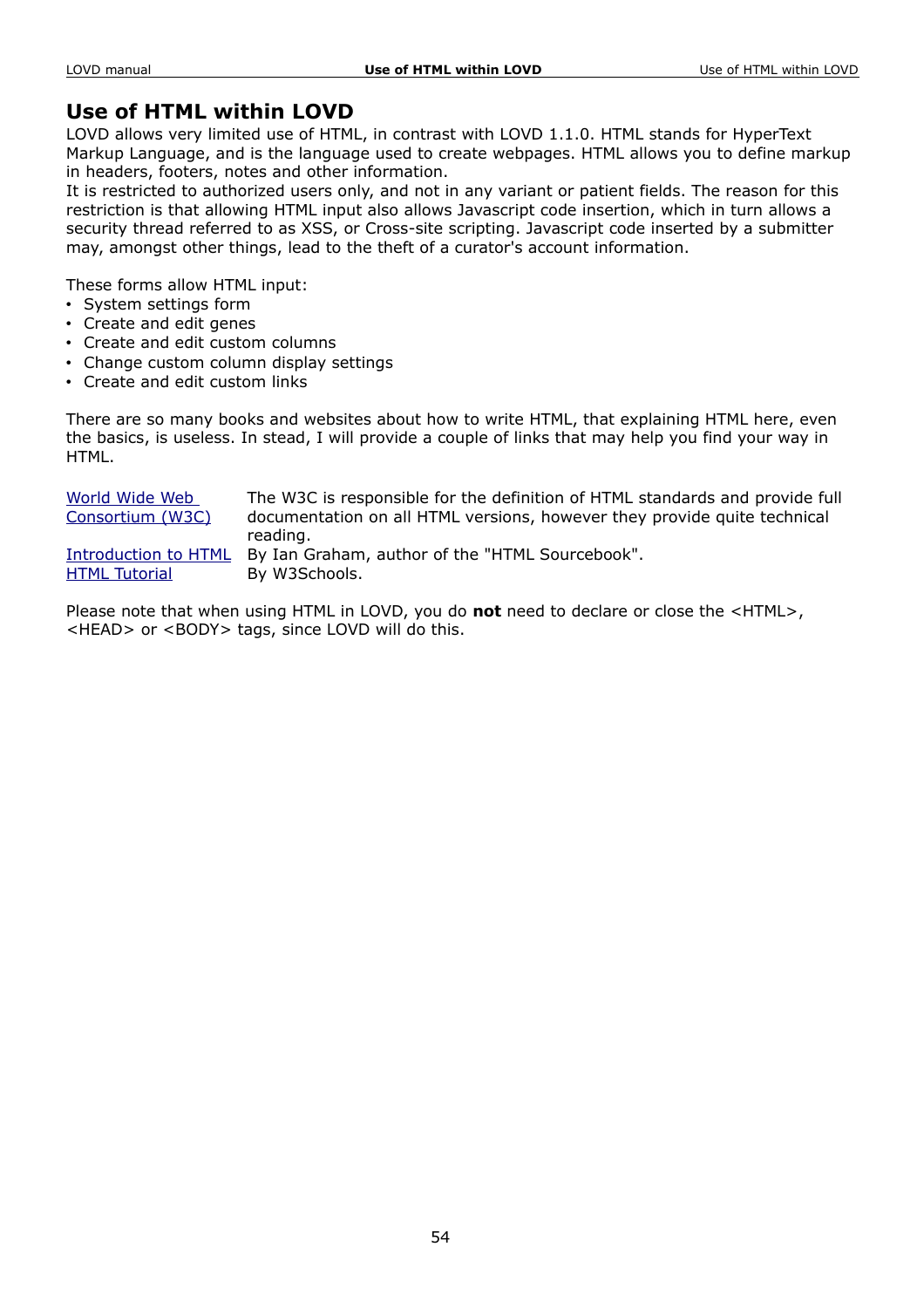# Use of HTML within LOVD

LOVD allows very limited use of HTML, in contrast with LOVD 1.1.0. HTML stands for HyperText Markup Language, and is the language used to create webpages. HTML allows you to define markup in headers, footers, notes and other information.
It is restricted to authorized users only, and not in any variant or patient fields. The reason for this restriction is that allowing HTML input also allows Javascript code insertion, which in turn allows a security thread referred to as XSS, or Cross-site scripting. Javascript code inserted by a submitter may, amongst other things, lead to the theft of a curator's account information.

These forms allow HTML input:

- System settings form
- Create and edit genes
- Create and edit custom columns
- Change custom column display settings
- Create and edit custom links

There are so many books and websites about how to write HTML, that explaining HTML here, even the basics, is useless. In stead, I will provide a couple of links that may help you find your way in HTML.

| | |
|---|---|
| World Wide Web Consortium (W3C) | The W3C is responsible for the definition of HTML standards and provide full documentation on all HTML versions, however they provide quite technical reading. |
| Introduction to HTML | By Ian Graham, author of the "HTML Sourcebook". |
| HTML Tutorial | By W3Schools. |

Please note that when using HTML in LOVD, you do **not** need to declare or close the <HTML>, <HEAD> or <BODY> tags, since LOVD will do this.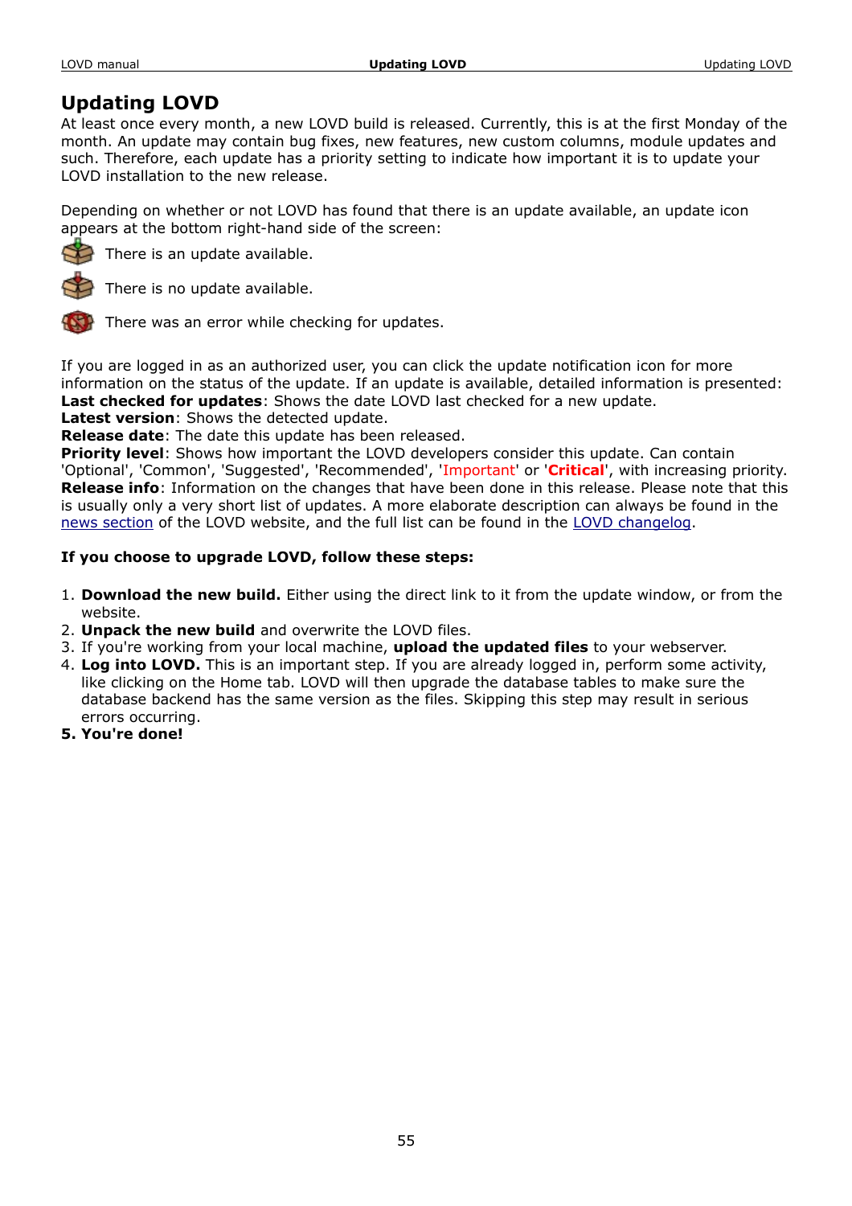# Updating LOVD

At least once every month, a new LOVD build is released. Currently, this is at the first Monday of the month. An update may contain bug fixes, new features, new custom columns, module updates and such. Therefore, each update has a priority setting to indicate how important it is to update your LOVD installation to the new release.

Depending on whether or not LOVD has found that there is an update available, an update icon appears at the bottom right-hand side of the screen:

There is an update available.

There is no update available.

There was an error while checking for updates.

If you are logged in as an authorized user, you can click the update notification icon for more information on the status of the update. If an update is available, detailed information is presented:
**Last checked for updates**: Shows the date LOVD last checked for a new update.
**Latest version**: Shows the detected update.
**Release date**: The date this update has been released.
**Priority level**: Shows how important the LOVD developers consider this update. Can contain 'Optional', 'Common', 'Suggested', 'Recommended', 'Important' or '**Critical**', with increasing priority.
**Release info**: Information on the changes that have been done in this release. Please note that this is usually only a very short list of updates. A more elaborate description can always be found in the news section of the LOVD website, and the full list can be found in the LOVD changelog.

**If you choose to upgrade LOVD, follow these steps:**

1. **Download the new build.** Either using the direct link to it from the update window, or from the website.
2. **Unpack the new build** and overwrite the LOVD files.
3. If you're working from your local machine, **upload the updated files** to your webserver.
4. **Log into LOVD.** This is an important step. If you are already logged in, perform some activity, like clicking on the Home tab. LOVD will then upgrade the database tables to make sure the database backend has the same version as the files. Skipping this step may result in serious errors occurring.
5. **You're done!**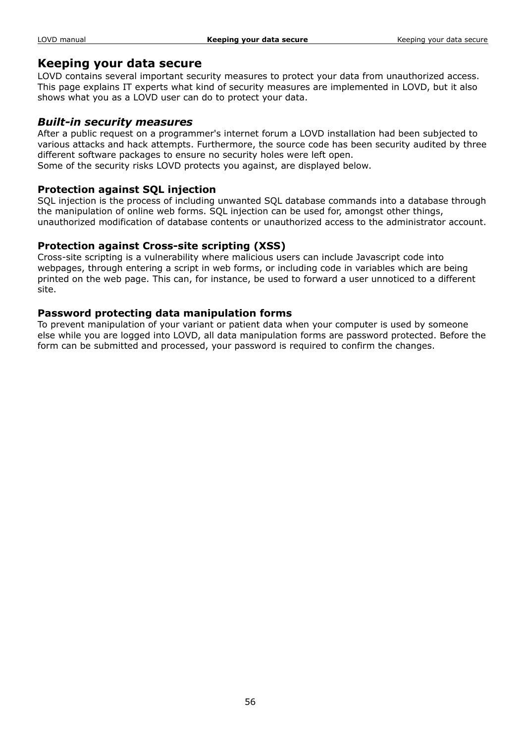# Keeping your data secure

LOVD contains several important security measures to protect your data from unauthorized access. This page explains IT experts what kind of security measures are implemented in LOVD, but it also shows what you as a LOVD user can do to protect your data.

## *Built-in security measures*

After a public request on a programmer's internet forum a LOVD installation had been subjected to various attacks and hack attempts. Furthermore, the source code has been security audited by three different software packages to ensure no security holes were left open.
Some of the security risks LOVD protects you against, are displayed below.

### Protection against SQL injection

SQL injection is the process of including unwanted SQL database commands into a database through the manipulation of online web forms. SQL injection can be used for, amongst other things, unauthorized modification of database contents or unauthorized access to the administrator account.

### Protection against Cross-site scripting (XSS)

Cross-site scripting is a vulnerability where malicious users can include Javascript code into webpages, through entering a script in web forms, or including code in variables which are being printed on the web page. This can, for instance, be used to forward a user unnoticed to a different site.

### Password protecting data manipulation forms

To prevent manipulation of your variant or patient data when your computer is used by someone else while you are logged into LOVD, all data manipulation forms are password protected. Before the form can be submitted and processed, your password is required to confirm the changes.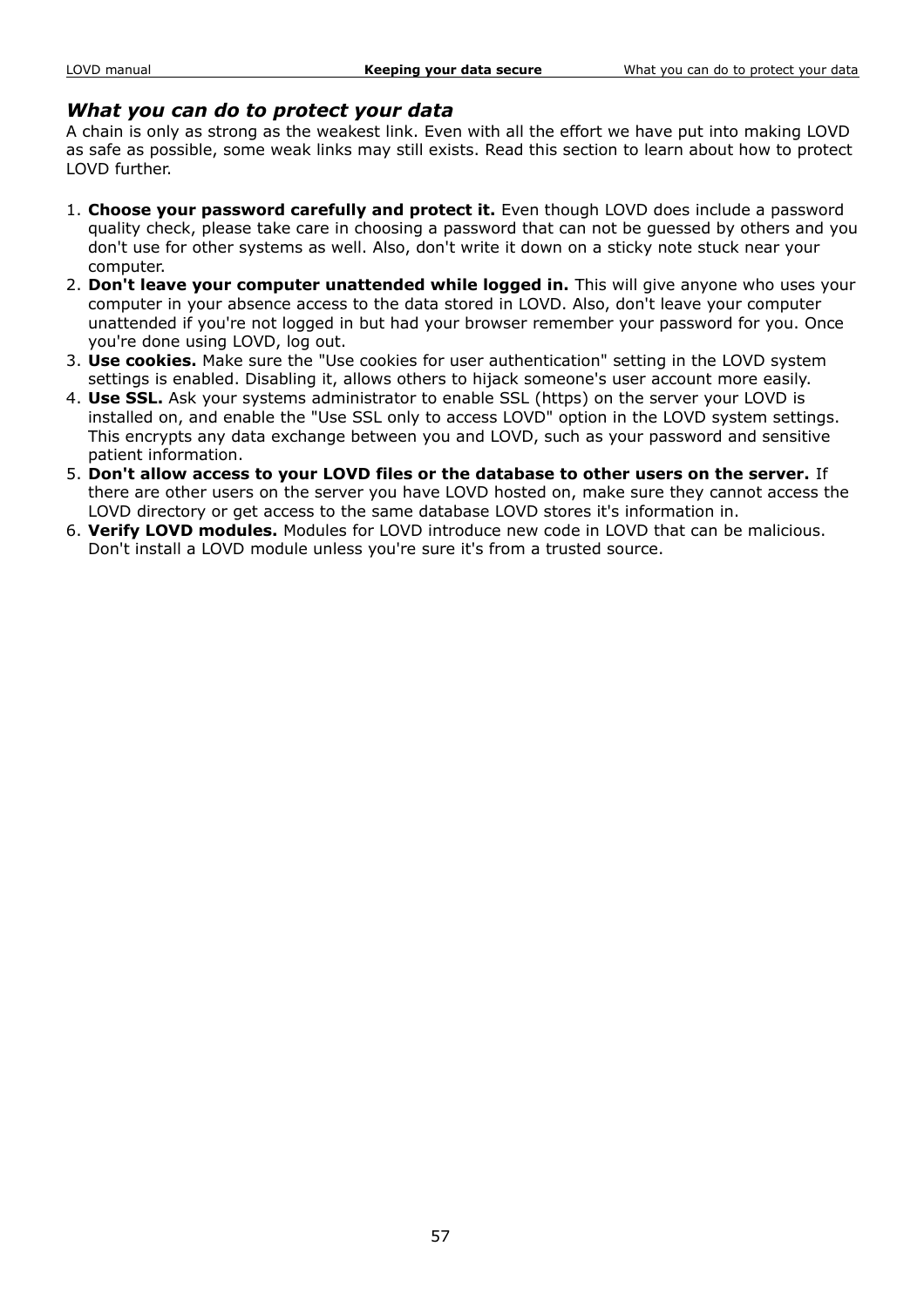### *What you can do to protect your data*

A chain is only as strong as the weakest link. Even with all the effort we have put into making LOVD as safe as possible, some weak links may still exists. Read this section to learn about how to protect LOVD further.

1. **Choose your password carefully and protect it.** Even though LOVD does include a password quality check, please take care in choosing a password that can not be guessed by others and you don't use for other systems as well. Also, don't write it down on a sticky note stuck near your computer.
2. **Don't leave your computer unattended while logged in.** This will give anyone who uses your computer in your absence access to the data stored in LOVD. Also, don't leave your computer unattended if you're not logged in but had your browser remember your password for you. Once you're done using LOVD, log out.
3. **Use cookies.** Make sure the "Use cookies for user authentication" setting in the LOVD system settings is enabled. Disabling it, allows others to hijack someone's user account more easily.
4. **Use SSL.** Ask your systems administrator to enable SSL (https) on the server your LOVD is installed on, and enable the "Use SSL only to access LOVD" option in the LOVD system settings. This encrypts any data exchange between you and LOVD, such as your password and sensitive patient information.
5. **Don't allow access to your LOVD files or the database to other users on the server.** If there are other users on the server you have LOVD hosted on, make sure they cannot access the LOVD directory or get access to the same database LOVD stores it's information in.
6. **Verify LOVD modules.** Modules for LOVD introduce new code in LOVD that can be malicious. Don't install a LOVD module unless you're sure it's from a trusted source.